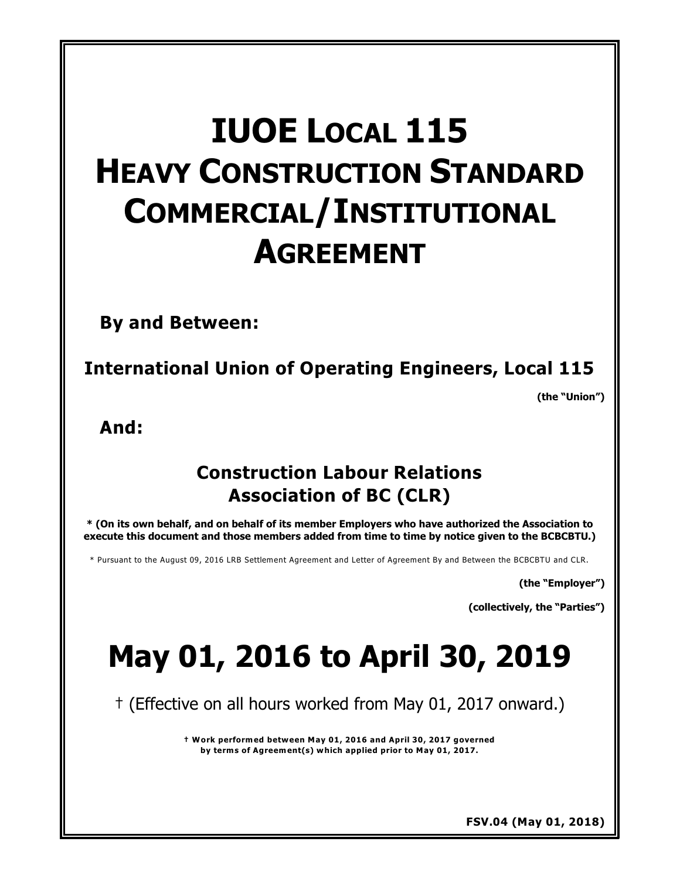# IUOE LOCAL 115 HEAVY CONSTRUCTION STANDARD COMMERCIAL/INSTITUTIONAL AGREEMENT

**By and Between:**

**International Union of Operating Engineers, Local 115**

**(the "Union")**

**And:**

**Construction Labour Relations Association of BC (CLR)**

*** (On its own behalf, and on behalf of its member Employers who have authorized the Association to execute this document and those members added from time to time by notice given to the BCBCBTU.)**

* Pursuant to the August 09, 2016 LRB Settlement Agreement and Letter of Agreement By and Between the BCBCBTU and CLR.

**(the "Employer")**

**(collectively, the "Parties")**

# May 01, 2016 to April 30, 2019

† (Effective on all hours worked from May 01, 2017 onward.)

**† Work performed between May 01, 2016 and April 30, 2017 governed by terms of Agreement(s) which applied prior to May 01, 2017.**

**FSV.04 (May 01, 2018)**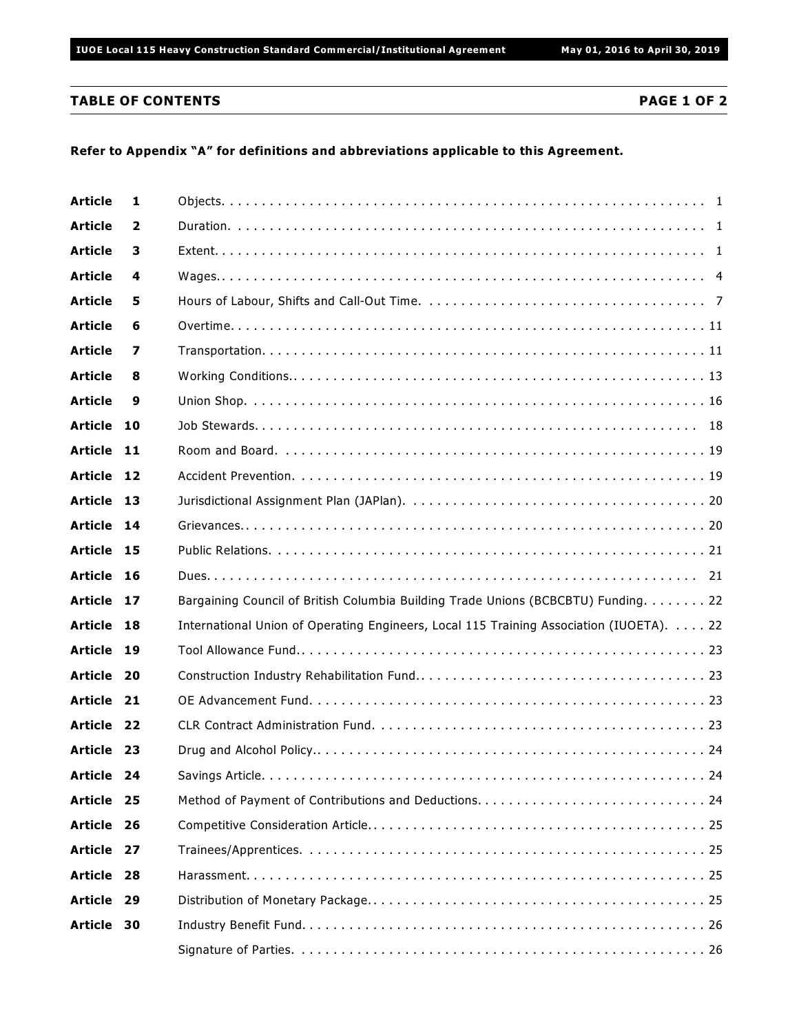## TABLE OF CONTENTS

**PAGE 1 OF 2**

**Refer to Appendix "A" for definitions and abbreviations applicable to this Agreement.**

| | | |
|---|---|---|
| **Article 1** | Objects | 1 |
| **Article 2** | Duration | 1 |
| **Article 3** | Extent | 1 |
| **Article 4** | Wages | 4 |
| **Article 5** | Hours of Labour, Shifts and Call-Out Time | 7 |
| **Article 6** | Overtime | 11 |
| **Article 7** | Transportation | 11 |
| **Article 8** | Working Conditions | 13 |
| **Article 9** | Union Shop | 16 |
| **Article 10** | Job Stewards | 18 |
| **Article 11** | Room and Board | 19 |
| **Article 12** | Accident Prevention | 19 |
| **Article 13** | Jurisdictional Assignment Plan (JAPlan) | 20 |
| **Article 14** | Grievances | 20 |
| **Article 15** | Public Relations | 21 |
| **Article 16** | Dues | 21 |
| **Article 17** | Bargaining Council of British Columbia Building Trade Unions (BCBCBTU) Funding | 22 |
| **Article 18** | International Union of Operating Engineers, Local 115 Training Association (IUOETA) | 22 |
| **Article 19** | Tool Allowance Fund | 23 |
| **Article 20** | Construction Industry Rehabilitation Fund | 23 |
| **Article 21** | OE Advancement Fund | 23 |
| **Article 22** | CLR Contract Administration Fund | 23 |
| **Article 23** | Drug and Alcohol Policy | 24 |
| **Article 24** | Savings Article | 24 |
| **Article 25** | Method of Payment of Contributions and Deductions | 24 |
| **Article 26** | Competitive Consideration Article | 25 |
| **Article 27** | Trainees/Apprentices | 25 |
| **Article 28** | Harassment | 25 |
| **Article 29** | Distribution of Monetary Package | 25 |
| **Article 30** | Industry Benefit Fund | 26 |
| | Signature of Parties | 26 |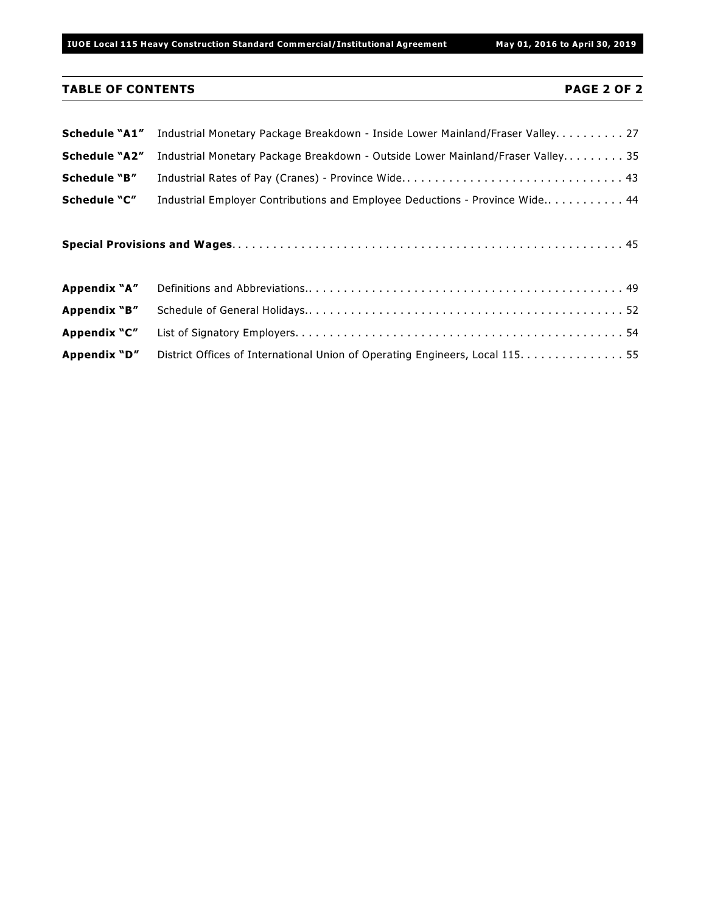## TABLE OF CONTENTS

| | | |
|---|---|---|
| **Schedule "A1"** | Industrial Monetary Package Breakdown - Inside Lower Mainland/Fraser Valley | 27 |
| **Schedule "A2"** | Industrial Monetary Package Breakdown - Outside Lower Mainland/Fraser Valley | 35 |
| **Schedule "B"** | Industrial Rates of Pay (Cranes) - Province Wide | 43 |
| **Schedule "C"** | Industrial Employer Contributions and Employee Deductions - Province Wide | 44 |

**Special Provisions and Wages** . . . . . . . . . . . . . . . . . . . . . . . . . . . . . . . . . . . . . . . . . . . . . . . . . . . . . 45

| | | |
|---|---|---|
| **Appendix "A"** | Definitions and Abbreviations | 49 |
| **Appendix "B"** | Schedule of General Holidays | 52 |
| **Appendix "C"** | List of Signatory Employers | 54 |
| **Appendix "D"** | District Offices of International Union of Operating Engineers, Local 115 | 55 |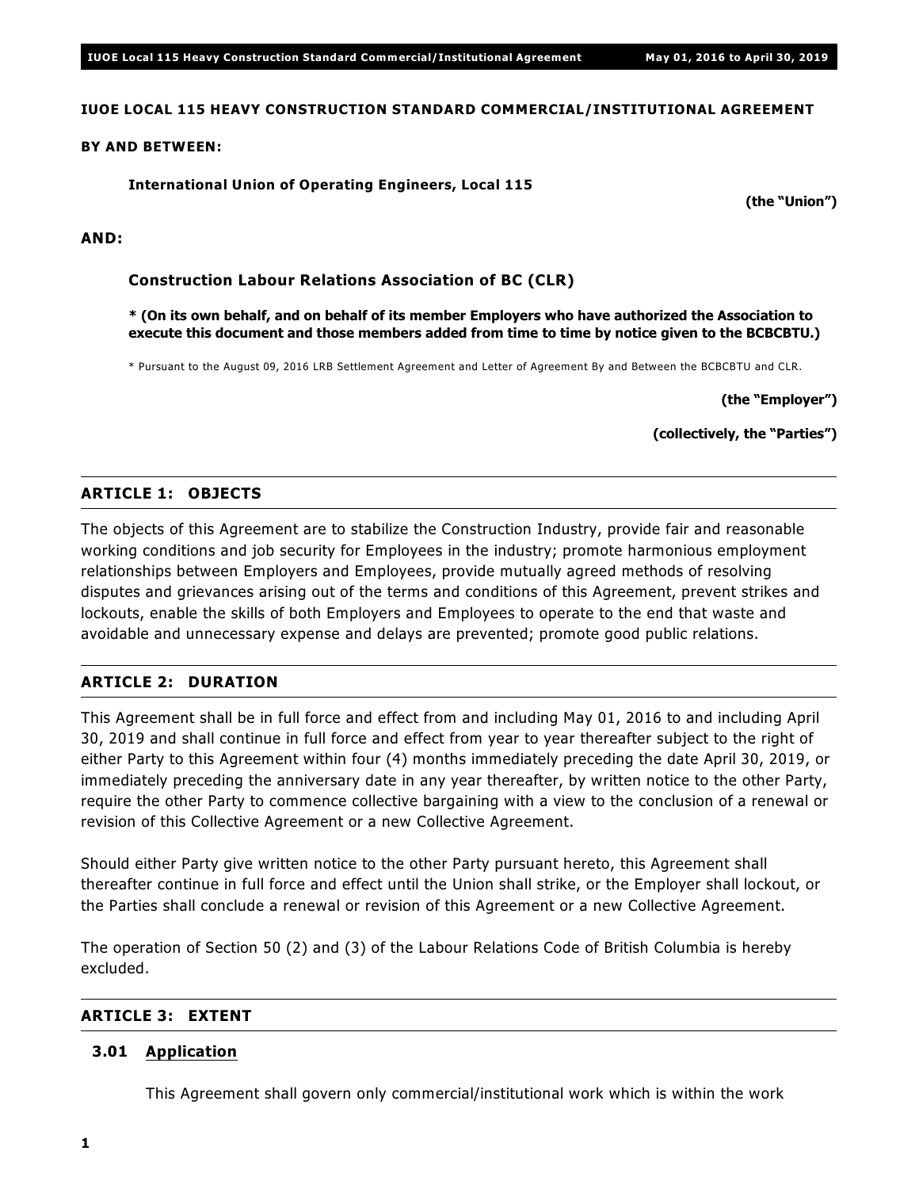**IUOE LOCAL 115 HEAVY CONSTRUCTION STANDARD COMMERCIAL/INSTITUTIONAL AGREEMENT**

**BY AND BETWEEN:**

**International Union of Operating Engineers, Local 115**

**(the "Union")**

**AND:**

**Construction Labour Relations Association of BC (CLR)**

*** (On its own behalf, and on behalf of its member Employers who have authorized the Association to execute this document and those members added from time to time by notice given to the BCBCBTU.)**

* Pursuant to the August 09, 2016 LRB Settlement Agreement and Letter of Agreement By and Between the BCBCBTU and CLR.

**(the "Employer")**

**(collectively, the "Parties")**

## ARTICLE 1: OBJECTS

The objects of this Agreement are to stabilize the Construction Industry, provide fair and reasonable working conditions and job security for Employees in the industry; promote harmonious employment relationships between Employers and Employees, provide mutually agreed methods of resolving disputes and grievances arising out of the terms and conditions of this Agreement, prevent strikes and lockouts, enable the skills of both Employers and Employees to operate to the end that waste and avoidable and unnecessary expense and delays are prevented; promote good public relations.

## ARTICLE 2: DURATION

This Agreement shall be in full force and effect from and including May 01, 2016 to and including April 30, 2019 and shall continue in full force and effect from year to year thereafter subject to the right of either Party to this Agreement within four (4) months immediately preceding the date April 30, 2019, or immediately preceding the anniversary date in any year thereafter, by written notice to the other Party, require the other Party to commence collective bargaining with a view to the conclusion of a renewal or revision of this Collective Agreement or a new Collective Agreement.

Should either Party give written notice to the other Party pursuant hereto, this Agreement shall thereafter continue in full force and effect until the Union shall strike, or the Employer shall lockout, or the Parties shall conclude a renewal or revision of this Agreement or a new Collective Agreement.

The operation of Section 50 (2) and (3) of the Labour Relations Code of British Columbia is hereby excluded.

## ARTICLE 3: EXTENT

### 3.01 Application

This Agreement shall govern only commercial/institutional work which is within the work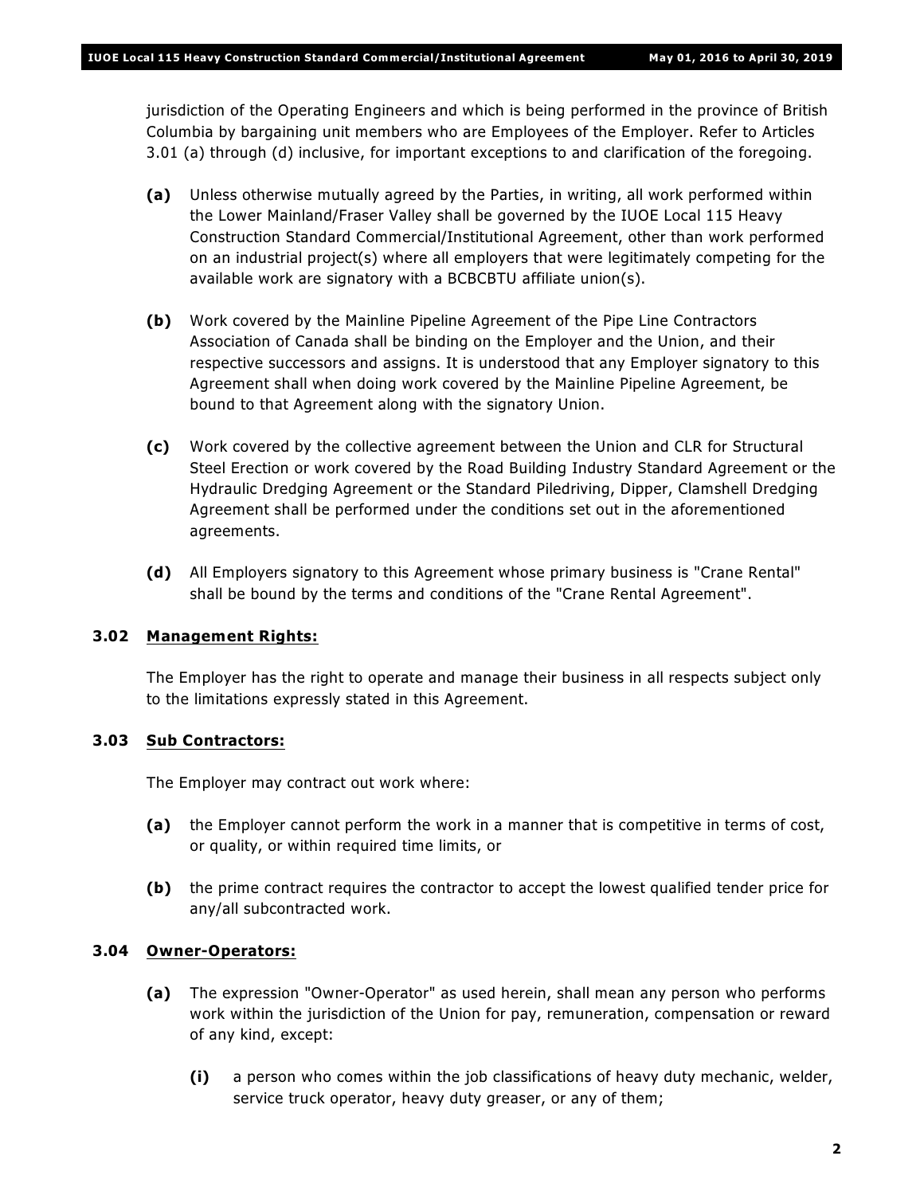jurisdiction of the Operating Engineers and which is being performed in the province of British Columbia by bargaining unit members who are Employees of the Employer. Refer to Articles 3.01 (a) through (d) inclusive, for important exceptions to and clarification of the foregoing.

**(a)** Unless otherwise mutually agreed by the Parties, in writing, all work performed within the Lower Mainland/Fraser Valley shall be governed by the IUOE Local 115 Heavy Construction Standard Commercial/Institutional Agreement, other than work performed on an industrial project(s) where all employers that were legitimately competing for the available work are signatory with a BCBCBTU affiliate union(s).

**(b)** Work covered by the Mainline Pipeline Agreement of the Pipe Line Contractors Association of Canada shall be binding on the Employer and the Union, and their respective successors and assigns. It is understood that any Employer signatory to this Agreement shall when doing work covered by the Mainline Pipeline Agreement, be bound to that Agreement along with the signatory Union.

**(c)** Work covered by the collective agreement between the Union and CLR for Structural Steel Erection or work covered by the Road Building Industry Standard Agreement or the Hydraulic Dredging Agreement or the Standard Piledriving, Dipper, Clamshell Dredging Agreement shall be performed under the conditions set out in the aforementioned agreements.

**(d)** All Employers signatory to this Agreement whose primary business is "Crane Rental" shall be bound by the terms and conditions of the "Crane Rental Agreement".

### 3.02 Management Rights:

The Employer has the right to operate and manage their business in all respects subject only to the limitations expressly stated in this Agreement.

### 3.03 Sub Contractors:

The Employer may contract out work where:

**(a)** the Employer cannot perform the work in a manner that is competitive in terms of cost, or quality, or within required time limits, or

**(b)** the prime contract requires the contractor to accept the lowest qualified tender price for any/all subcontracted work.

### 3.04 Owner-Operators:

**(a)** The expression "Owner-Operator" as used herein, shall mean any person who performs work within the jurisdiction of the Union for pay, remuneration, compensation or reward of any kind, except:

**(i)** a person who comes within the job classifications of heavy duty mechanic, welder, service truck operator, heavy duty greaser, or any of them;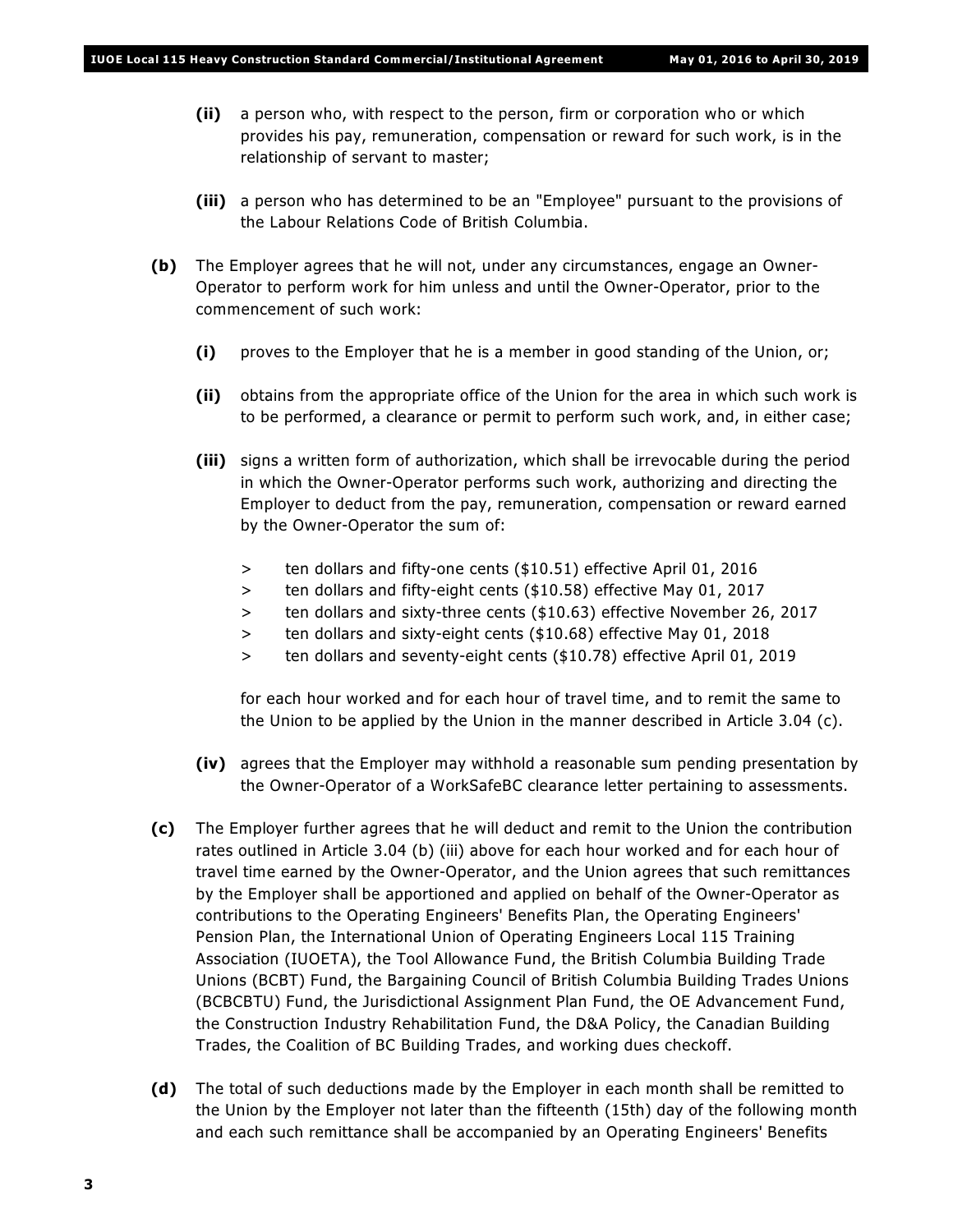**(ii)** a person who, with respect to the person, firm or corporation who or which provides his pay, remuneration, compensation or reward for such work, is in the relationship of servant to master;

**(iii)** a person who has determined to be an "Employee" pursuant to the provisions of the Labour Relations Code of British Columbia.

**(b)** The Employer agrees that he will not, under any circumstances, engage an Owner-Operator to perform work for him unless and until the Owner-Operator, prior to the commencement of such work:

**(i)** proves to the Employer that he is a member in good standing of the Union, or;

**(ii)** obtains from the appropriate office of the Union for the area in which such work is to be performed, a clearance or permit to perform such work, and, in either case;

**(iii)** signs a written form of authorization, which shall be irrevocable during the period in which the Owner-Operator performs such work, authorizing and directing the Employer to deduct from the pay, remuneration, compensation or reward earned by the Owner-Operator the sum of:

> ten dollars and fifty-one cents ($10.51) effective April 01, 2016
> ten dollars and fifty-eight cents ($10.58) effective May 01, 2017
> ten dollars and sixty-three cents ($10.63) effective November 26, 2017
> ten dollars and sixty-eight cents ($10.68) effective May 01, 2018
> ten dollars and seventy-eight cents ($10.78) effective April 01, 2019

for each hour worked and for each hour of travel time, and to remit the same to the Union to be applied by the Union in the manner described in Article 3.04 (c).

**(iv)** agrees that the Employer may withhold a reasonable sum pending presentation by the Owner-Operator of a WorkSafeBC clearance letter pertaining to assessments.

**(c)** The Employer further agrees that he will deduct and remit to the Union the contribution rates outlined in Article 3.04 (b) (iii) above for each hour worked and for each hour of travel time earned by the Owner-Operator, and the Union agrees that such remittances by the Employer shall be apportioned and applied on behalf of the Owner-Operator as contributions to the Operating Engineers' Benefits Plan, the Operating Engineers' Pension Plan, the International Union of Operating Engineers Local 115 Training Association (IUOETA), the Tool Allowance Fund, the British Columbia Building Trade Unions (BCBT) Fund, the Bargaining Council of British Columbia Building Trades Unions (BCBCBTU) Fund, the Jurisdictional Assignment Plan Fund, the OE Advancement Fund, the Construction Industry Rehabilitation Fund, the D&A Policy, the Canadian Building Trades, the Coalition of BC Building Trades, and working dues checkoff.

**(d)** The total of such deductions made by the Employer in each month shall be remitted to the Union by the Employer not later than the fifteenth (15th) day of the following month and each such remittance shall be accompanied by an Operating Engineers' Benefits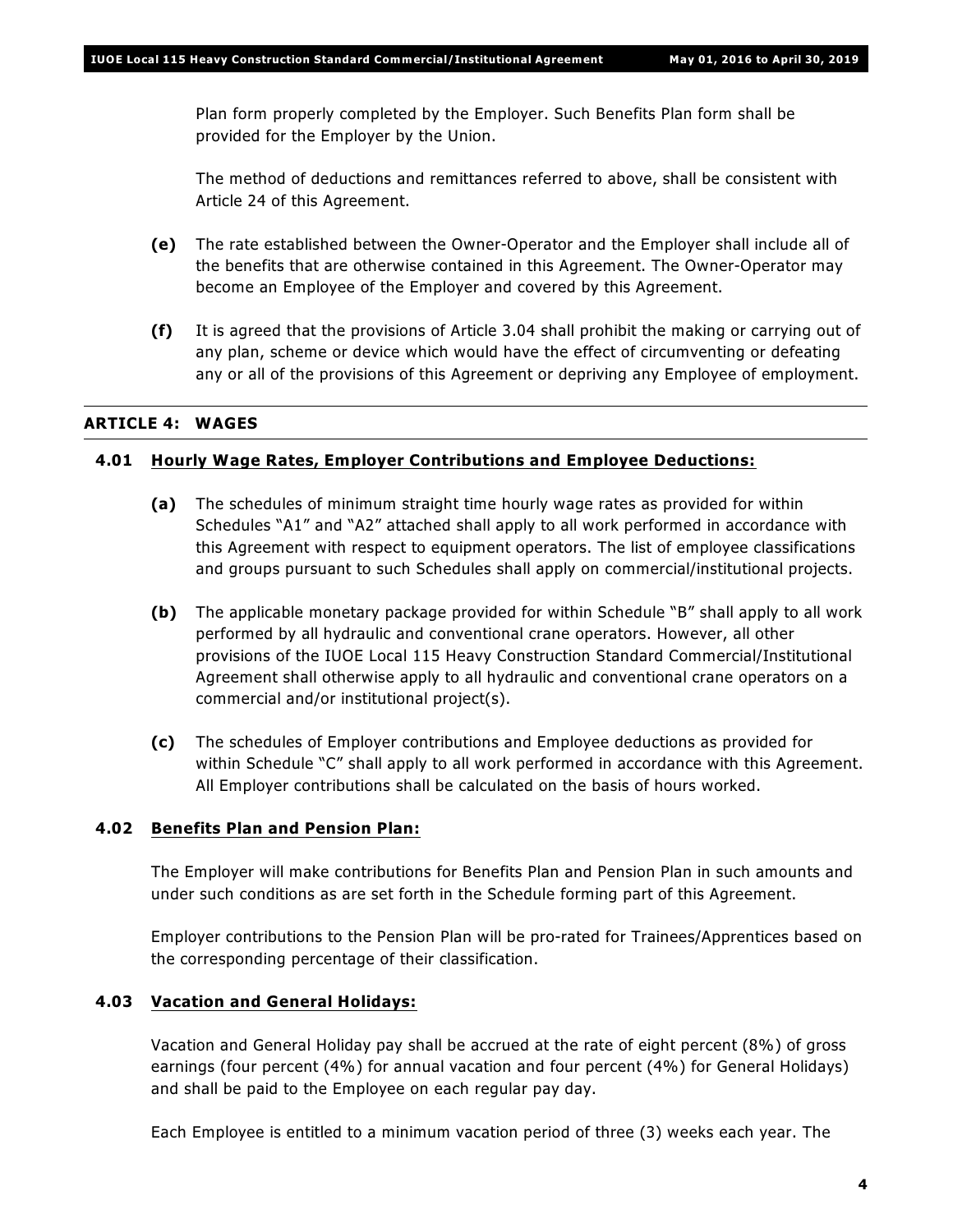Plan form properly completed by the Employer. Such Benefits Plan form shall be provided for the Employer by the Union.

The method of deductions and remittances referred to above, shall be consistent with Article 24 of this Agreement.

**(e)** The rate established between the Owner-Operator and the Employer shall include all of the benefits that are otherwise contained in this Agreement. The Owner-Operator may become an Employee of the Employer and covered by this Agreement.

**(f)** It is agreed that the provisions of Article 3.04 shall prohibit the making or carrying out of any plan, scheme or device which would have the effect of circumventing or defeating any or all of the provisions of this Agreement or depriving any Employee of employment.

## ARTICLE 4: WAGES

### 4.01 Hourly Wage Rates, Employer Contributions and Employee Deductions:

**(a)** The schedules of minimum straight time hourly wage rates as provided for within Schedules "A1" and "A2" attached shall apply to all work performed in accordance with this Agreement with respect to equipment operators. The list of employee classifications and groups pursuant to such Schedules shall apply on commercial/institutional projects.

**(b)** The applicable monetary package provided for within Schedule "B" shall apply to all work performed by all hydraulic and conventional crane operators. However, all other provisions of the IUOE Local 115 Heavy Construction Standard Commercial/Institutional Agreement shall otherwise apply to all hydraulic and conventional crane operators on a commercial and/or institutional project(s).

**(c)** The schedules of Employer contributions and Employee deductions as provided for within Schedule "C" shall apply to all work performed in accordance with this Agreement. All Employer contributions shall be calculated on the basis of hours worked.

### 4.02 Benefits Plan and Pension Plan:

The Employer will make contributions for Benefits Plan and Pension Plan in such amounts and under such conditions as are set forth in the Schedule forming part of this Agreement.

Employer contributions to the Pension Plan will be pro-rated for Trainees/Apprentices based on the corresponding percentage of their classification.

### 4.03 Vacation and General Holidays:

Vacation and General Holiday pay shall be accrued at the rate of eight percent (8%) of gross earnings (four percent (4%) for annual vacation and four percent (4%) for General Holidays) and shall be paid to the Employee on each regular pay day.

Each Employee is entitled to a minimum vacation period of three (3) weeks each year. The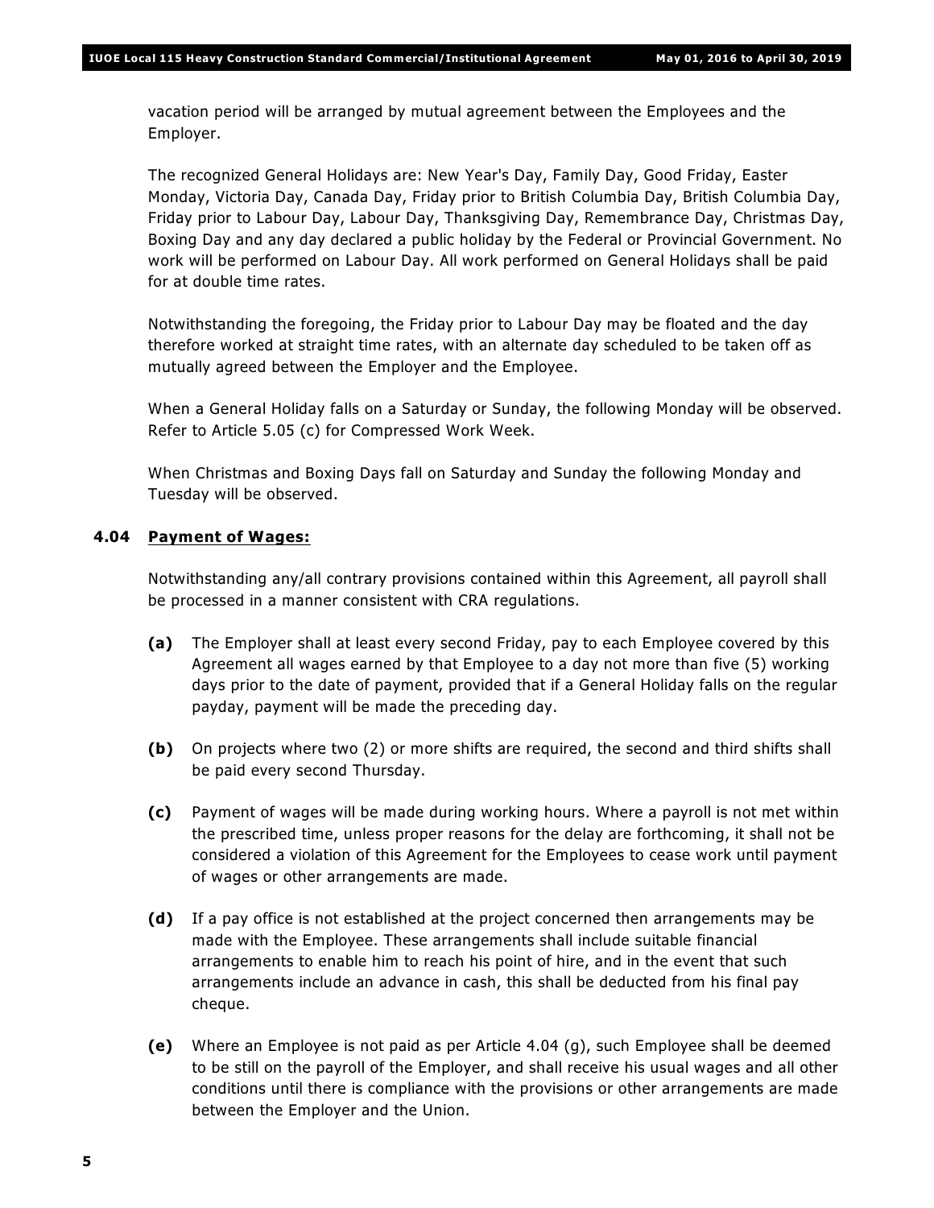vacation period will be arranged by mutual agreement between the Employees and the Employer.

The recognized General Holidays are: New Year's Day, Family Day, Good Friday, Easter Monday, Victoria Day, Canada Day, Friday prior to British Columbia Day, British Columbia Day, Friday prior to Labour Day, Labour Day, Thanksgiving Day, Remembrance Day, Christmas Day, Boxing Day and any day declared a public holiday by the Federal or Provincial Government. No work will be performed on Labour Day. All work performed on General Holidays shall be paid for at double time rates.

Notwithstanding the foregoing, the Friday prior to Labour Day may be floated and the day therefore worked at straight time rates, with an alternate day scheduled to be taken off as mutually agreed between the Employer and the Employee.

When a General Holiday falls on a Saturday or Sunday, the following Monday will be observed. Refer to Article 5.05 (c) for Compressed Work Week.

When Christmas and Boxing Days fall on Saturday and Sunday the following Monday and Tuesday will be observed.

**4.04 Payment of Wages:**

Notwithstanding any/all contrary provisions contained within this Agreement, all payroll shall be processed in a manner consistent with CRA regulations.

**(a)** The Employer shall at least every second Friday, pay to each Employee covered by this Agreement all wages earned by that Employee to a day not more than five (5) working days prior to the date of payment, provided that if a General Holiday falls on the regular payday, payment will be made the preceding day.

**(b)** On projects where two (2) or more shifts are required, the second and third shifts shall be paid every second Thursday.

**(c)** Payment of wages will be made during working hours. Where a payroll is not met within the prescribed time, unless proper reasons for the delay are forthcoming, it shall not be considered a violation of this Agreement for the Employees to cease work until payment of wages or other arrangements are made.

**(d)** If a pay office is not established at the project concerned then arrangements may be made with the Employee. These arrangements shall include suitable financial arrangements to enable him to reach his point of hire, and in the event that such arrangements include an advance in cash, this shall be deducted from his final pay cheque.

**(e)** Where an Employee is not paid as per Article 4.04 (g), such Employee shall be deemed to be still on the payroll of the Employer, and shall receive his usual wages and all other conditions until there is compliance with the provisions or other arrangements are made between the Employer and the Union.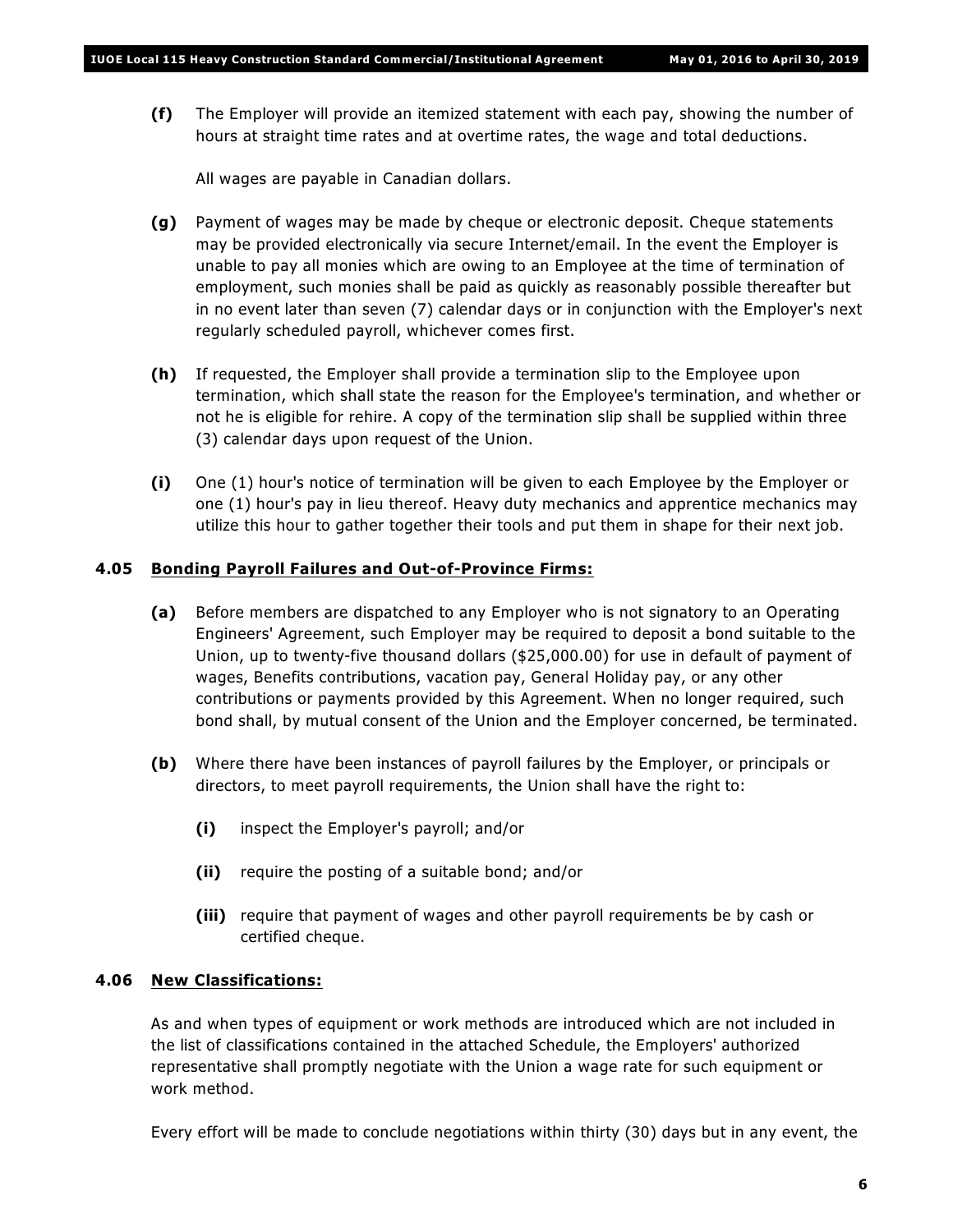**(f)** The Employer will provide an itemized statement with each pay, showing the number of hours at straight time rates and at overtime rates, the wage and total deductions.

All wages are payable in Canadian dollars.

**(g)** Payment of wages may be made by cheque or electronic deposit. Cheque statements may be provided electronically via secure Internet/email. In the event the Employer is unable to pay all monies which are owing to an Employee at the time of termination of employment, such monies shall be paid as quickly as reasonably possible thereafter but in no event later than seven (7) calendar days or in conjunction with the Employer's next regularly scheduled payroll, whichever comes first.

**(h)** If requested, the Employer shall provide a termination slip to the Employee upon termination, which shall state the reason for the Employee's termination, and whether or not he is eligible for rehire. A copy of the termination slip shall be supplied within three (3) calendar days upon request of the Union.

**(i)** One (1) hour's notice of termination will be given to each Employee by the Employer or one (1) hour's pay in lieu thereof. Heavy duty mechanics and apprentice mechanics may utilize this hour to gather together their tools and put them in shape for their next job.

### 4.05 Bonding Payroll Failures and Out-of-Province Firms:

**(a)** Before members are dispatched to any Employer who is not signatory to an Operating Engineers' Agreement, such Employer may be required to deposit a bond suitable to the Union, up to twenty-five thousand dollars ($25,000.00) for use in default of payment of wages, Benefits contributions, vacation pay, General Holiday pay, or any other contributions or payments provided by this Agreement. When no longer required, such bond shall, by mutual consent of the Union and the Employer concerned, be terminated.

**(b)** Where there have been instances of payroll failures by the Employer, or principals or directors, to meet payroll requirements, the Union shall have the right to:

- **(i)** inspect the Employer's payroll; and/or
- **(ii)** require the posting of a suitable bond; and/or
- **(iii)** require that payment of wages and other payroll requirements be by cash or certified cheque.

### 4.06 New Classifications:

As and when types of equipment or work methods are introduced which are not included in the list of classifications contained in the attached Schedule, the Employers' authorized representative shall promptly negotiate with the Union a wage rate for such equipment or work method.

Every effort will be made to conclude negotiations within thirty (30) days but in any event, the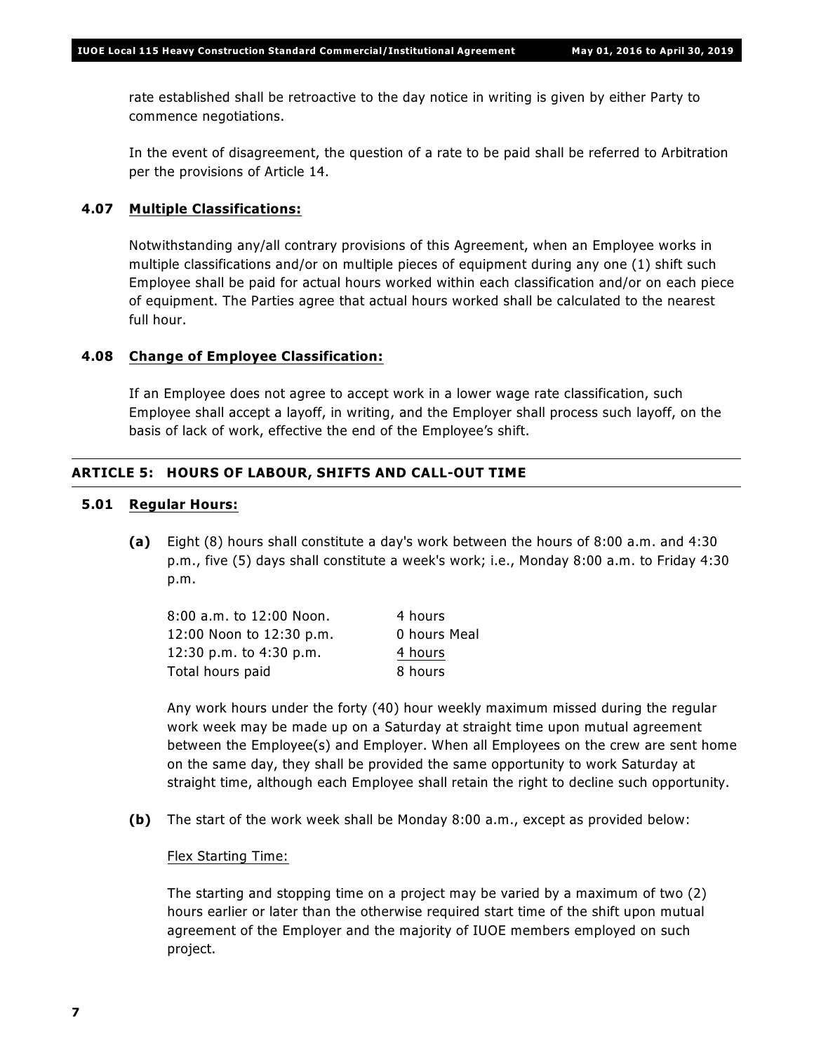rate established shall be retroactive to the day notice in writing is given by either Party to commence negotiations.

In the event of disagreement, the question of a rate to be paid shall be referred to Arbitration per the provisions of Article 14.

### 4.07 Multiple Classifications:

Notwithstanding any/all contrary provisions of this Agreement, when an Employee works in multiple classifications and/or on multiple pieces of equipment during any one (1) shift such Employee shall be paid for actual hours worked within each classification and/or on each piece of equipment. The Parties agree that actual hours worked shall be calculated to the nearest full hour.

### 4.08 Change of Employee Classification:

If an Employee does not agree to accept work in a lower wage rate classification, such Employee shall accept a layoff, in writing, and the Employer shall process such layoff, on the basis of lack of work, effective the end of the Employee's shift.

## ARTICLE 5: HOURS OF LABOUR, SHIFTS AND CALL-OUT TIME

### 5.01 Regular Hours:

**(a)** Eight (8) hours shall constitute a day's work between the hours of 8:00 a.m. and 4:30 p.m., five (5) days shall constitute a week's work; i.e., Monday 8:00 a.m. to Friday 4:30 p.m.

| | |
|---|---|
| 8:00 a.m. to 12:00 Noon. | 4 hours |
| 12:00 Noon to 12:30 p.m. | 0 hours Meal |
| 12:30 p.m. to 4:30 p.m. | 4 hours |
| Total hours paid | 8 hours |

Any work hours under the forty (40) hour weekly maximum missed during the regular work week may be made up on a Saturday at straight time upon mutual agreement between the Employee(s) and Employer. When all Employees on the crew are sent home on the same day, they shall be provided the same opportunity to work Saturday at straight time, although each Employee shall retain the right to decline such opportunity.

**(b)** The start of the work week shall be Monday 8:00 a.m., except as provided below:

Flex Starting Time:

The starting and stopping time on a project may be varied by a maximum of two (2) hours earlier or later than the otherwise required start time of the shift upon mutual agreement of the Employer and the majority of IUOE members employed on such project.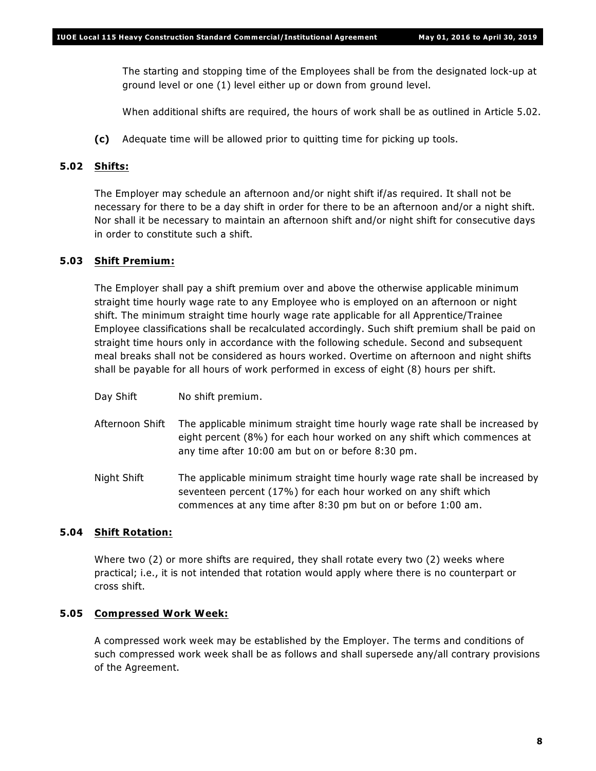The starting and stopping time of the Employees shall be from the designated lock-up at ground level or one (1) level either up or down from ground level.

When additional shifts are required, the hours of work shall be as outlined in Article 5.02.

**(c)** Adequate time will be allowed prior to quitting time for picking up tools.

### 5.02 Shifts:

The Employer may schedule an afternoon and/or night shift if/as required. It shall not be necessary for there to be a day shift in order for there to be an afternoon and/or a night shift. Nor shall it be necessary to maintain an afternoon shift and/or night shift for consecutive days in order to constitute such a shift.

### 5.03 Shift Premium:

The Employer shall pay a shift premium over and above the otherwise applicable minimum straight time hourly wage rate to any Employee who is employed on an afternoon or night shift. The minimum straight time hourly wage rate applicable for all Apprentice/Trainee Employee classifications shall be recalculated accordingly. Such shift premium shall be paid on straight time hours only in accordance with the following schedule. Second and subsequent meal breaks shall not be considered as hours worked. Overtime on afternoon and night shifts shall be payable for all hours of work performed in excess of eight (8) hours per shift.

| | |
|---|---|
| Day Shift | No shift premium. |
| Afternoon Shift | The applicable minimum straight time hourly wage rate shall be increased by eight percent (8%) for each hour worked on any shift which commences at any time after 10:00 am but on or before 8:30 pm. |
| Night Shift | The applicable minimum straight time hourly wage rate shall be increased by seventeen percent (17%) for each hour worked on any shift which commences at any time after 8:30 pm but on or before 1:00 am. |

### 5.04 Shift Rotation:

Where two (2) or more shifts are required, they shall rotate every two (2) weeks where practical; i.e., it is not intended that rotation would apply where there is no counterpart or cross shift.

### 5.05 Compressed Work Week:

A compressed work week may be established by the Employer. The terms and conditions of such compressed work week shall be as follows and shall supersede any/all contrary provisions of the Agreement.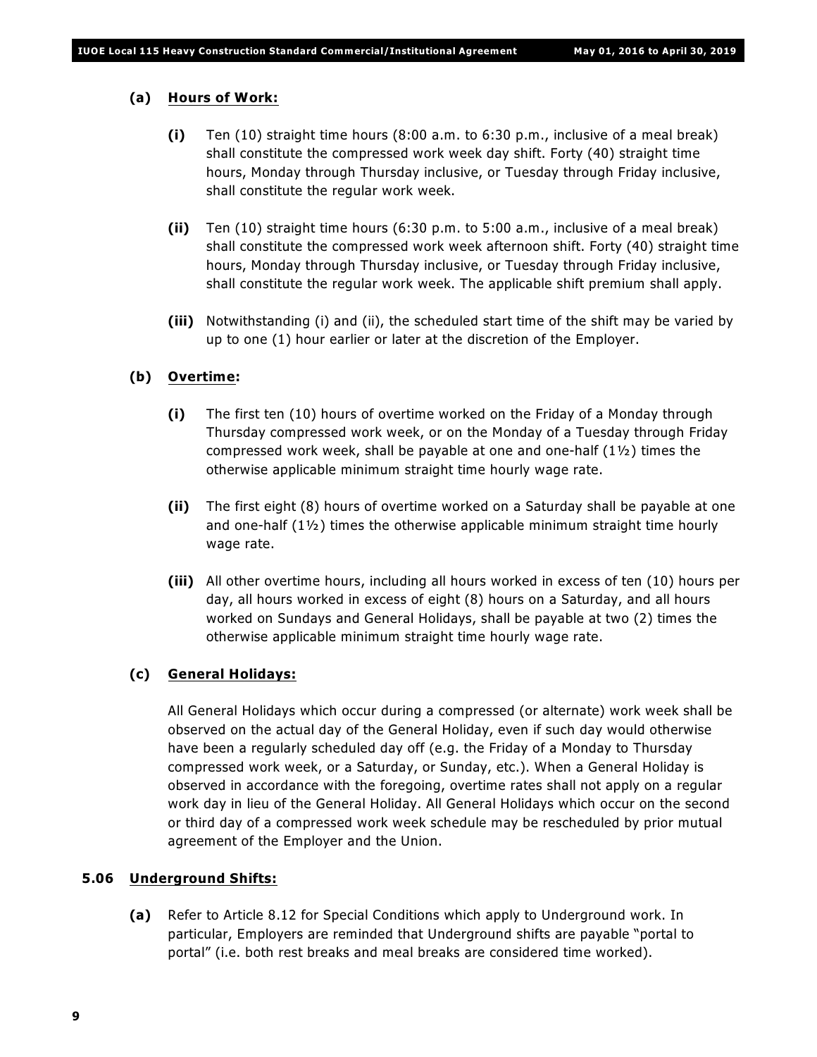**(a) Hours of Work:**

**(i)** Ten (10) straight time hours (8:00 a.m. to 6:30 p.m., inclusive of a meal break) shall constitute the compressed work week day shift. Forty (40) straight time hours, Monday through Thursday inclusive, or Tuesday through Friday inclusive, shall constitute the regular work week.

**(ii)** Ten (10) straight time hours (6:30 p.m. to 5:00 a.m., inclusive of a meal break) shall constitute the compressed work week afternoon shift. Forty (40) straight time hours, Monday through Thursday inclusive, or Tuesday through Friday inclusive, shall constitute the regular work week. The applicable shift premium shall apply.

**(iii)** Notwithstanding (i) and (ii), the scheduled start time of the shift may be varied by up to one (1) hour earlier or later at the discretion of the Employer.

**(b) Overtime:**

**(i)** The first ten (10) hours of overtime worked on the Friday of a Monday through Thursday compressed work week, or on the Monday of a Tuesday through Friday compressed work week, shall be payable at one and one-half (1½) times the otherwise applicable minimum straight time hourly wage rate.

**(ii)** The first eight (8) hours of overtime worked on a Saturday shall be payable at one and one-half (1½) times the otherwise applicable minimum straight time hourly wage rate.

**(iii)** All other overtime hours, including all hours worked in excess of ten (10) hours per day, all hours worked in excess of eight (8) hours on a Saturday, and all hours worked on Sundays and General Holidays, shall be payable at two (2) times the otherwise applicable minimum straight time hourly wage rate.

**(c) General Holidays:**

All General Holidays which occur during a compressed (or alternate) work week shall be observed on the actual day of the General Holiday, even if such day would otherwise have been a regularly scheduled day off (e.g. the Friday of a Monday to Thursday compressed work week, or a Saturday, or Sunday, etc.). When a General Holiday is observed in accordance with the foregoing, overtime rates shall not apply on a regular work day in lieu of the General Holiday. All General Holidays which occur on the second or third day of a compressed work week schedule may be rescheduled by prior mutual agreement of the Employer and the Union.

## 5.06 Underground Shifts:

**(a)** Refer to Article 8.12 for Special Conditions which apply to Underground work. In particular, Employers are reminded that Underground shifts are payable "portal to portal" (i.e. both rest breaks and meal breaks are considered time worked).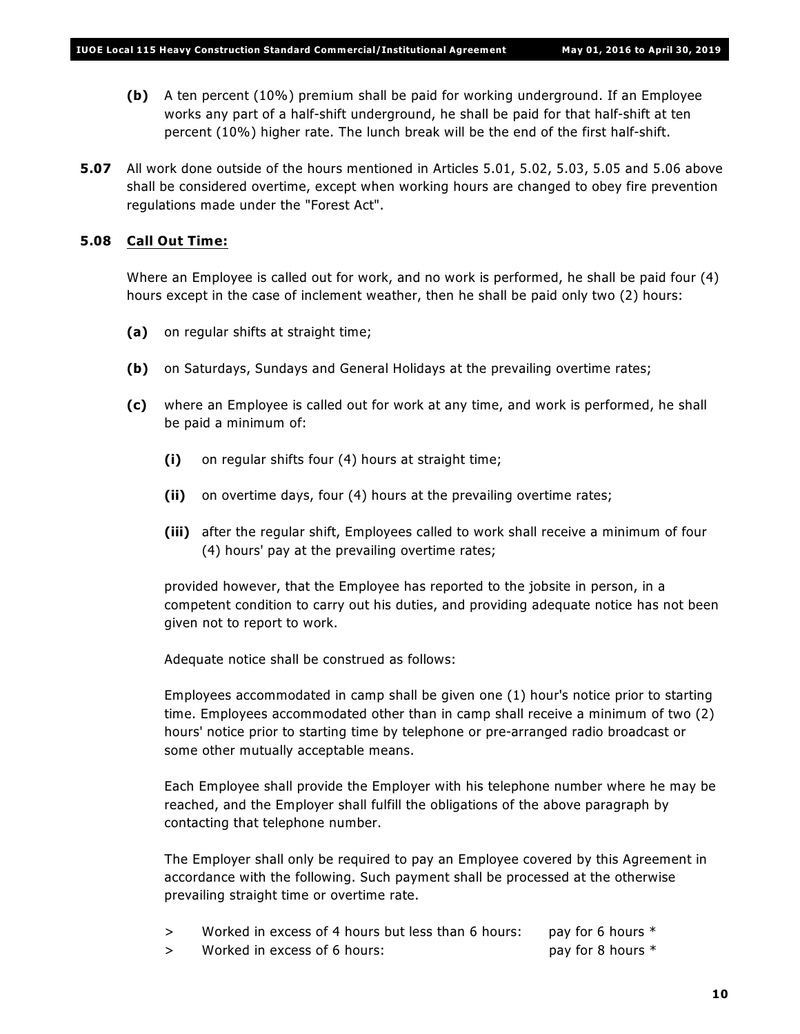**(b)** A ten percent (10%) premium shall be paid for working underground. If an Employee works any part of a half-shift underground, he shall be paid for that half-shift at ten percent (10%) higher rate. The lunch break will be the end of the first half-shift.

**5.07** All work done outside of the hours mentioned in Articles 5.01, 5.02, 5.03, 5.05 and 5.06 above shall be considered overtime, except when working hours are changed to obey fire prevention regulations made under the "Forest Act".

**5.08** **Call Out Time:**

Where an Employee is called out for work, and no work is performed, he shall be paid four (4) hours except in the case of inclement weather, then he shall be paid only two (2) hours:

**(a)** on regular shifts at straight time;

**(b)** on Saturdays, Sundays and General Holidays at the prevailing overtime rates;

**(c)** where an Employee is called out for work at any time, and work is performed, he shall be paid a minimum of:

**(i)** on regular shifts four (4) hours at straight time;

**(ii)** on overtime days, four (4) hours at the prevailing overtime rates;

**(iii)** after the regular shift, Employees called to work shall receive a minimum of four (4) hours' pay at the prevailing overtime rates;

provided however, that the Employee has reported to the jobsite in person, in a competent condition to carry out his duties, and providing adequate notice has not been given not to report to work.

Adequate notice shall be construed as follows:

Employees accommodated in camp shall be given one (1) hour's notice prior to starting time. Employees accommodated other than in camp shall receive a minimum of two (2) hours' notice prior to starting time by telephone or pre-arranged radio broadcast or some other mutually acceptable means.

Each Employee shall provide the Employer with his telephone number where he may be reached, and the Employer shall fulfill the obligations of the above paragraph by contacting that telephone number.

The Employer shall only be required to pay an Employee covered by this Agreement in accordance with the following. Such payment shall be processed at the otherwise prevailing straight time or overtime rate.

> Worked in excess of 4 hours but less than 6 hours: pay for 6 hours *

> Worked in excess of 6 hours: pay for 8 hours *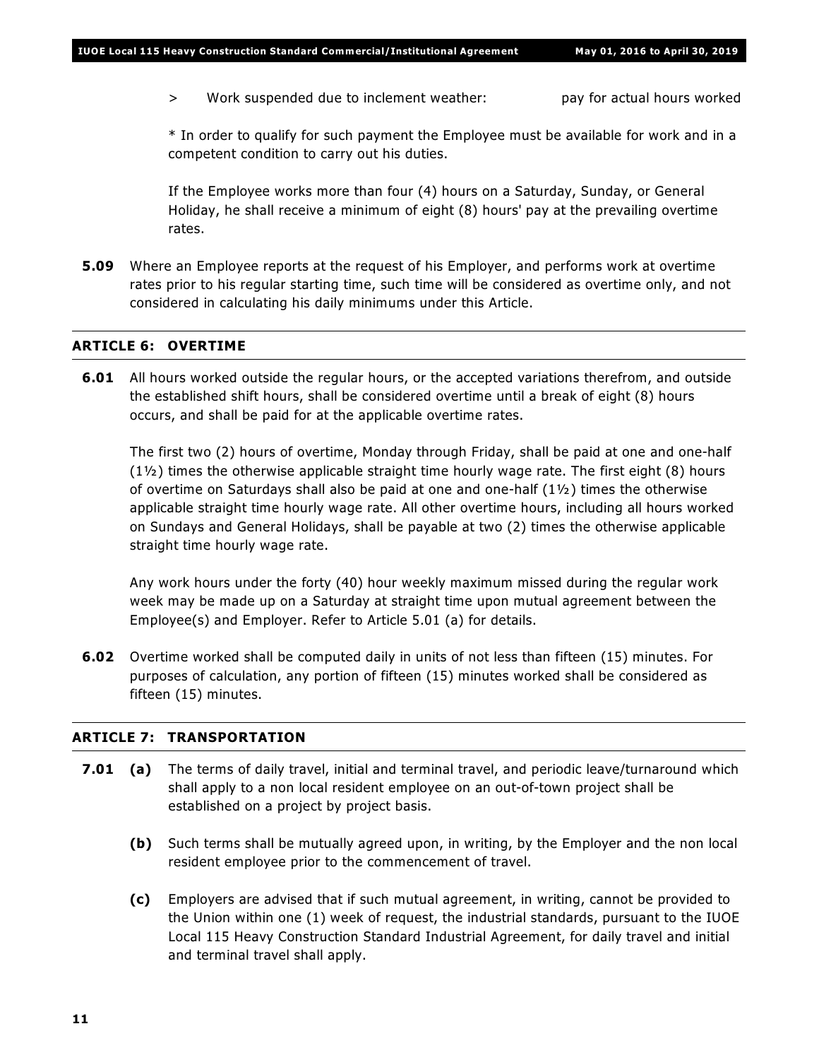> Work suspended due to inclement weather: pay for actual hours worked

* In order to qualify for such payment the Employee must be available for work and in a competent condition to carry out his duties.

If the Employee works more than four (4) hours on a Saturday, Sunday, or General Holiday, he shall receive a minimum of eight (8) hours' pay at the prevailing overtime rates.

**5.09** Where an Employee reports at the request of his Employer, and performs work at overtime rates prior to his regular starting time, such time will be considered as overtime only, and not considered in calculating his daily minimums under this Article.

## ARTICLE 6: OVERTIME

**6.01** All hours worked outside the regular hours, or the accepted variations therefrom, and outside the established shift hours, shall be considered overtime until a break of eight (8) hours occurs, and shall be paid for at the applicable overtime rates.

The first two (2) hours of overtime, Monday through Friday, shall be paid at one and one-half (1½) times the otherwise applicable straight time hourly wage rate. The first eight (8) hours of overtime on Saturdays shall also be paid at one and one-half (1½) times the otherwise applicable straight time hourly wage rate. All other overtime hours, including all hours worked on Sundays and General Holidays, shall be payable at two (2) times the otherwise applicable straight time hourly wage rate.

Any work hours under the forty (40) hour weekly maximum missed during the regular work week may be made up on a Saturday at straight time upon mutual agreement between the Employee(s) and Employer. Refer to Article 5.01 (a) for details.

**6.02** Overtime worked shall be computed daily in units of not less than fifteen (15) minutes. For purposes of calculation, any portion of fifteen (15) minutes worked shall be considered as fifteen (15) minutes.

## ARTICLE 7: TRANSPORTATION

**7.01** **(a)** The terms of daily travel, initial and terminal travel, and periodic leave/turnaround which shall apply to a non local resident employee on an out-of-town project shall be established on a project by project basis.

**(b)** Such terms shall be mutually agreed upon, in writing, by the Employer and the non local resident employee prior to the commencement of travel.

**(c)** Employers are advised that if such mutual agreement, in writing, cannot be provided to the Union within one (1) week of request, the industrial standards, pursuant to the IUOE Local 115 Heavy Construction Standard Industrial Agreement, for daily travel and initial and terminal travel shall apply.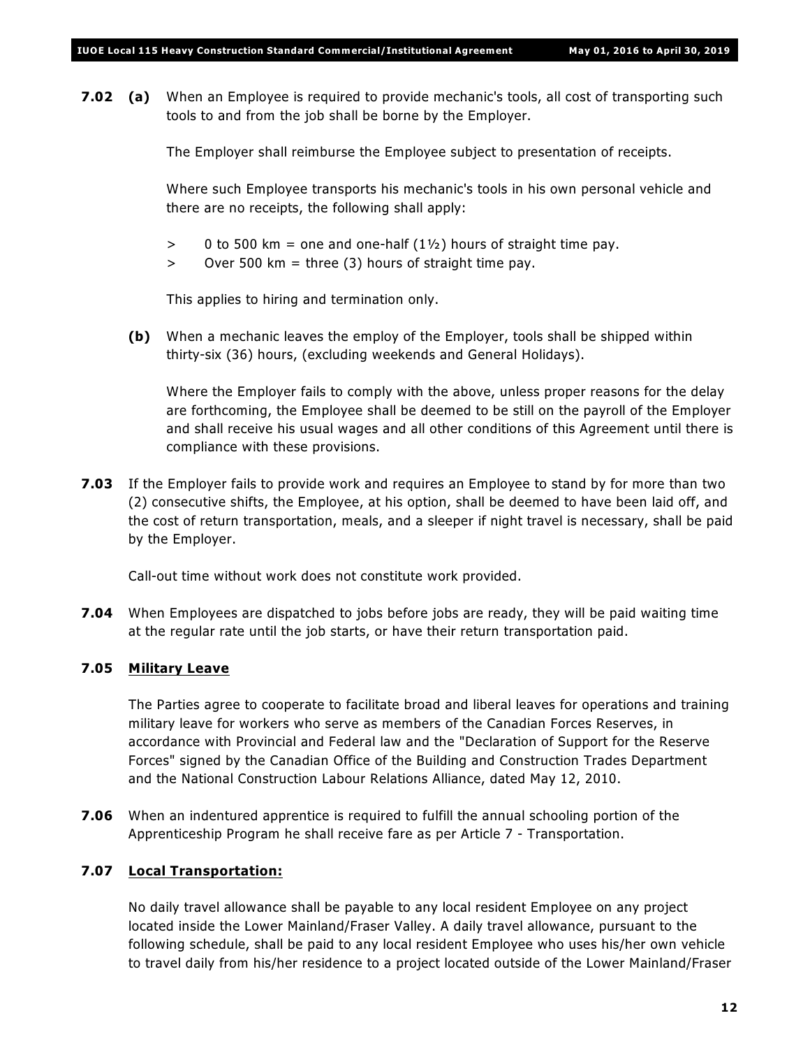**7.02 (a)** When an Employee is required to provide mechanic's tools, all cost of transporting such tools to and from the job shall be borne by the Employer.

The Employer shall reimburse the Employee subject to presentation of receipts.

Where such Employee transports his mechanic's tools in his own personal vehicle and there are no receipts, the following shall apply:

> 0 to 500 km = one and one-half (1½) hours of straight time pay.
> Over 500 km = three (3) hours of straight time pay.

This applies to hiring and termination only.

**(b)** When a mechanic leaves the employ of the Employer, tools shall be shipped within thirty-six (36) hours, (excluding weekends and General Holidays).

Where the Employer fails to comply with the above, unless proper reasons for the delay are forthcoming, the Employee shall be deemed to be still on the payroll of the Employer and shall receive his usual wages and all other conditions of this Agreement until there is compliance with these provisions.

**7.03** If the Employer fails to provide work and requires an Employee to stand by for more than two (2) consecutive shifts, the Employee, at his option, shall be deemed to have been laid off, and the cost of return transportation, meals, and a sleeper if night travel is necessary, shall be paid by the Employer.

Call-out time without work does not constitute work provided.

**7.04** When Employees are dispatched to jobs before jobs are ready, they will be paid waiting time at the regular rate until the job starts, or have their return transportation paid.

**7.05** **Military Leave**

The Parties agree to cooperate to facilitate broad and liberal leaves for operations and training military leave for workers who serve as members of the Canadian Forces Reserves, in accordance with Provincial and Federal law and the "Declaration of Support for the Reserve Forces" signed by the Canadian Office of the Building and Construction Trades Department and the National Construction Labour Relations Alliance, dated May 12, 2010.

**7.06** When an indentured apprentice is required to fulfill the annual schooling portion of the Apprenticeship Program he shall receive fare as per Article 7 - Transportation.

**7.07** **Local Transportation:**

No daily travel allowance shall be payable to any local resident Employee on any project located inside the Lower Mainland/Fraser Valley. A daily travel allowance, pursuant to the following schedule, shall be paid to any local resident Employee who uses his/her own vehicle to travel daily from his/her residence to a project located outside of the Lower Mainland/Fraser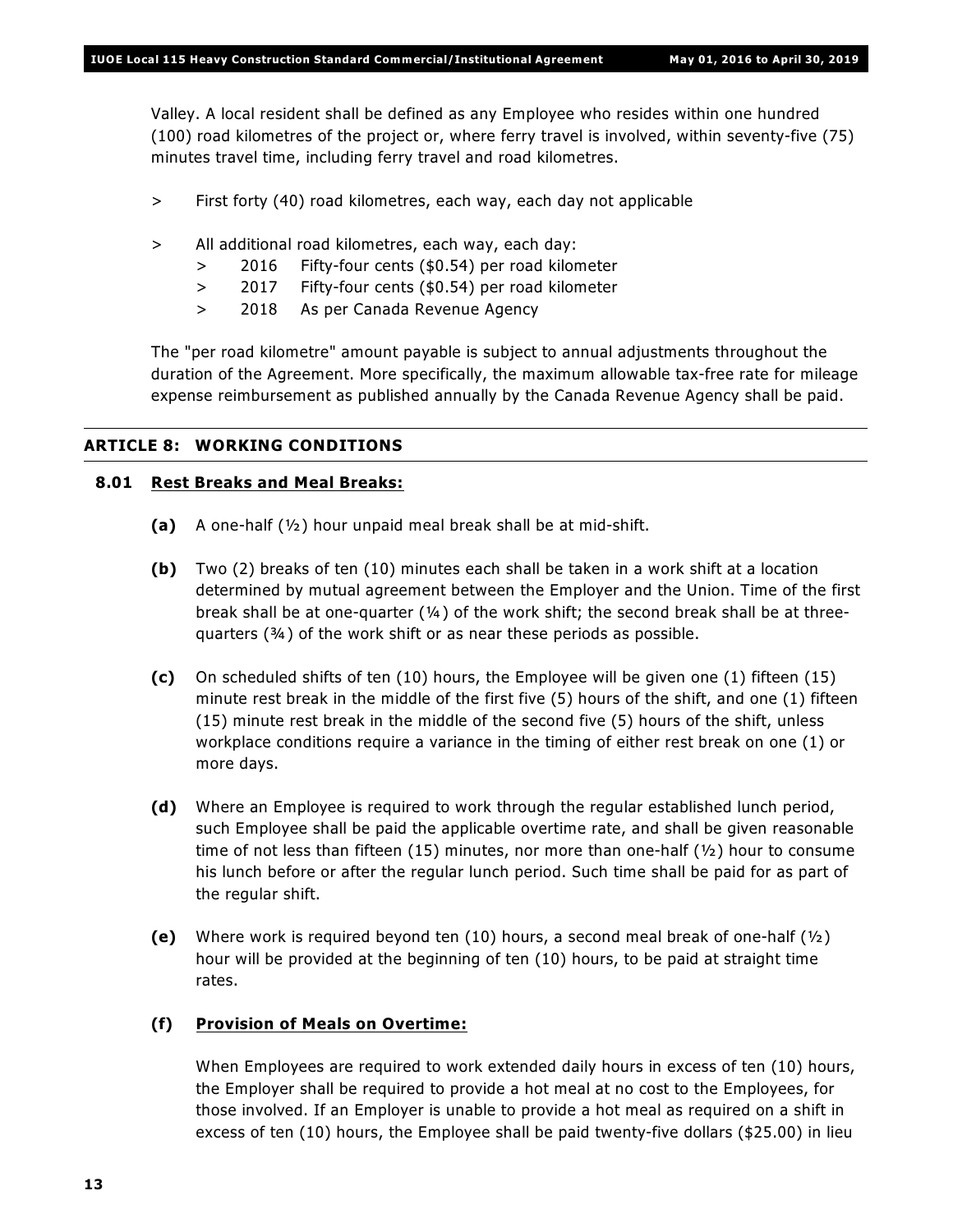Valley. A local resident shall be defined as any Employee who resides within one hundred (100) road kilometres of the project or, where ferry travel is involved, within seventy-five (75) minutes travel time, including ferry travel and road kilometres.

> First forty (40) road kilometres, each way, each day not applicable

> All additional road kilometres, each way, each day:
> - 2016 Fifty-four cents ($0.54) per road kilometer
> - 2017 Fifty-four cents ($0.54) per road kilometer
> - 2018 As per Canada Revenue Agency

The "per road kilometre" amount payable is subject to annual adjustments throughout the duration of the Agreement. More specifically, the maximum allowable tax-free rate for mileage expense reimbursement as published annually by the Canada Revenue Agency shall be paid.

## ARTICLE 8: WORKING CONDITIONS

### 8.01 Rest Breaks and Meal Breaks:

**(a)** A one-half (½) hour unpaid meal break shall be at mid-shift.

**(b)** Two (2) breaks of ten (10) minutes each shall be taken in a work shift at a location determined by mutual agreement between the Employer and the Union. Time of the first break shall be at one-quarter (¼) of the work shift; the second break shall be at three-quarters (¾) of the work shift or as near these periods as possible.

**(c)** On scheduled shifts of ten (10) hours, the Employee will be given one (1) fifteen (15) minute rest break in the middle of the first five (5) hours of the shift, and one (1) fifteen (15) minute rest break in the middle of the second five (5) hours of the shift, unless workplace conditions require a variance in the timing of either rest break on one (1) or more days.

**(d)** Where an Employee is required to work through the regular established lunch period, such Employee shall be paid the applicable overtime rate, and shall be given reasonable time of not less than fifteen (15) minutes, nor more than one-half (½) hour to consume his lunch before or after the regular lunch period. Such time shall be paid for as part of the regular shift.

**(e)** Where work is required beyond ten (10) hours, a second meal break of one-half (½) hour will be provided at the beginning of ten (10) hours, to be paid at straight time rates.

**(f)** **Provision of Meals on Overtime:**

When Employees are required to work extended daily hours in excess of ten (10) hours, the Employer shall be required to provide a hot meal at no cost to the Employees, for those involved. If an Employer is unable to provide a hot meal as required on a shift in excess of ten (10) hours, the Employee shall be paid twenty-five dollars ($25.00) in lieu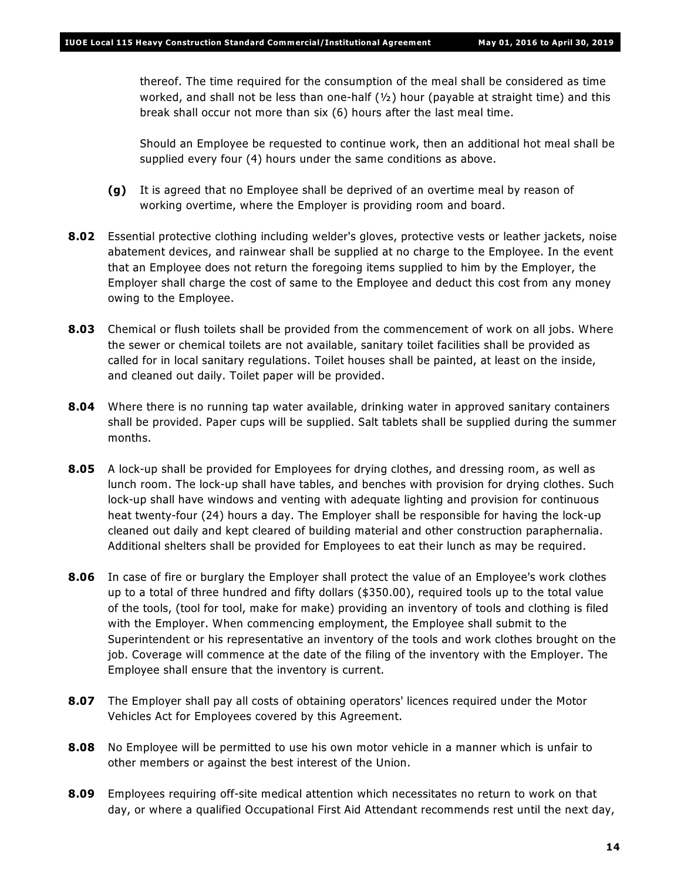thereof. The time required for the consumption of the meal shall be considered as time worked, and shall not be less than one-half (½) hour (payable at straight time) and this break shall occur not more than six (6) hours after the last meal time.

Should an Employee be requested to continue work, then an additional hot meal shall be supplied every four (4) hours under the same conditions as above.

**(g)** It is agreed that no Employee shall be deprived of an overtime meal by reason of working overtime, where the Employer is providing room and board.

**8.02** Essential protective clothing including welder's gloves, protective vests or leather jackets, noise abatement devices, and rainwear shall be supplied at no charge to the Employee. In the event that an Employee does not return the foregoing items supplied to him by the Employer, the Employer shall charge the cost of same to the Employee and deduct this cost from any money owing to the Employee.

**8.03** Chemical or flush toilets shall be provided from the commencement of work on all jobs. Where the sewer or chemical toilets are not available, sanitary toilet facilities shall be provided as called for in local sanitary regulations. Toilet houses shall be painted, at least on the inside, and cleaned out daily. Toilet paper will be provided.

**8.04** Where there is no running tap water available, drinking water in approved sanitary containers shall be provided. Paper cups will be supplied. Salt tablets shall be supplied during the summer months.

**8.05** A lock-up shall be provided for Employees for drying clothes, and dressing room, as well as lunch room. The lock-up shall have tables, and benches with provision for drying clothes. Such lock-up shall have windows and venting with adequate lighting and provision for continuous heat twenty-four (24) hours a day. The Employer shall be responsible for having the lock-up cleaned out daily and kept cleared of building material and other construction paraphernalia. Additional shelters shall be provided for Employees to eat their lunch as may be required.

**8.06** In case of fire or burglary the Employer shall protect the value of an Employee's work clothes up to a total of three hundred and fifty dollars ($350.00), required tools up to the total value of the tools, (tool for tool, make for make) providing an inventory of tools and clothing is filed with the Employer. When commencing employment, the Employee shall submit to the Superintendent or his representative an inventory of the tools and work clothes brought on the job. Coverage will commence at the date of the filing of the inventory with the Employer. The Employee shall ensure that the inventory is current.

**8.07** The Employer shall pay all costs of obtaining operators' licences required under the Motor Vehicles Act for Employees covered by this Agreement.

**8.08** No Employee will be permitted to use his own motor vehicle in a manner which is unfair to other members or against the best interest of the Union.

**8.09** Employees requiring off-site medical attention which necessitates no return to work on that day, or where a qualified Occupational First Aid Attendant recommends rest until the next day,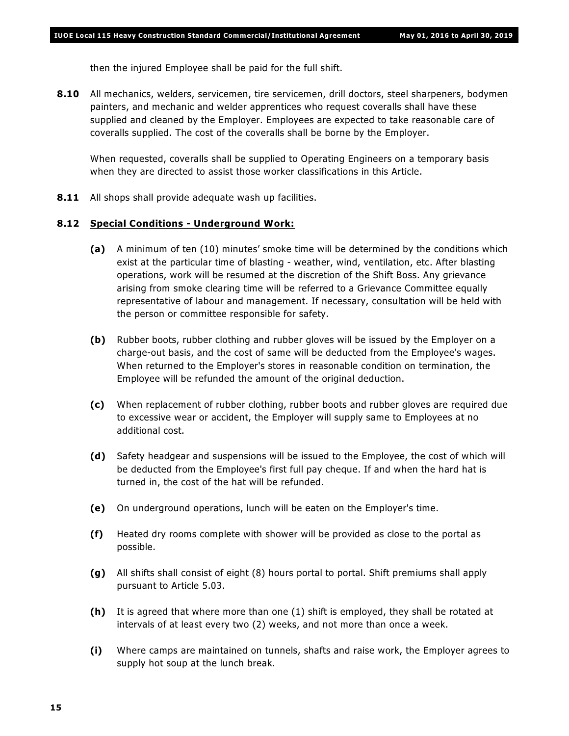then the injured Employee shall be paid for the full shift.

**8.10** All mechanics, welders, servicemen, tire servicemen, drill doctors, steel sharpeners, bodymen painters, and mechanic and welder apprentices who request coveralls shall have these supplied and cleaned by the Employer. Employees are expected to take reasonable care of coveralls supplied. The cost of the coveralls shall be borne by the Employer.

When requested, coveralls shall be supplied to Operating Engineers on a temporary basis when they are directed to assist those worker classifications in this Article.

**8.11** All shops shall provide adequate wash up facilities.

**8.12** **<u>Special Conditions - Underground Work:</u>**

**(a)** A minimum of ten (10) minutes' smoke time will be determined by the conditions which exist at the particular time of blasting - weather, wind, ventilation, etc. After blasting operations, work will be resumed at the discretion of the Shift Boss. Any grievance arising from smoke clearing time will be referred to a Grievance Committee equally representative of labour and management. If necessary, consultation will be held with the person or committee responsible for safety.

**(b)** Rubber boots, rubber clothing and rubber gloves will be issued by the Employer on a charge-out basis, and the cost of same will be deducted from the Employee's wages. When returned to the Employer's stores in reasonable condition on termination, the Employee will be refunded the amount of the original deduction.

**(c)** When replacement of rubber clothing, rubber boots and rubber gloves are required due to excessive wear or accident, the Employer will supply same to Employees at no additional cost.

**(d)** Safety headgear and suspensions will be issued to the Employee, the cost of which will be deducted from the Employee's first full pay cheque. If and when the hard hat is turned in, the cost of the hat will be refunded.

**(e)** On underground operations, lunch will be eaten on the Employer's time.

**(f)** Heated dry rooms complete with shower will be provided as close to the portal as possible.

**(g)** All shifts shall consist of eight (8) hours portal to portal. Shift premiums shall apply pursuant to Article 5.03.

**(h)** It is agreed that where more than one (1) shift is employed, they shall be rotated at intervals of at least every two (2) weeks, and not more than once a week.

**(i)** Where camps are maintained on tunnels, shafts and raise work, the Employer agrees to supply hot soup at the lunch break.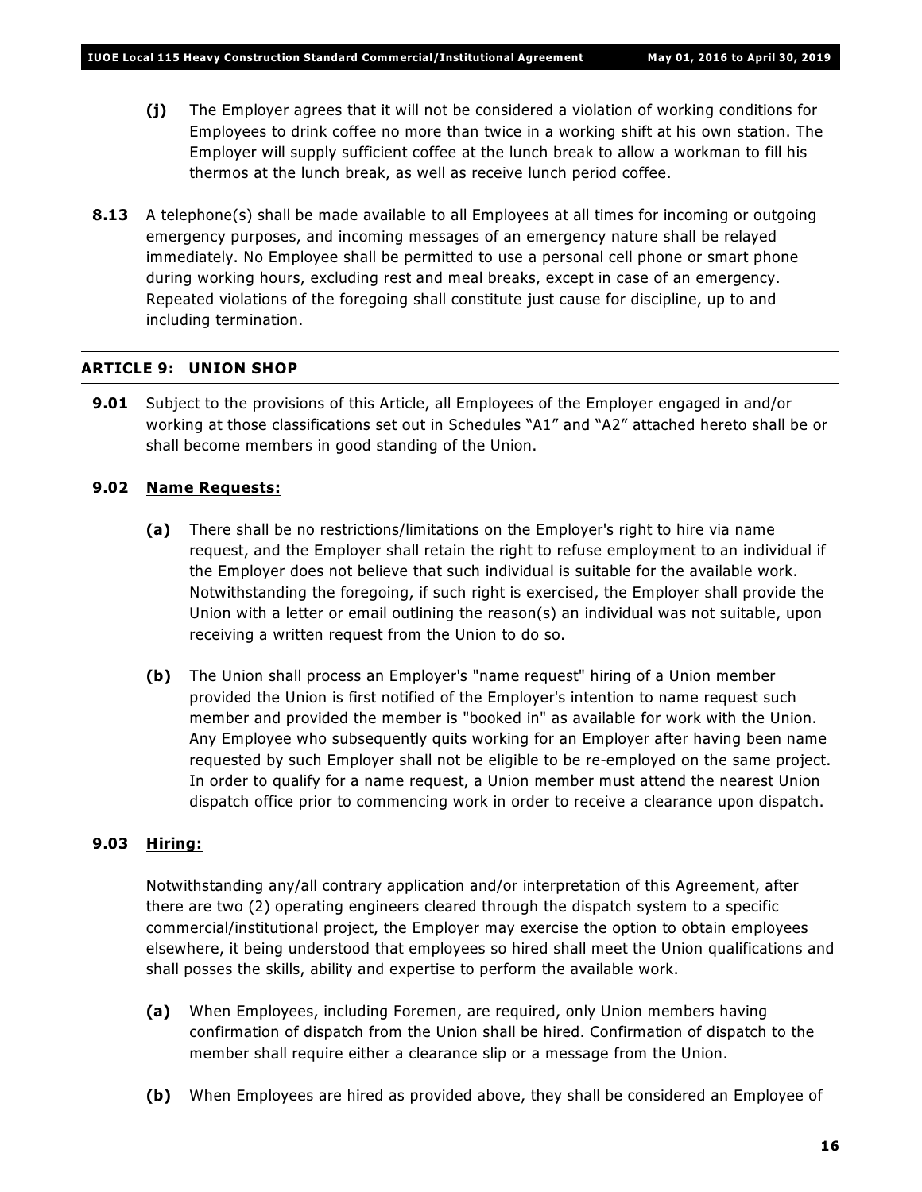**(j)** The Employer agrees that it will not be considered a violation of working conditions for Employees to drink coffee no more than twice in a working shift at his own station. The Employer will supply sufficient coffee at the lunch break to allow a workman to fill his thermos at the lunch break, as well as receive lunch period coffee.

**8.13** A telephone(s) shall be made available to all Employees at all times for incoming or outgoing emergency purposes, and incoming messages of an emergency nature shall be relayed immediately. No Employee shall be permitted to use a personal cell phone or smart phone during working hours, excluding rest and meal breaks, except in case of an emergency. Repeated violations of the foregoing shall constitute just cause for discipline, up to and including termination.

## ARTICLE 9: UNION SHOP

**9.01** Subject to the provisions of this Article, all Employees of the Employer engaged in and/or working at those classifications set out in Schedules "A1" and "A2" attached hereto shall be or shall become members in good standing of the Union.

### 9.02 Name Requests:

**(a)** There shall be no restrictions/limitations on the Employer's right to hire via name request, and the Employer shall retain the right to refuse employment to an individual if the Employer does not believe that such individual is suitable for the available work. Notwithstanding the foregoing, if such right is exercised, the Employer shall provide the Union with a letter or email outlining the reason(s) an individual was not suitable, upon receiving a written request from the Union to do so.

**(b)** The Union shall process an Employer's "name request" hiring of a Union member provided the Union is first notified of the Employer's intention to name request such member and provided the member is "booked in" as available for work with the Union. Any Employee who subsequently quits working for an Employer after having been name requested by such Employer shall not be eligible to be re-employed on the same project. In order to qualify for a name request, a Union member must attend the nearest Union dispatch office prior to commencing work in order to receive a clearance upon dispatch.

### 9.03 Hiring:

Notwithstanding any/all contrary application and/or interpretation of this Agreement, after there are two (2) operating engineers cleared through the dispatch system to a specific commercial/institutional project, the Employer may exercise the option to obtain employees elsewhere, it being understood that employees so hired shall meet the Union qualifications and shall posses the skills, ability and expertise to perform the available work.

**(a)** When Employees, including Foremen, are required, only Union members having confirmation of dispatch from the Union shall be hired. Confirmation of dispatch to the member shall require either a clearance slip or a message from the Union.

**(b)** When Employees are hired as provided above, they shall be considered an Employee of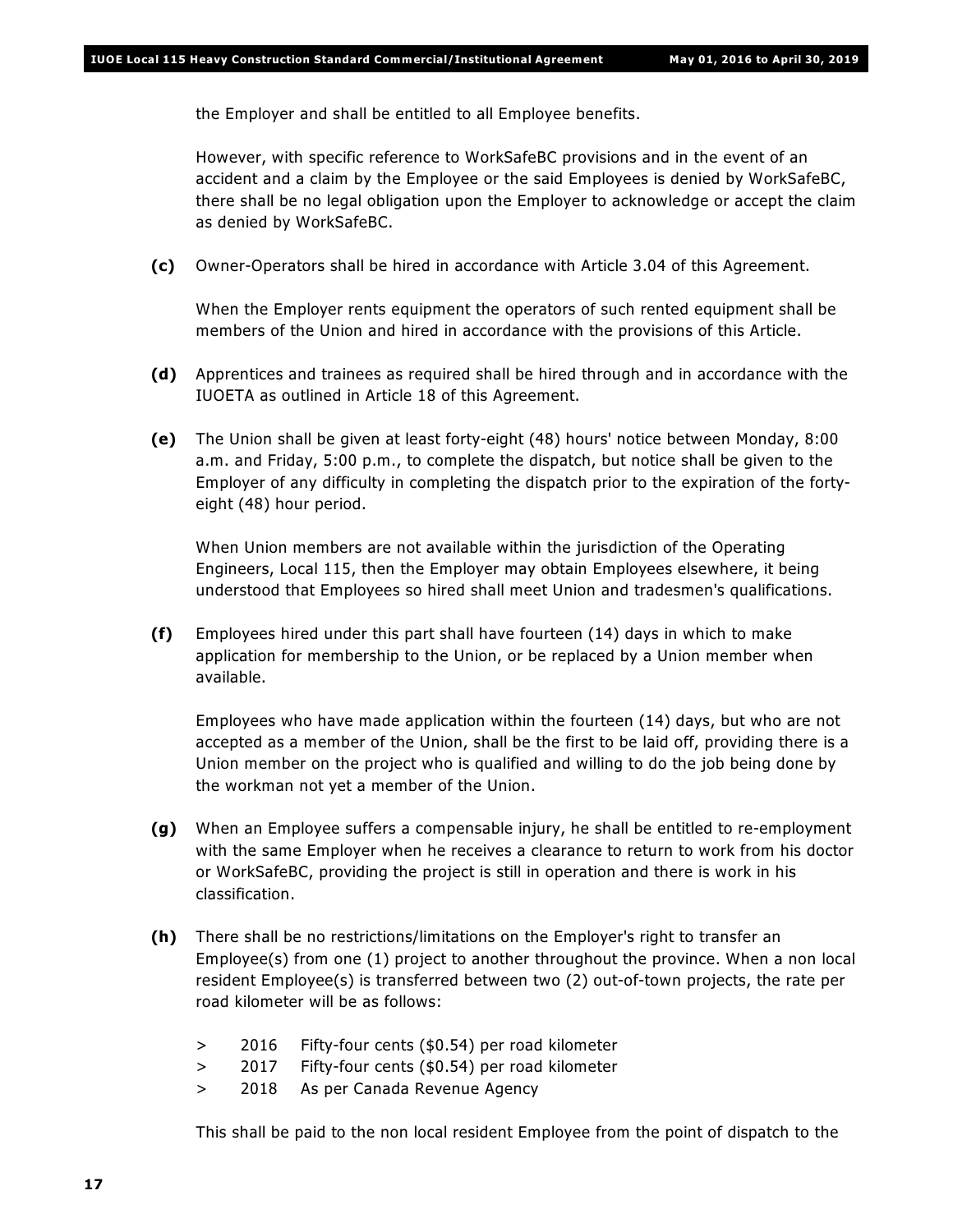the Employer and shall be entitled to all Employee benefits.

However, with specific reference to WorkSafeBC provisions and in the event of an accident and a claim by the Employee or the said Employees is denied by WorkSafeBC, there shall be no legal obligation upon the Employer to acknowledge or accept the claim as denied by WorkSafeBC.

**(c)** Owner-Operators shall be hired in accordance with Article 3.04 of this Agreement.

When the Employer rents equipment the operators of such rented equipment shall be members of the Union and hired in accordance with the provisions of this Article.

**(d)** Apprentices and trainees as required shall be hired through and in accordance with the IUOETA as outlined in Article 18 of this Agreement.

**(e)** The Union shall be given at least forty-eight (48) hours' notice between Monday, 8:00 a.m. and Friday, 5:00 p.m., to complete the dispatch, but notice shall be given to the Employer of any difficulty in completing the dispatch prior to the expiration of the forty-eight (48) hour period.

When Union members are not available within the jurisdiction of the Operating Engineers, Local 115, then the Employer may obtain Employees elsewhere, it being understood that Employees so hired shall meet Union and tradesmen's qualifications.

**(f)** Employees hired under this part shall have fourteen (14) days in which to make application for membership to the Union, or be replaced by a Union member when available.

Employees who have made application within the fourteen (14) days, but who are not accepted as a member of the Union, shall be the first to be laid off, providing there is a Union member on the project who is qualified and willing to do the job being done by the workman not yet a member of the Union.

**(g)** When an Employee suffers a compensable injury, he shall be entitled to re-employment with the same Employer when he receives a clearance to return to work from his doctor or WorkSafeBC, providing the project is still in operation and there is work in his classification.

**(h)** There shall be no restrictions/limitations on the Employer's right to transfer an Employee(s) from one (1) project to another throughout the province. When a non local resident Employee(s) is transferred between two (2) out-of-town projects, the rate per road kilometer will be as follows:

> 2016 Fifty-four cents ($0.54) per road kilometer
> 2017 Fifty-four cents ($0.54) per road kilometer
> 2018 As per Canada Revenue Agency

This shall be paid to the non local resident Employee from the point of dispatch to the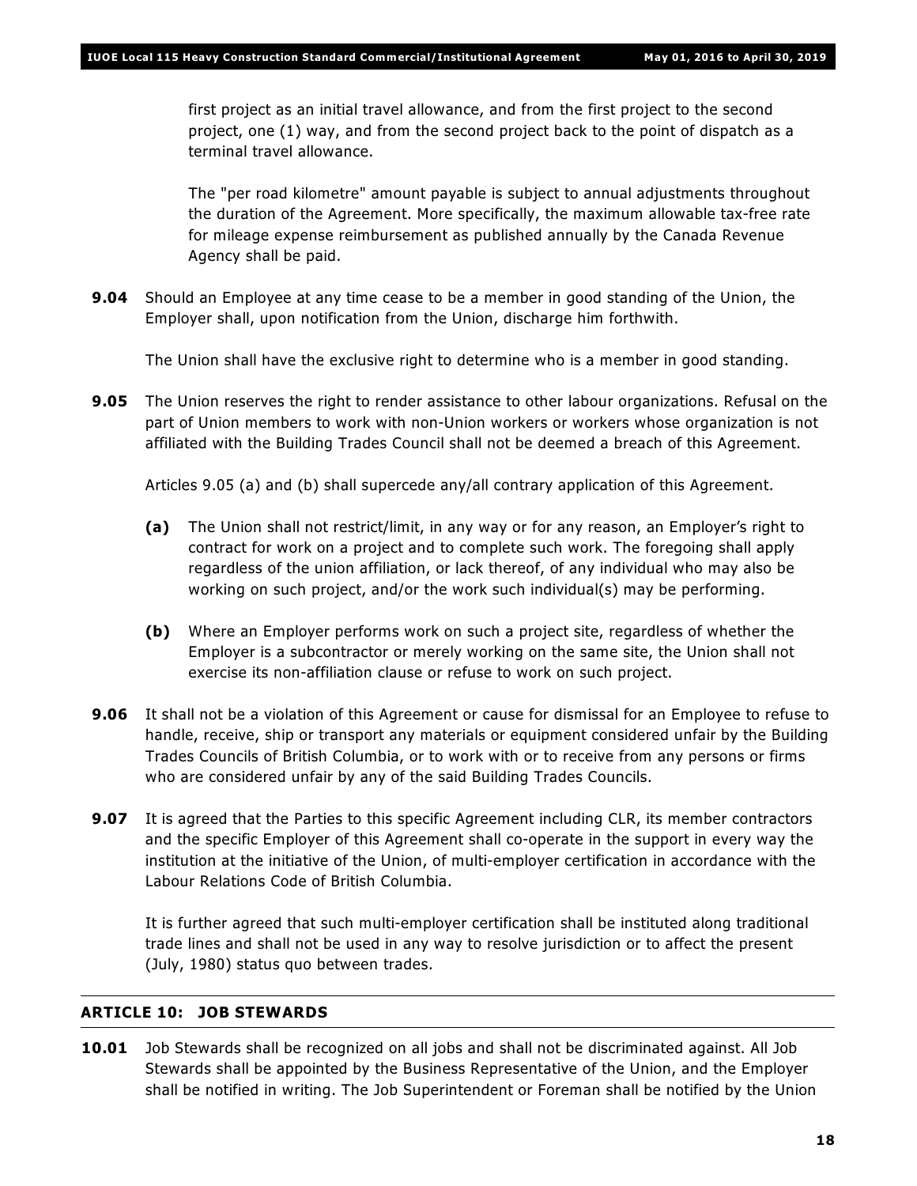first project as an initial travel allowance, and from the first project to the second project, one (1) way, and from the second project back to the point of dispatch as a terminal travel allowance.

The "per road kilometre" amount payable is subject to annual adjustments throughout the duration of the Agreement. More specifically, the maximum allowable tax-free rate for mileage expense reimbursement as published annually by the Canada Revenue Agency shall be paid.

**9.04** Should an Employee at any time cease to be a member in good standing of the Union, the Employer shall, upon notification from the Union, discharge him forthwith.

The Union shall have the exclusive right to determine who is a member in good standing.

**9.05** The Union reserves the right to render assistance to other labour organizations. Refusal on the part of Union members to work with non-Union workers or workers whose organization is not affiliated with the Building Trades Council shall not be deemed a breach of this Agreement.

Articles 9.05 (a) and (b) shall supercede any/all contrary application of this Agreement.

**(a)** The Union shall not restrict/limit, in any way or for any reason, an Employer's right to contract for work on a project and to complete such work. The foregoing shall apply regardless of the union affiliation, or lack thereof, of any individual who may also be working on such project, and/or the work such individual(s) may be performing.

**(b)** Where an Employer performs work on such a project site, regardless of whether the Employer is a subcontractor or merely working on the same site, the Union shall not exercise its non-affiliation clause or refuse to work on such project.

**9.06** It shall not be a violation of this Agreement or cause for dismissal for an Employee to refuse to handle, receive, ship or transport any materials or equipment considered unfair by the Building Trades Councils of British Columbia, or to work with or to receive from any persons or firms who are considered unfair by any of the said Building Trades Councils.

**9.07** It is agreed that the Parties to this specific Agreement including CLR, its member contractors and the specific Employer of this Agreement shall co-operate in the support in every way the institution at the initiative of the Union, of multi-employer certification in accordance with the Labour Relations Code of British Columbia.

It is further agreed that such multi-employer certification shall be instituted along traditional trade lines and shall not be used in any way to resolve jurisdiction or to affect the present (July, 1980) status quo between trades.

## ARTICLE 10: JOB STEWARDS

**10.01** Job Stewards shall be recognized on all jobs and shall not be discriminated against. All Job Stewards shall be appointed by the Business Representative of the Union, and the Employer shall be notified in writing. The Job Superintendent or Foreman shall be notified by the Union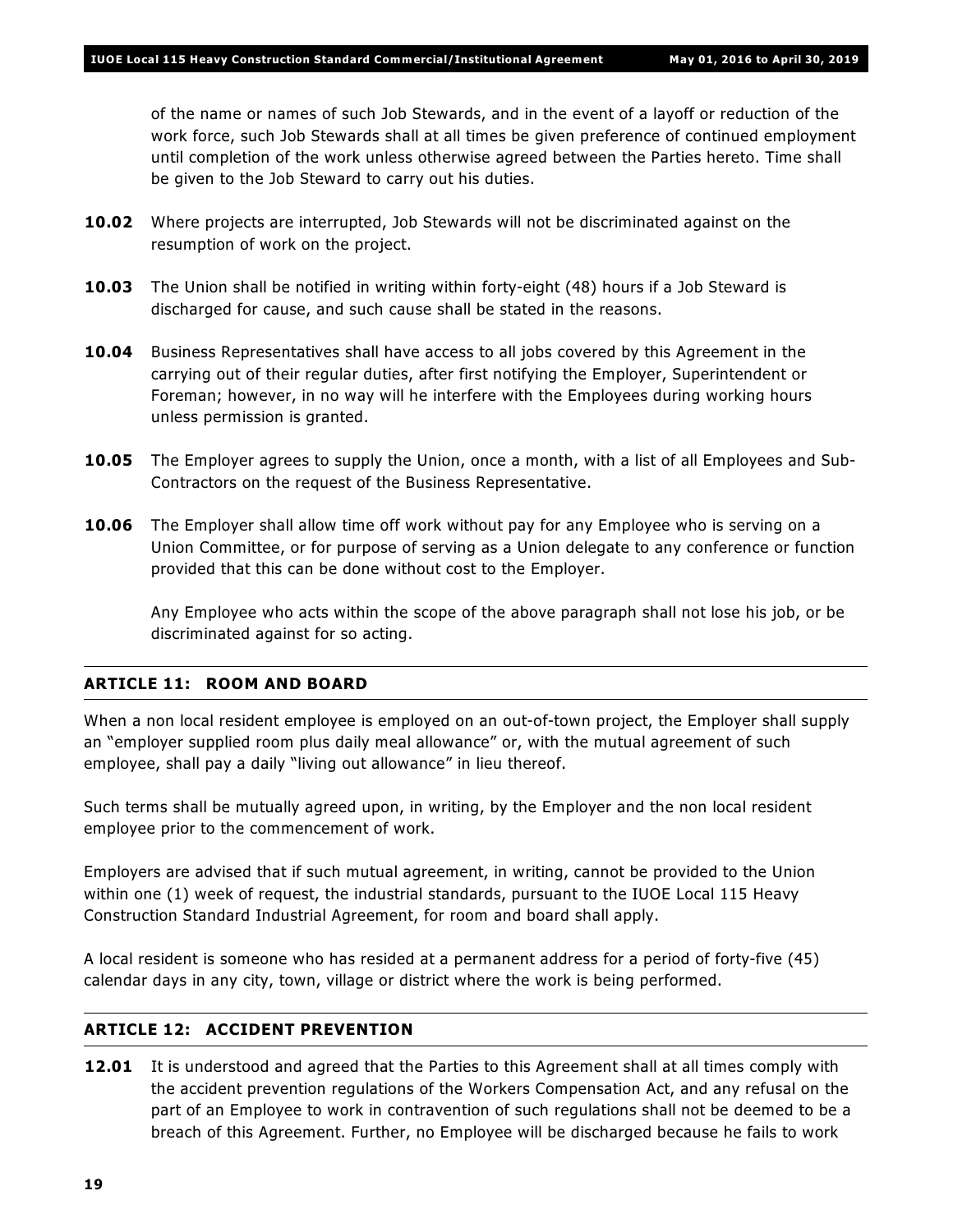of the name or names of such Job Stewards, and in the event of a layoff or reduction of the work force, such Job Stewards shall at all times be given preference of continued employment until completion of the work unless otherwise agreed between the Parties hereto. Time shall be given to the Job Steward to carry out his duties.

**10.02** Where projects are interrupted, Job Stewards will not be discriminated against on the resumption of work on the project.

**10.03** The Union shall be notified in writing within forty-eight (48) hours if a Job Steward is discharged for cause, and such cause shall be stated in the reasons.

**10.04** Business Representatives shall have access to all jobs covered by this Agreement in the carrying out of their regular duties, after first notifying the Employer, Superintendent or Foreman; however, in no way will he interfere with the Employees during working hours unless permission is granted.

**10.05** The Employer agrees to supply the Union, once a month, with a list of all Employees and Sub-Contractors on the request of the Business Representative.

**10.06** The Employer shall allow time off work without pay for any Employee who is serving on a Union Committee, or for purpose of serving as a Union delegate to any conference or function provided that this can be done without cost to the Employer.

Any Employee who acts within the scope of the above paragraph shall not lose his job, or be discriminated against for so acting.

## ARTICLE 11: ROOM AND BOARD

When a non local resident employee is employed on an out-of-town project, the Employer shall supply an "employer supplied room plus daily meal allowance" or, with the mutual agreement of such employee, shall pay a daily "living out allowance" in lieu thereof.

Such terms shall be mutually agreed upon, in writing, by the Employer and the non local resident employee prior to the commencement of work.

Employers are advised that if such mutual agreement, in writing, cannot be provided to the Union within one (1) week of request, the industrial standards, pursuant to the IUOE Local 115 Heavy Construction Standard Industrial Agreement, for room and board shall apply.

A local resident is someone who has resided at a permanent address for a period of forty-five (45) calendar days in any city, town, village or district where the work is being performed.

## ARTICLE 12: ACCIDENT PREVENTION

**12.01** It is understood and agreed that the Parties to this Agreement shall at all times comply with the accident prevention regulations of the Workers Compensation Act, and any refusal on the part of an Employee to work in contravention of such regulations shall not be deemed to be a breach of this Agreement. Further, no Employee will be discharged because he fails to work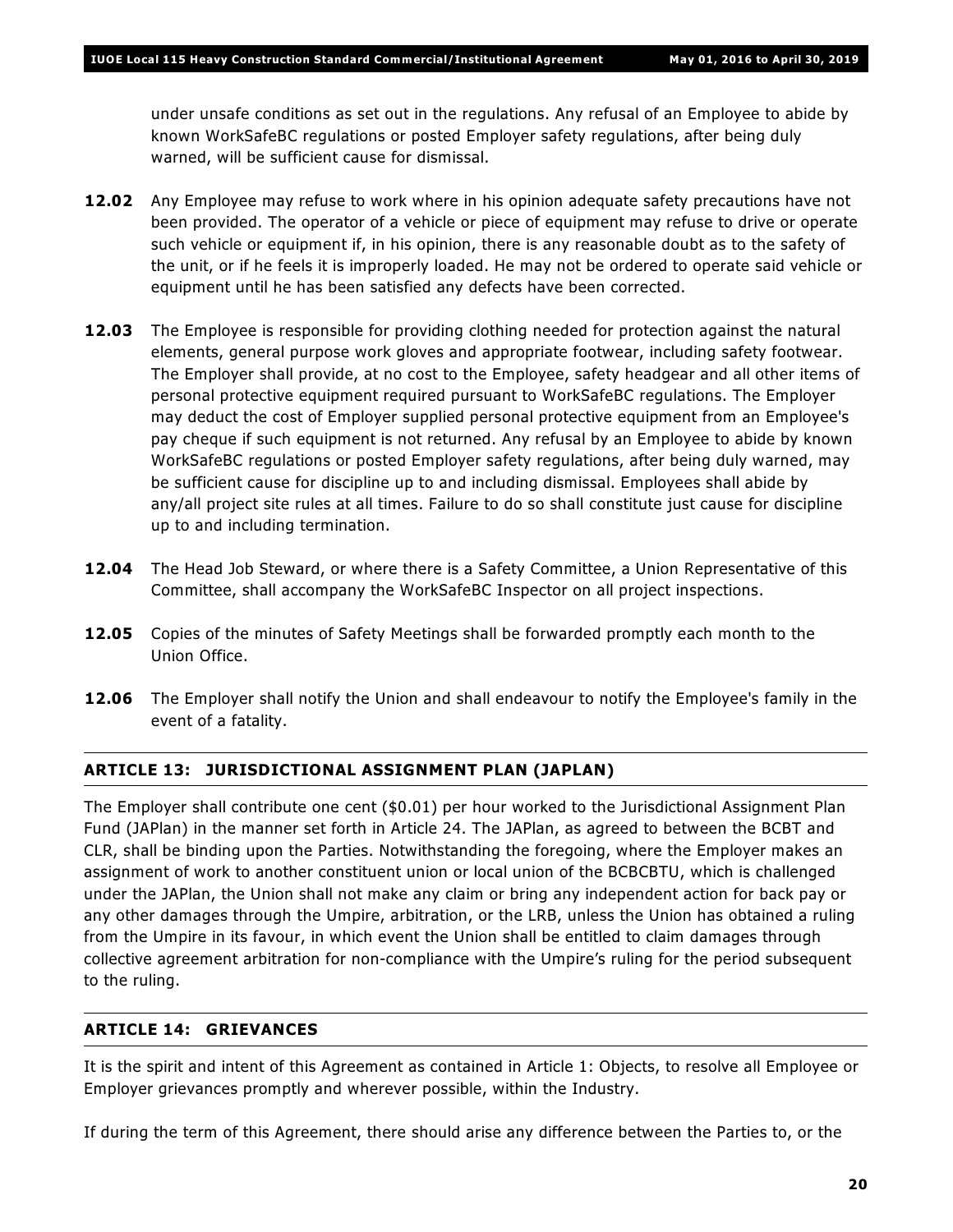under unsafe conditions as set out in the regulations. Any refusal of an Employee to abide by known WorkSafeBC regulations or posted Employer safety regulations, after being duly warned, will be sufficient cause for dismissal.

**12.02** Any Employee may refuse to work where in his opinion adequate safety precautions have not been provided. The operator of a vehicle or piece of equipment may refuse to drive or operate such vehicle or equipment if, in his opinion, there is any reasonable doubt as to the safety of the unit, or if he feels it is improperly loaded. He may not be ordered to operate said vehicle or equipment until he has been satisfied any defects have been corrected.

**12.03** The Employee is responsible for providing clothing needed for protection against the natural elements, general purpose work gloves and appropriate footwear, including safety footwear. The Employer shall provide, at no cost to the Employee, safety headgear and all other items of personal protective equipment required pursuant to WorkSafeBC regulations. The Employer may deduct the cost of Employer supplied personal protective equipment from an Employee's pay cheque if such equipment is not returned. Any refusal by an Employee to abide by known WorkSafeBC regulations or posted Employer safety regulations, after being duly warned, may be sufficient cause for discipline up to and including dismissal. Employees shall abide by any/all project site rules at all times. Failure to do so shall constitute just cause for discipline up to and including termination.

**12.04** The Head Job Steward, or where there is a Safety Committee, a Union Representative of this Committee, shall accompany the WorkSafeBC Inspector on all project inspections.

**12.05** Copies of the minutes of Safety Meetings shall be forwarded promptly each month to the Union Office.

**12.06** The Employer shall notify the Union and shall endeavour to notify the Employee's family in the event of a fatality.

## ARTICLE 13: JURISDICTIONAL ASSIGNMENT PLAN (JAPLAN)

The Employer shall contribute one cent ($0.01) per hour worked to the Jurisdictional Assignment Plan Fund (JAPlan) in the manner set forth in Article 24. The JAPlan, as agreed to between the BCBT and CLR, shall be binding upon the Parties. Notwithstanding the foregoing, where the Employer makes an assignment of work to another constituent union or local union of the BCBCBTU, which is challenged under the JAPlan, the Union shall not make any claim or bring any independent action for back pay or any other damages through the Umpire, arbitration, or the LRB, unless the Union has obtained a ruling from the Umpire in its favour, in which event the Union shall be entitled to claim damages through collective agreement arbitration for non-compliance with the Umpire's ruling for the period subsequent to the ruling.

## ARTICLE 14: GRIEVANCES

It is the spirit and intent of this Agreement as contained in Article 1: Objects, to resolve all Employee or Employer grievances promptly and wherever possible, within the Industry.

If during the term of this Agreement, there should arise any difference between the Parties to, or the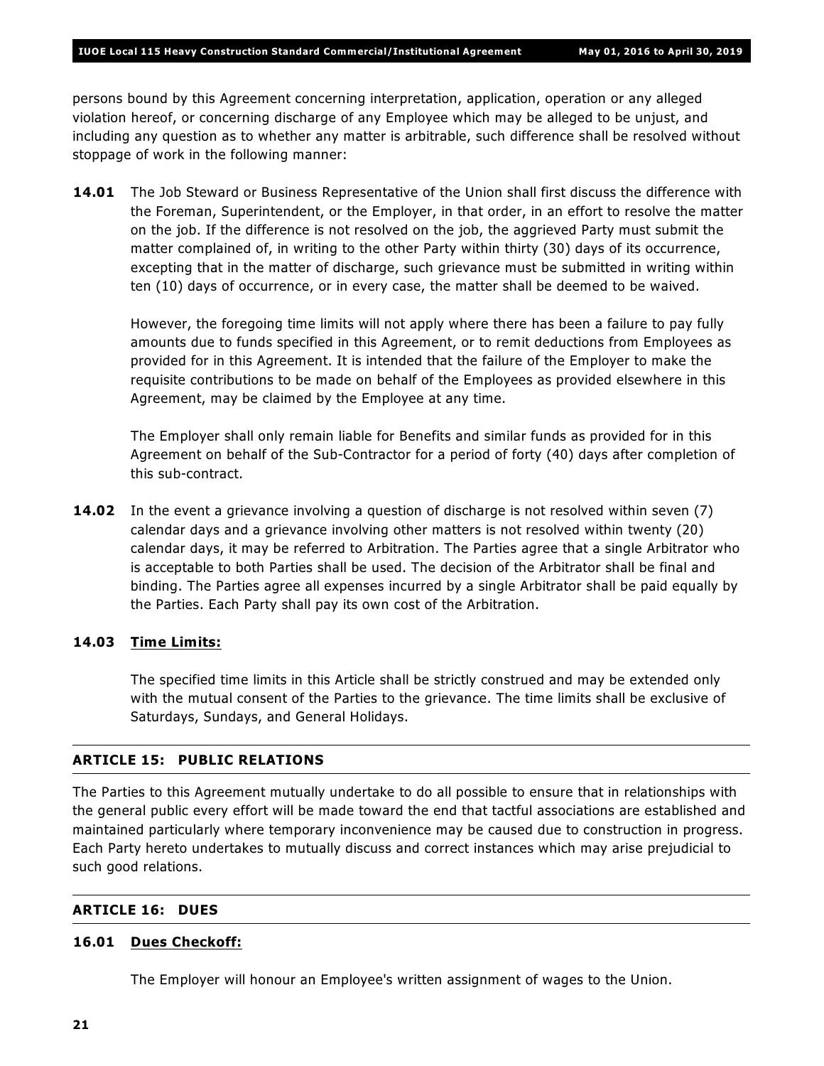persons bound by this Agreement concerning interpretation, application, operation or any alleged violation hereof, or concerning discharge of any Employee which may be alleged to be unjust, and including any question as to whether any matter is arbitrable, such difference shall be resolved without stoppage of work in the following manner:

**14.01** The Job Steward or Business Representative of the Union shall first discuss the difference with the Foreman, Superintendent, or the Employer, in that order, in an effort to resolve the matter on the job. If the difference is not resolved on the job, the aggrieved Party must submit the matter complained of, in writing to the other Party within thirty (30) days of its occurrence, excepting that in the matter of discharge, such grievance must be submitted in writing within ten (10) days of occurrence, or in every case, the matter shall be deemed to be waived.

However, the foregoing time limits will not apply where there has been a failure to pay fully amounts due to funds specified in this Agreement, or to remit deductions from Employees as provided for in this Agreement. It is intended that the failure of the Employer to make the requisite contributions to be made on behalf of the Employees as provided elsewhere in this Agreement, may be claimed by the Employee at any time.

The Employer shall only remain liable for Benefits and similar funds as provided for in this Agreement on behalf of the Sub-Contractor for a period of forty (40) days after completion of this sub-contract.

**14.02** In the event a grievance involving a question of discharge is not resolved within seven (7) calendar days and a grievance involving other matters is not resolved within twenty (20) calendar days, it may be referred to Arbitration. The Parties agree that a single Arbitrator who is acceptable to both Parties shall be used. The decision of the Arbitrator shall be final and binding. The Parties agree all expenses incurred by a single Arbitrator shall be paid equally by the Parties. Each Party shall pay its own cost of the Arbitration.

**14.03 Time Limits:**

The specified time limits in this Article shall be strictly construed and may be extended only with the mutual consent of the Parties to the grievance. The time limits shall be exclusive of Saturdays, Sundays, and General Holidays.

## ARTICLE 15: PUBLIC RELATIONS

The Parties to this Agreement mutually undertake to do all possible to ensure that in relationships with the general public every effort will be made toward the end that tactful associations are established and maintained particularly where temporary inconvenience may be caused due to construction in progress. Each Party hereto undertakes to mutually discuss and correct instances which may arise prejudicial to such good relations.

## ARTICLE 16: DUES

**16.01 Dues Checkoff:**

The Employer will honour an Employee's written assignment of wages to the Union.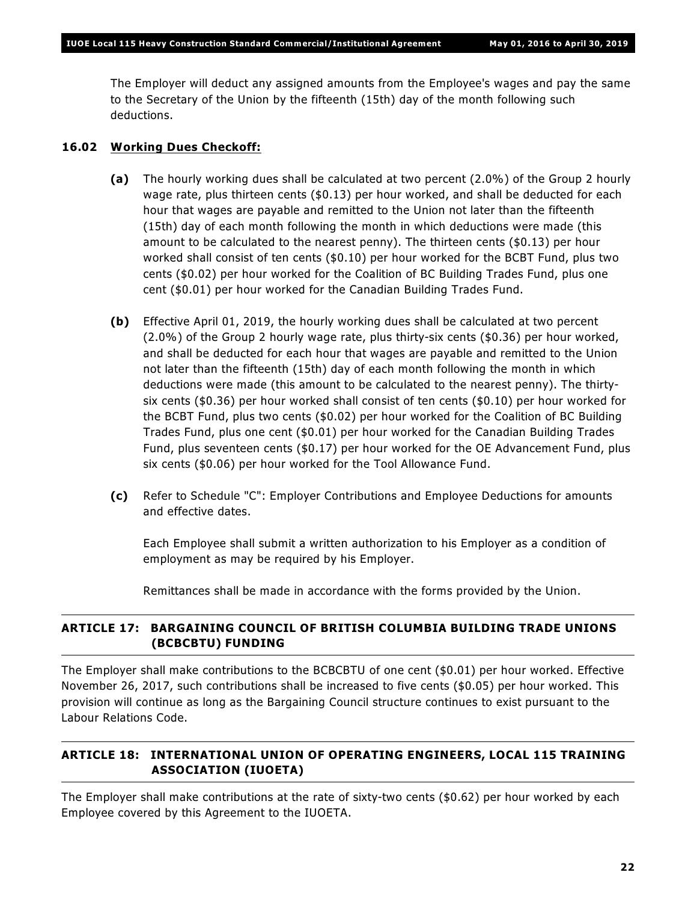The Employer will deduct any assigned amounts from the Employee's wages and pay the same to the Secretary of the Union by the fifteenth (15th) day of the month following such deductions.

### 16.02 Working Dues Checkoff:

**(a)** The hourly working dues shall be calculated at two percent (2.0%) of the Group 2 hourly wage rate, plus thirteen cents ($0.13) per hour worked, and shall be deducted for each hour that wages are payable and remitted to the Union not later than the fifteenth (15th) day of each month following the month in which deductions were made (this amount to be calculated to the nearest penny). The thirteen cents ($0.13) per hour worked shall consist of ten cents ($0.10) per hour worked for the BCBT Fund, plus two cents ($0.02) per hour worked for the Coalition of BC Building Trades Fund, plus one cent ($0.01) per hour worked for the Canadian Building Trades Fund.

**(b)** Effective April 01, 2019, the hourly working dues shall be calculated at two percent (2.0%) of the Group 2 hourly wage rate, plus thirty-six cents ($0.36) per hour worked, and shall be deducted for each hour that wages are payable and remitted to the Union not later than the fifteenth (15th) day of each month following the month in which deductions were made (this amount to be calculated to the nearest penny). The thirty-six cents ($0.36) per hour worked shall consist of ten cents ($0.10) per hour worked for the BCBT Fund, plus two cents ($0.02) per hour worked for the Coalition of BC Building Trades Fund, plus one cent ($0.01) per hour worked for the Canadian Building Trades Fund, plus seventeen cents ($0.17) per hour worked for the OE Advancement Fund, plus six cents ($0.06) per hour worked for the Tool Allowance Fund.

**(c)** Refer to Schedule "C": Employer Contributions and Employee Deductions for amounts and effective dates.

Each Employee shall submit a written authorization to his Employer as a condition of employment as may be required by his Employer.

Remittances shall be made in accordance with the forms provided by the Union.

## ARTICLE 17: BARGAINING COUNCIL OF BRITISH COLUMBIA BUILDING TRADE UNIONS (BCBCBTU) FUNDING

The Employer shall make contributions to the BCBCBTU of one cent ($0.01) per hour worked. Effective November 26, 2017, such contributions shall be increased to five cents ($0.05) per hour worked. This provision will continue as long as the Bargaining Council structure continues to exist pursuant to the Labour Relations Code.

## ARTICLE 18: INTERNATIONAL UNION OF OPERATING ENGINEERS, LOCAL 115 TRAINING ASSOCIATION (IUOETA)

The Employer shall make contributions at the rate of sixty-two cents ($0.62) per hour worked by each Employee covered by this Agreement to the IUOETA.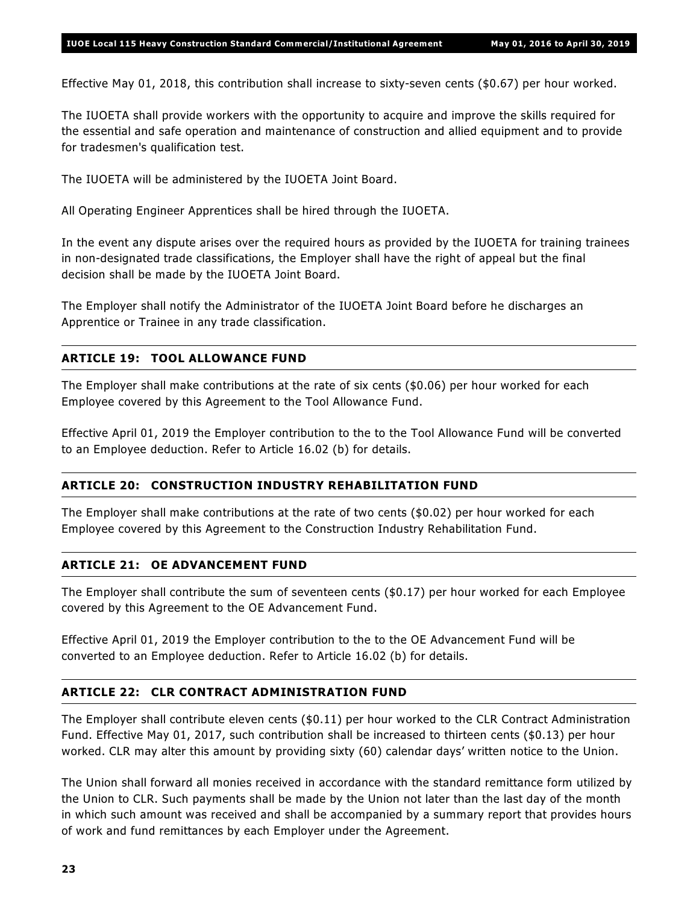Effective May 01, 2018, this contribution shall increase to sixty-seven cents ($0.67) per hour worked.

The IUOETA shall provide workers with the opportunity to acquire and improve the skills required for the essential and safe operation and maintenance of construction and allied equipment and to provide for tradesmen's qualification test.

The IUOETA will be administered by the IUOETA Joint Board.

All Operating Engineer Apprentices shall be hired through the IUOETA.

In the event any dispute arises over the required hours as provided by the IUOETA for training trainees in non-designated trade classifications, the Employer shall have the right of appeal but the final decision shall be made by the IUOETA Joint Board.

The Employer shall notify the Administrator of the IUOETA Joint Board before he discharges an Apprentice or Trainee in any trade classification.

## ARTICLE 19: TOOL ALLOWANCE FUND

The Employer shall make contributions at the rate of six cents ($0.06) per hour worked for each Employee covered by this Agreement to the Tool Allowance Fund.

Effective April 01, 2019 the Employer contribution to the to the Tool Allowance Fund will be converted to an Employee deduction. Refer to Article 16.02 (b) for details.

## ARTICLE 20: CONSTRUCTION INDUSTRY REHABILITATION FUND

The Employer shall make contributions at the rate of two cents ($0.02) per hour worked for each Employee covered by this Agreement to the Construction Industry Rehabilitation Fund.

## ARTICLE 21: OE ADVANCEMENT FUND

The Employer shall contribute the sum of seventeen cents ($0.17) per hour worked for each Employee covered by this Agreement to the OE Advancement Fund.

Effective April 01, 2019 the Employer contribution to the to the OE Advancement Fund will be converted to an Employee deduction. Refer to Article 16.02 (b) for details.

## ARTICLE 22: CLR CONTRACT ADMINISTRATION FUND

The Employer shall contribute eleven cents ($0.11) per hour worked to the CLR Contract Administration Fund. Effective May 01, 2017, such contribution shall be increased to thirteen cents ($0.13) per hour worked. CLR may alter this amount by providing sixty (60) calendar days' written notice to the Union.

The Union shall forward all monies received in accordance with the standard remittance form utilized by the Union to CLR. Such payments shall be made by the Union not later than the last day of the month in which such amount was received and shall be accompanied by a summary report that provides hours of work and fund remittances by each Employer under the Agreement.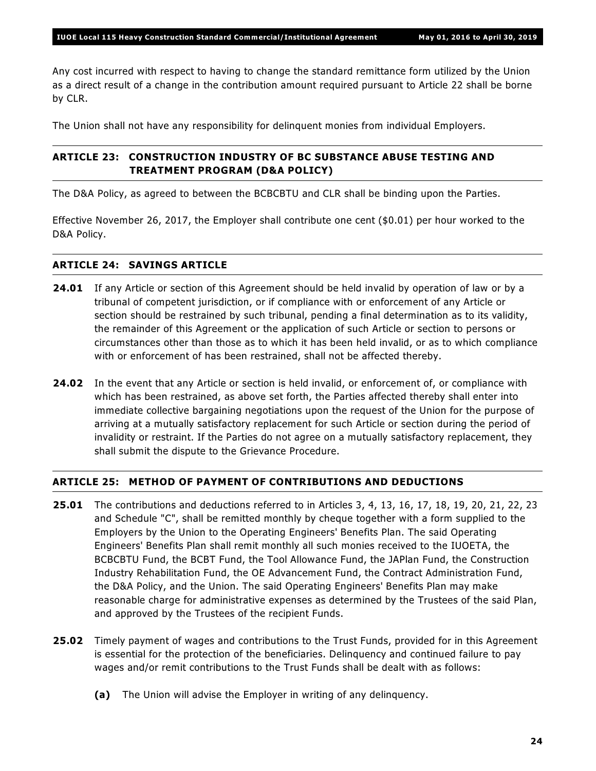Any cost incurred with respect to having to change the standard remittance form utilized by the Union as a direct result of a change in the contribution amount required pursuant to Article 22 shall be borne by CLR.

The Union shall not have any responsibility for delinquent monies from individual Employers.

## ARTICLE 23: CONSTRUCTION INDUSTRY OF BC SUBSTANCE ABUSE TESTING AND TREATMENT PROGRAM (D&A POLICY)

The D&A Policy, as agreed to between the BCBCBTU and CLR shall be binding upon the Parties.

Effective November 26, 2017, the Employer shall contribute one cent ($0.01) per hour worked to the D&A Policy.

## ARTICLE 24: SAVINGS ARTICLE

**24.01** If any Article or section of this Agreement should be held invalid by operation of law or by a tribunal of competent jurisdiction, or if compliance with or enforcement of any Article or section should be restrained by such tribunal, pending a final determination as to its validity, the remainder of this Agreement or the application of such Article or section to persons or circumstances other than those as to which it has been held invalid, or as to which compliance with or enforcement of has been restrained, shall not be affected thereby.

**24.02** In the event that any Article or section is held invalid, or enforcement of, or compliance with which has been restrained, as above set forth, the Parties affected thereby shall enter into immediate collective bargaining negotiations upon the request of the Union for the purpose of arriving at a mutually satisfactory replacement for such Article or section during the period of invalidity or restraint. If the Parties do not agree on a mutually satisfactory replacement, they shall submit the dispute to the Grievance Procedure.

## ARTICLE 25: METHOD OF PAYMENT OF CONTRIBUTIONS AND DEDUCTIONS

**25.01** The contributions and deductions referred to in Articles 3, 4, 13, 16, 17, 18, 19, 20, 21, 22, 23 and Schedule "C", shall be remitted monthly by cheque together with a form supplied to the Employers by the Union to the Operating Engineers' Benefits Plan. The said Operating Engineers' Benefits Plan shall remit monthly all such monies received to the IUOETA, the BCBCBTU Fund, the BCBT Fund, the Tool Allowance Fund, the JAPlan Fund, the Construction Industry Rehabilitation Fund, the OE Advancement Fund, the Contract Administration Fund, the D&A Policy, and the Union. The said Operating Engineers' Benefits Plan may make reasonable charge for administrative expenses as determined by the Trustees of the said Plan, and approved by the Trustees of the recipient Funds.

**25.02** Timely payment of wages and contributions to the Trust Funds, provided for in this Agreement is essential for the protection of the beneficiaries. Delinquency and continued failure to pay wages and/or remit contributions to the Trust Funds shall be dealt with as follows:

- **(a)** The Union will advise the Employer in writing of any delinquency.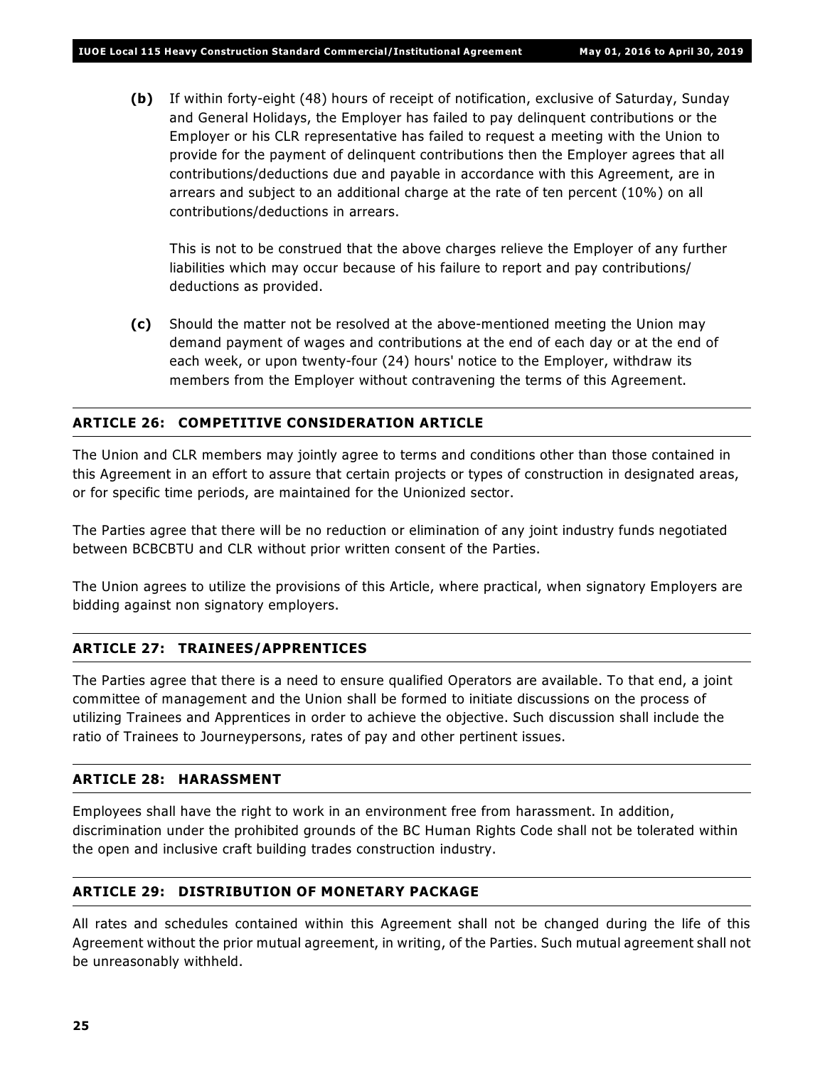**(b)** If within forty-eight (48) hours of receipt of notification, exclusive of Saturday, Sunday and General Holidays, the Employer has failed to pay delinquent contributions or the Employer or his CLR representative has failed to request a meeting with the Union to provide for the payment of delinquent contributions then the Employer agrees that all contributions/deductions due and payable in accordance with this Agreement, are in arrears and subject to an additional charge at the rate of ten percent (10%) on all contributions/deductions in arrears.

This is not to be construed that the above charges relieve the Employer of any further liabilities which may occur because of his failure to report and pay contributions/ deductions as provided.

**(c)** Should the matter not be resolved at the above-mentioned meeting the Union may demand payment of wages and contributions at the end of each day or at the end of each week, or upon twenty-four (24) hours' notice to the Employer, withdraw its members from the Employer without contravening the terms of this Agreement.

## ARTICLE 26: COMPETITIVE CONSIDERATION ARTICLE

The Union and CLR members may jointly agree to terms and conditions other than those contained in this Agreement in an effort to assure that certain projects or types of construction in designated areas, or for specific time periods, are maintained for the Unionized sector.

The Parties agree that there will be no reduction or elimination of any joint industry funds negotiated between BCBCBTU and CLR without prior written consent of the Parties.

The Union agrees to utilize the provisions of this Article, where practical, when signatory Employers are bidding against non signatory employers.

## ARTICLE 27: TRAINEES/APPRENTICES

The Parties agree that there is a need to ensure qualified Operators are available. To that end, a joint committee of management and the Union shall be formed to initiate discussions on the process of utilizing Trainees and Apprentices in order to achieve the objective. Such discussion shall include the ratio of Trainees to Journeypersons, rates of pay and other pertinent issues.

## ARTICLE 28: HARASSMENT

Employees shall have the right to work in an environment free from harassment. In addition, discrimination under the prohibited grounds of the BC Human Rights Code shall not be tolerated within the open and inclusive craft building trades construction industry.

## ARTICLE 29: DISTRIBUTION OF MONETARY PACKAGE

All rates and schedules contained within this Agreement shall not be changed during the life of this Agreement without the prior mutual agreement, in writing, of the Parties. Such mutual agreement shall not be unreasonably withheld.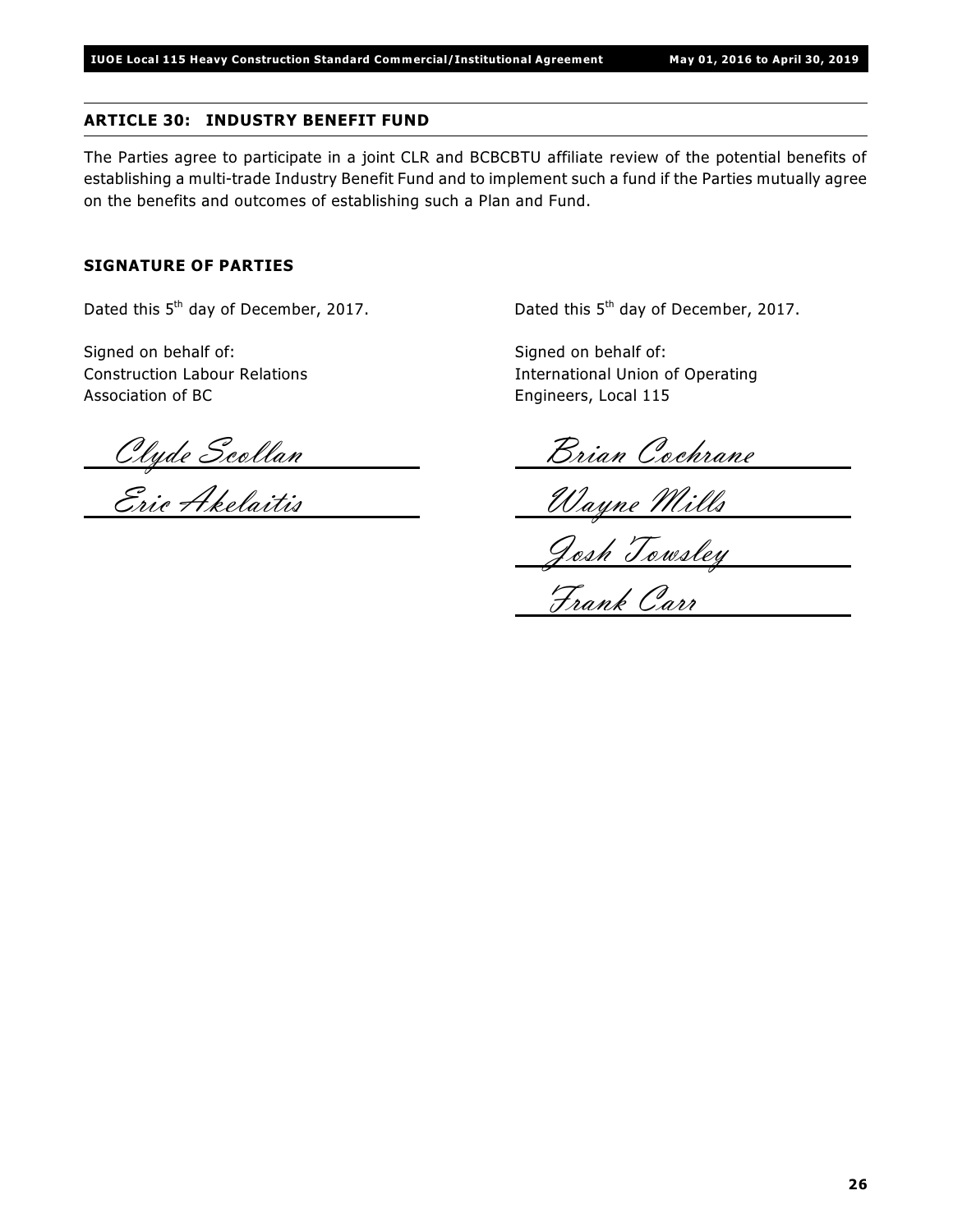## ARTICLE 30: INDUSTRY BENEFIT FUND

The Parties agree to participate in a joint CLR and BCBCBTU affiliate review of the potential benefits of establishing a multi-trade Industry Benefit Fund and to implement such a fund if the Parties mutually agree on the benefits and outcomes of establishing such a Plan and Fund.

## SIGNATURE OF PARTIES

Dated this 5th day of December, 2017.

Signed on behalf of:
Construction Labour Relations
Association of BC

Clyde Scollan

Eric Akelaitis

Dated this 5th day of December, 2017.

Signed on behalf of:
International Union of Operating
Engineers, Local 115

Brian Cochrane

Wayne Mills

Josh Towsley

Frank Carr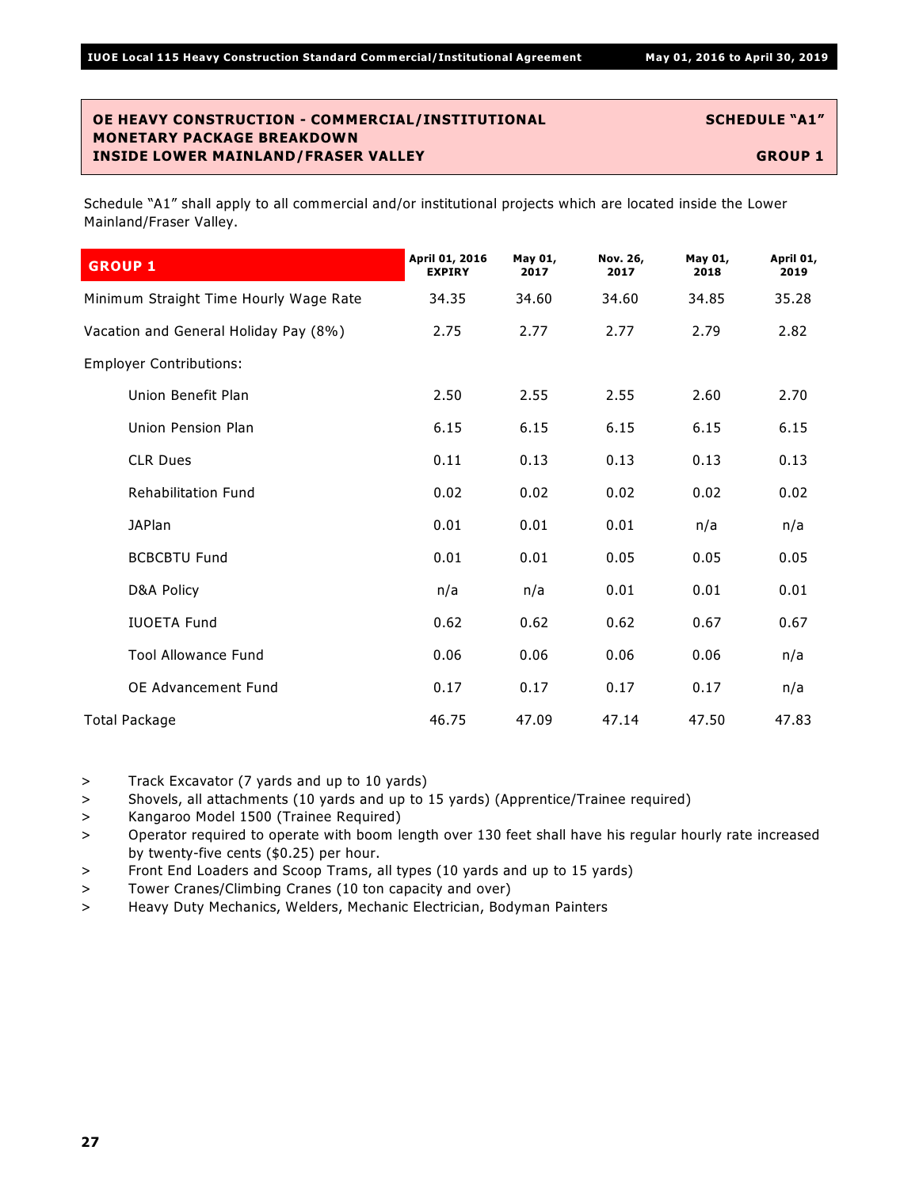## OE HEAVY CONSTRUCTION - COMMERCIAL/INSTITUTIONAL MONETARY PACKAGE BREAKDOWN INSIDE LOWER MAINLAND/FRASER VALLEY

**SCHEDULE "A1"**

**GROUP 1**

Schedule "A1" shall apply to all commercial and/or institutional projects which are located inside the Lower Mainland/Fraser Valley.

| GROUP 1 | April 01, 2016 EXPIRY | May 01, 2017 | Nov. 26, 2017 | May 01, 2018 | April 01, 2019 |
|---|---|---|---|---|---|
| Minimum Straight Time Hourly Wage Rate | 34.35 | 34.60 | 34.60 | 34.85 | 35.28 |
| Vacation and General Holiday Pay (8%) | 2.75 | 2.77 | 2.77 | 2.79 | 2.82 |
| Employer Contributions: | | | | | |
| Union Benefit Plan | 2.50 | 2.55 | 2.55 | 2.60 | 2.70 |
| Union Pension Plan | 6.15 | 6.15 | 6.15 | 6.15 | 6.15 |
| CLR Dues | 0.11 | 0.13 | 0.13 | 0.13 | 0.13 |
| Rehabilitation Fund | 0.02 | 0.02 | 0.02 | 0.02 | 0.02 |
| JAPlan | 0.01 | 0.01 | 0.01 | n/a | n/a |
| BCBCBTU Fund | 0.01 | 0.01 | 0.05 | 0.05 | 0.05 |
| D&A Policy | n/a | n/a | 0.01 | 0.01 | 0.01 |
| IUOETA Fund | 0.62 | 0.62 | 0.62 | 0.67 | 0.67 |
| Tool Allowance Fund | 0.06 | 0.06 | 0.06 | 0.06 | n/a |
| OE Advancement Fund | 0.17 | 0.17 | 0.17 | 0.17 | n/a |
| Total Package | 46.75 | 47.09 | 47.14 | 47.50 | 47.83 |

- Track Excavator (7 yards and up to 10 yards)
- Shovels, all attachments (10 yards and up to 15 yards) (Apprentice/Trainee required)
- Kangaroo Model 1500 (Trainee Required)
- Operator required to operate with boom length over 130 feet shall have his regular hourly rate increased by twenty-five cents ($0.25) per hour.
- Front End Loaders and Scoop Trams, all types (10 yards and up to 15 yards)
- Tower Cranes/Climbing Cranes (10 ton capacity and over)
- Heavy Duty Mechanics, Welders, Mechanic Electrician, Bodyman Painters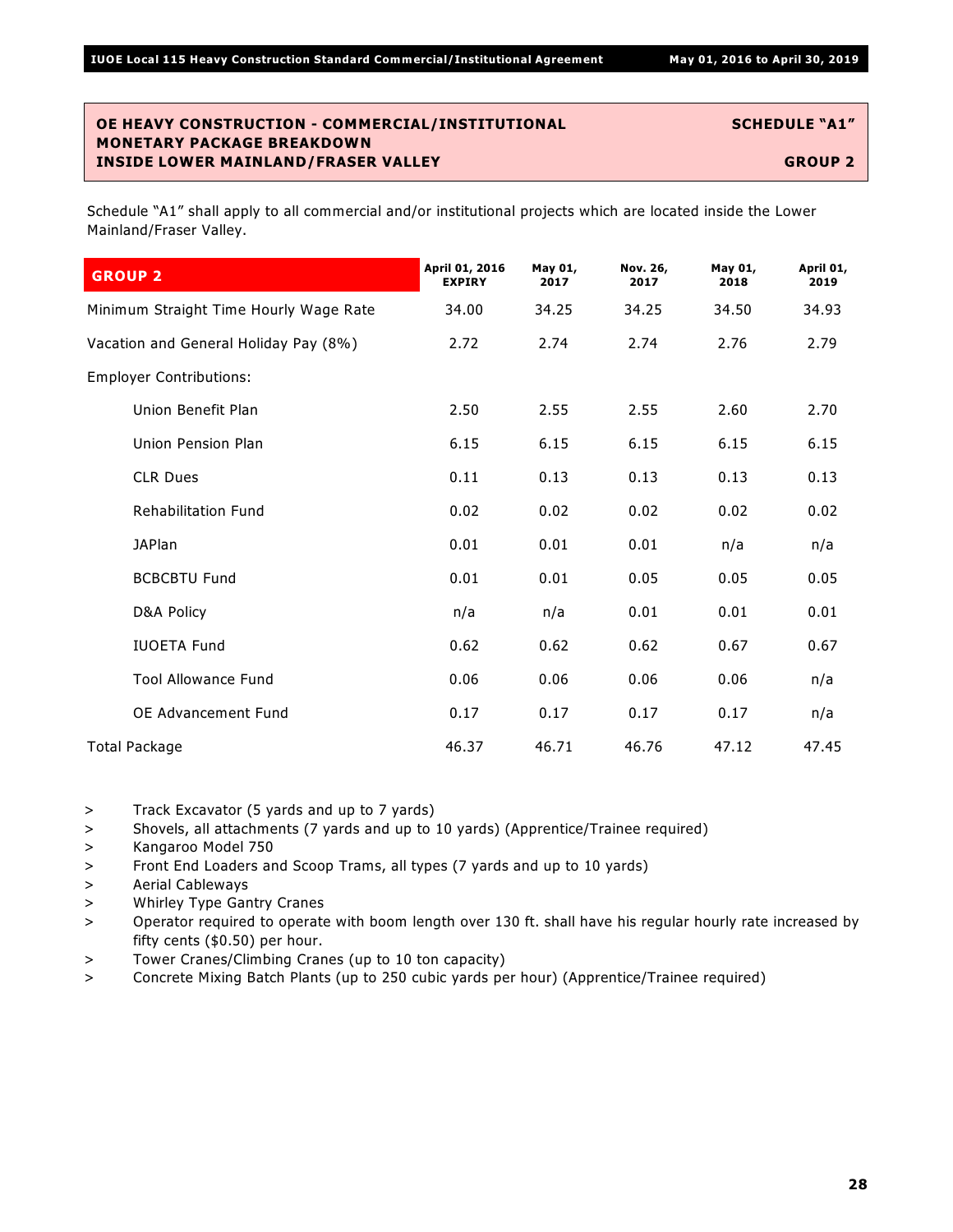**OE HEAVY CONSTRUCTION - COMMERCIAL/INSTITUTIONAL MONETARY PACKAGE BREAKDOWN INSIDE LOWER MAINLAND/FRASER VALLEY**

**SCHEDULE "A1"**

**GROUP 2**

Schedule "A1" shall apply to all commercial and/or institutional projects which are located inside the Lower Mainland/Fraser Valley.

| GROUP 2 | April 01, 2016 EXPIRY | May 01, 2017 | Nov. 26, 2017 | May 01, 2018 | April 01, 2019 |
|---|---|---|---|---|---|
| Minimum Straight Time Hourly Wage Rate | 34.00 | 34.25 | 34.25 | 34.50 | 34.93 |
| Vacation and General Holiday Pay (8%) | 2.72 | 2.74 | 2.74 | 2.76 | 2.79 |
| Employer Contributions: | | | | | |
| Union Benefit Plan | 2.50 | 2.55 | 2.55 | 2.60 | 2.70 |
| Union Pension Plan | 6.15 | 6.15 | 6.15 | 6.15 | 6.15 |
| CLR Dues | 0.11 | 0.13 | 0.13 | 0.13 | 0.13 |
| Rehabilitation Fund | 0.02 | 0.02 | 0.02 | 0.02 | 0.02 |
| JAPlan | 0.01 | 0.01 | 0.01 | n/a | n/a |
| BCBCBTU Fund | 0.01 | 0.01 | 0.05 | 0.05 | 0.05 |
| D&A Policy | n/a | n/a | 0.01 | 0.01 | 0.01 |
| IUOETA Fund | 0.62 | 0.62 | 0.62 | 0.67 | 0.67 |
| Tool Allowance Fund | 0.06 | 0.06 | 0.06 | 0.06 | n/a |
| OE Advancement Fund | 0.17 | 0.17 | 0.17 | 0.17 | n/a |
| Total Package | 46.37 | 46.71 | 46.76 | 47.12 | 47.45 |

> Track Excavator (5 yards and up to 7 yards)
> Shovels, all attachments (7 yards and up to 10 yards) (Apprentice/Trainee required)
> Kangaroo Model 750
> Front End Loaders and Scoop Trams, all types (7 yards and up to 10 yards)
> Aerial Cableways
> Whirley Type Gantry Cranes
> Operator required to operate with boom length over 130 ft. shall have his regular hourly rate increased by fifty cents ($0.50) per hour.
> Tower Cranes/Climbing Cranes (up to 10 ton capacity)
> Concrete Mixing Batch Plants (up to 250 cubic yards per hour) (Apprentice/Trainee required)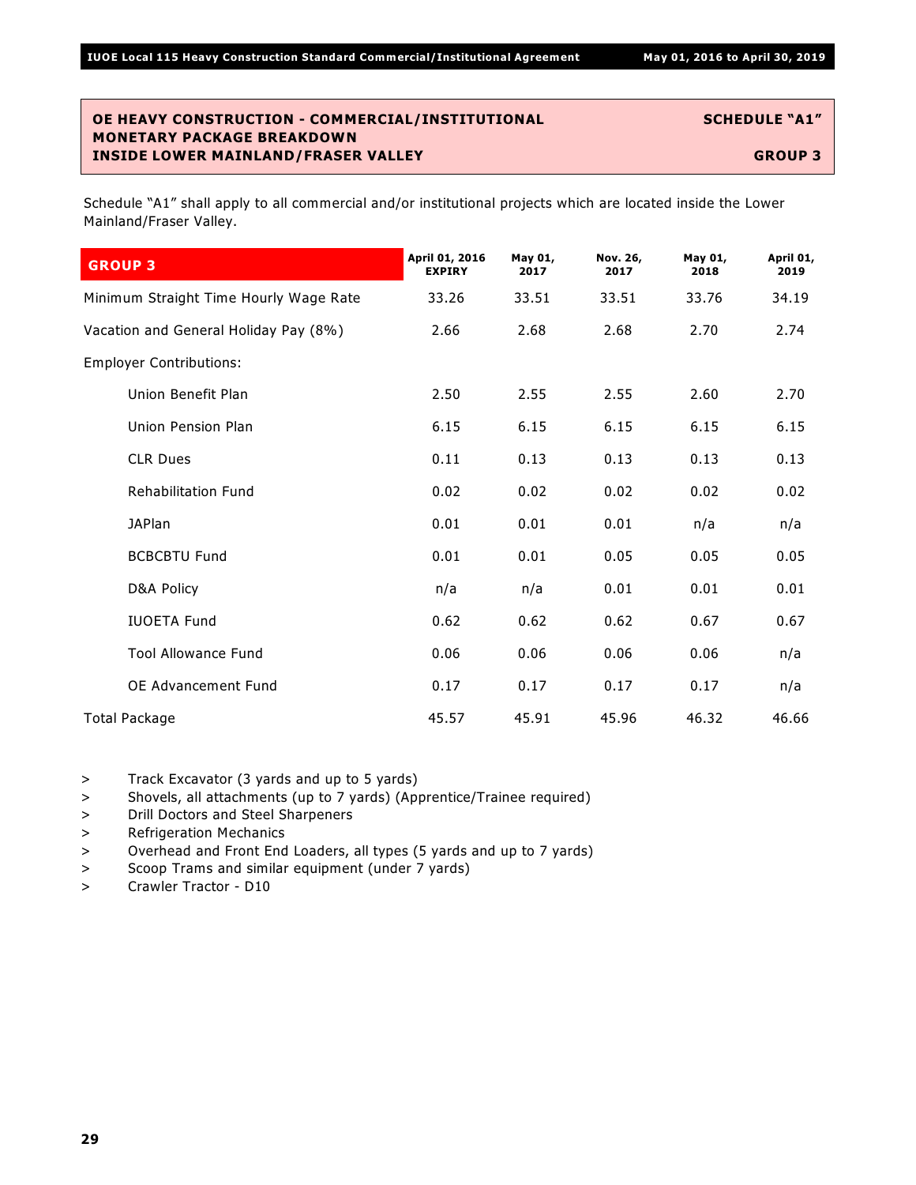**OE HEAVY CONSTRUCTION - COMMERCIAL/INSTITUTIONAL MONETARY PACKAGE BREAKDOWN INSIDE LOWER MAINLAND/FRASER VALLEY**

**SCHEDULE "A1"**

**GROUP 3**

Schedule "A1" shall apply to all commercial and/or institutional projects which are located inside the Lower Mainland/Fraser Valley.

| GROUP 3 | April 01, 2016 EXPIRY | May 01, 2017 | Nov. 26, 2017 | May 01, 2018 | April 01, 2019 |
|---|---|---|---|---|---|
| Minimum Straight Time Hourly Wage Rate | 33.26 | 33.51 | 33.51 | 33.76 | 34.19 |
| Vacation and General Holiday Pay (8%) | 2.66 | 2.68 | 2.68 | 2.70 | 2.74 |
| Employer Contributions: | | | | | |
| Union Benefit Plan | 2.50 | 2.55 | 2.55 | 2.60 | 2.70 |
| Union Pension Plan | 6.15 | 6.15 | 6.15 | 6.15 | 6.15 |
| CLR Dues | 0.11 | 0.13 | 0.13 | 0.13 | 0.13 |
| Rehabilitation Fund | 0.02 | 0.02 | 0.02 | 0.02 | 0.02 |
| JAPlan | 0.01 | 0.01 | 0.01 | n/a | n/a |
| BCBCBTU Fund | 0.01 | 0.01 | 0.05 | 0.05 | 0.05 |
| D&A Policy | n/a | n/a | 0.01 | 0.01 | 0.01 |
| IUOETA Fund | 0.62 | 0.62 | 0.62 | 0.67 | 0.67 |
| Tool Allowance Fund | 0.06 | 0.06 | 0.06 | 0.06 | n/a |
| OE Advancement Fund | 0.17 | 0.17 | 0.17 | 0.17 | n/a |
| Total Package | 45.57 | 45.91 | 45.96 | 46.32 | 46.66 |

> Track Excavator (3 yards and up to 5 yards)
> Shovels, all attachments (up to 7 yards) (Apprentice/Trainee required)
> Drill Doctors and Steel Sharpeners
> Refrigeration Mechanics
> Overhead and Front End Loaders, all types (5 yards and up to 7 yards)
> Scoop Trams and similar equipment (under 7 yards)
> Crawler Tractor - D10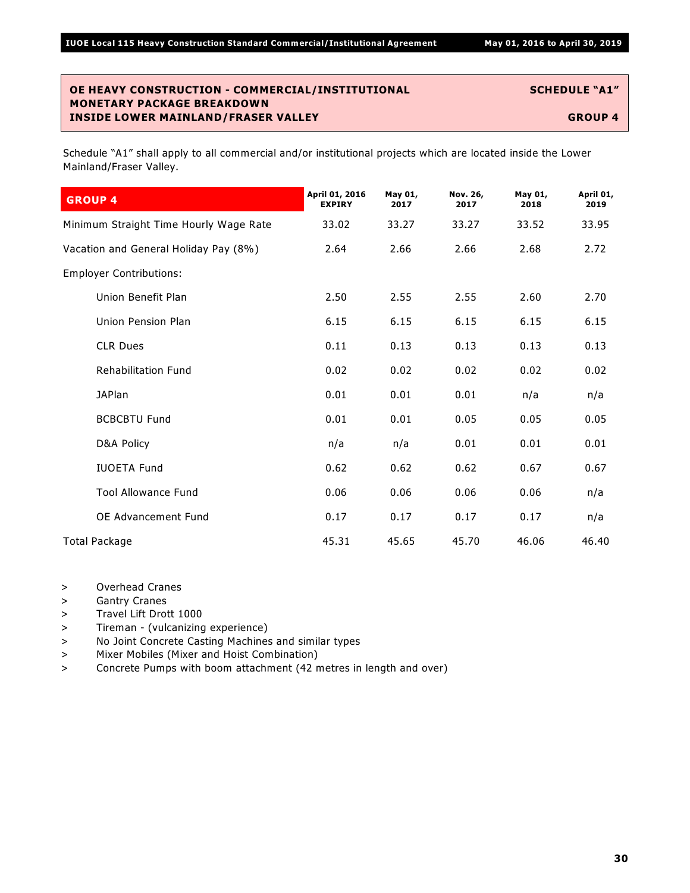## OE HEAVY CONSTRUCTION - COMMERCIAL/INSTITUTIONAL MONETARY PACKAGE BREAKDOWN INSIDE LOWER MAINLAND/FRASER VALLEY

**SCHEDULE "A1"**

**GROUP 4**

Schedule "A1" shall apply to all commercial and/or institutional projects which are located inside the Lower Mainland/Fraser Valley.

| GROUP 4 | April 01, 2016 EXPIRY | May 01, 2017 | Nov. 26, 2017 | May 01, 2018 | April 01, 2019 |
|---|---|---|---|---|---|
| Minimum Straight Time Hourly Wage Rate | 33.02 | 33.27 | 33.27 | 33.52 | 33.95 |
| Vacation and General Holiday Pay (8%) | 2.64 | 2.66 | 2.66 | 2.68 | 2.72 |
| Employer Contributions: | | | | | |
| Union Benefit Plan | 2.50 | 2.55 | 2.55 | 2.60 | 2.70 |
| Union Pension Plan | 6.15 | 6.15 | 6.15 | 6.15 | 6.15 |
| CLR Dues | 0.11 | 0.13 | 0.13 | 0.13 | 0.13 |
| Rehabilitation Fund | 0.02 | 0.02 | 0.02 | 0.02 | 0.02 |
| JAPlan | 0.01 | 0.01 | 0.01 | n/a | n/a |
| BCBCBTU Fund | 0.01 | 0.01 | 0.05 | 0.05 | 0.05 |
| D&A Policy | n/a | n/a | 0.01 | 0.01 | 0.01 |
| IUOETA Fund | 0.62 | 0.62 | 0.62 | 0.67 | 0.67 |
| Tool Allowance Fund | 0.06 | 0.06 | 0.06 | 0.06 | n/a |
| OE Advancement Fund | 0.17 | 0.17 | 0.17 | 0.17 | n/a |
| Total Package | 45.31 | 45.65 | 45.70 | 46.06 | 46.40 |

> Overhead Cranes
> Gantry Cranes
> Travel Lift Drott 1000
> Tireman - (vulcanizing experience)
> No Joint Concrete Casting Machines and similar types
> Mixer Mobiles (Mixer and Hoist Combination)
> Concrete Pumps with boom attachment (42 metres in length and over)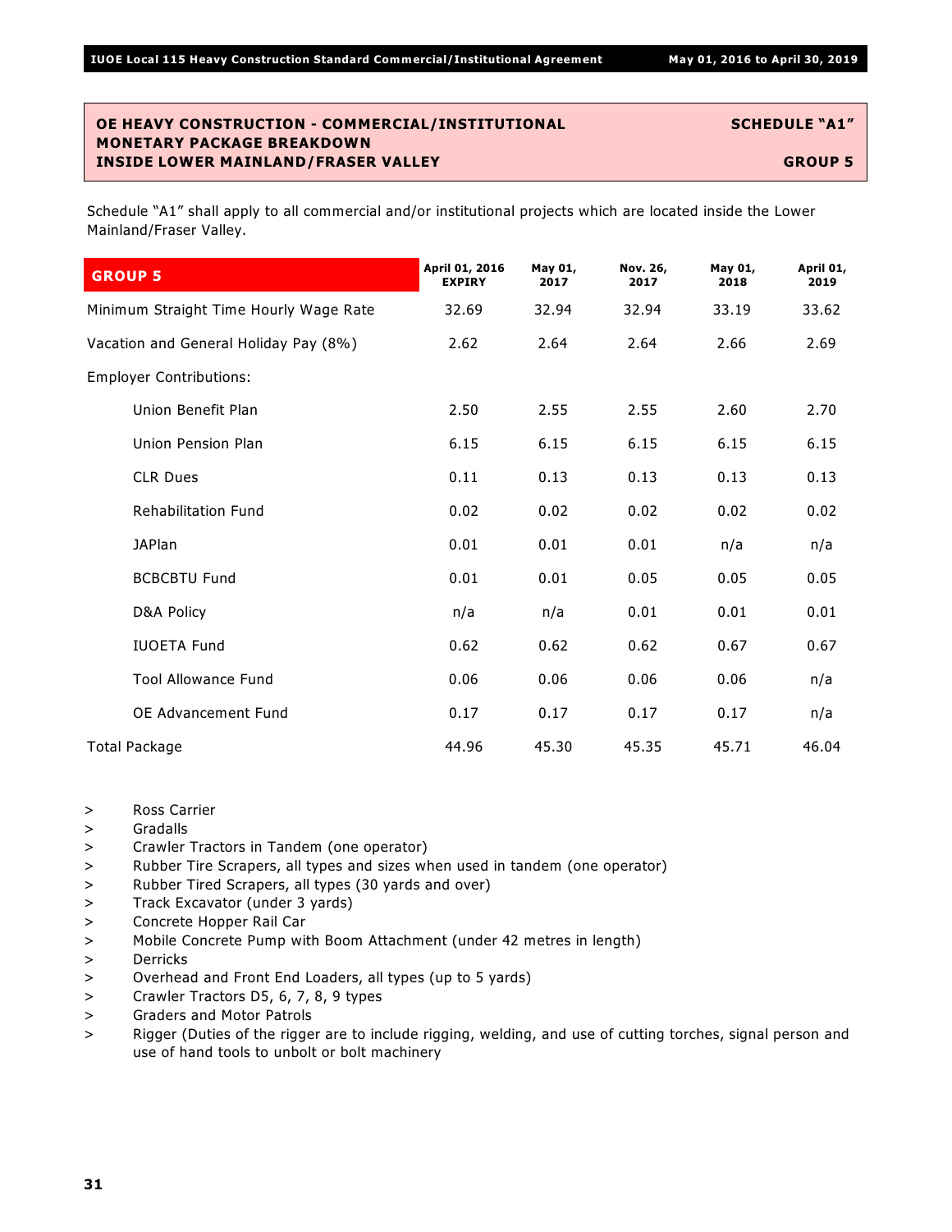## OE HEAVY CONSTRUCTION - COMMERCIAL/INSTITUTIONAL MONETARY PACKAGE BREAKDOWN INSIDE LOWER MAINLAND/FRASER VALLEY

**SCHEDULE "A1"**

**GROUP 5**

Schedule "A1" shall apply to all commercial and/or institutional projects which are located inside the Lower Mainland/Fraser Valley.

| GROUP 5 | April 01, 2016 EXPIRY | May 01, 2017 | Nov. 26, 2017 | May 01, 2018 | April 01, 2019 |
|---|---|---|---|---|---|
| Minimum Straight Time Hourly Wage Rate | 32.69 | 32.94 | 32.94 | 33.19 | 33.62 |
| Vacation and General Holiday Pay (8%) | 2.62 | 2.64 | 2.64 | 2.66 | 2.69 |
| Employer Contributions: | | | | | |
| Union Benefit Plan | 2.50 | 2.55 | 2.55 | 2.60 | 2.70 |
| Union Pension Plan | 6.15 | 6.15 | 6.15 | 6.15 | 6.15 |
| CLR Dues | 0.11 | 0.13 | 0.13 | 0.13 | 0.13 |
| Rehabilitation Fund | 0.02 | 0.02 | 0.02 | 0.02 | 0.02 |
| JAPlan | 0.01 | 0.01 | 0.01 | n/a | n/a |
| BCBCBTU Fund | 0.01 | 0.01 | 0.05 | 0.05 | 0.05 |
| D&A Policy | n/a | n/a | 0.01 | 0.01 | 0.01 |
| IUOETA Fund | 0.62 | 0.62 | 0.62 | 0.67 | 0.67 |
| Tool Allowance Fund | 0.06 | 0.06 | 0.06 | 0.06 | n/a |
| OE Advancement Fund | 0.17 | 0.17 | 0.17 | 0.17 | n/a |
| Total Package | 44.96 | 45.30 | 45.35 | 45.71 | 46.04 |

> Ross Carrier
> Gradalls
> Crawler Tractors in Tandem (one operator)
> Rubber Tire Scrapers, all types and sizes when used in tandem (one operator)
> Rubber Tired Scrapers, all types (30 yards and over)
> Track Excavator (under 3 yards)
> Concrete Hopper Rail Car
> Mobile Concrete Pump with Boom Attachment (under 42 metres in length)
> Derricks
> Overhead and Front End Loaders, all types (up to 5 yards)
> Crawler Tractors D5, 6, 7, 8, 9 types
> Graders and Motor Patrols
> Rigger (Duties of the rigger are to include rigging, welding, and use of cutting torches, signal person and use of hand tools to unbolt or bolt machinery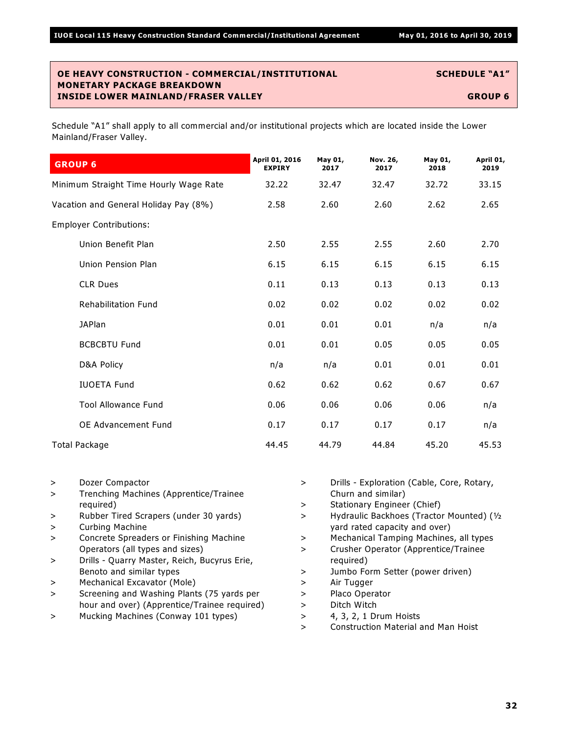## OE HEAVY CONSTRUCTION - COMMERCIAL/INSTITUTIONAL MONETARY PACKAGE BREAKDOWN INSIDE LOWER MAINLAND/FRASER VALLEY

**SCHEDULE "A1"**

**GROUP 6**

Schedule "A1" shall apply to all commercial and/or institutional projects which are located inside the Lower Mainland/Fraser Valley.

| GROUP 6 | April 01, 2016 EXPIRY | May 01, 2017 | Nov. 26, 2017 | May 01, 2018 | April 01, 2019 |
|---|---|---|---|---|---|
| Minimum Straight Time Hourly Wage Rate | 32.22 | 32.47 | 32.47 | 32.72 | 33.15 |
| Vacation and General Holiday Pay (8%) | 2.58 | 2.60 | 2.60 | 2.62 | 2.65 |
| Employer Contributions: | | | | | |
| Union Benefit Plan | 2.50 | 2.55 | 2.55 | 2.60 | 2.70 |
| Union Pension Plan | 6.15 | 6.15 | 6.15 | 6.15 | 6.15 |
| CLR Dues | 0.11 | 0.13 | 0.13 | 0.13 | 0.13 |
| Rehabilitation Fund | 0.02 | 0.02 | 0.02 | 0.02 | 0.02 |
| JAPlan | 0.01 | 0.01 | 0.01 | n/a | n/a |
| BCBCBTU Fund | 0.01 | 0.01 | 0.05 | 0.05 | 0.05 |
| D&A Policy | n/a | n/a | 0.01 | 0.01 | 0.01 |
| IUOETA Fund | 0.62 | 0.62 | 0.62 | 0.67 | 0.67 |
| Tool Allowance Fund | 0.06 | 0.06 | 0.06 | 0.06 | n/a |
| OE Advancement Fund | 0.17 | 0.17 | 0.17 | 0.17 | n/a |
| Total Package | 44.45 | 44.79 | 44.84 | 45.20 | 45.53 |

> Dozer Compactor
> Trenching Machines (Apprentice/Trainee required)
> Rubber Tired Scrapers (under 30 yards)
> Curbing Machine
> Concrete Spreaders or Finishing Machine Operators (all types and sizes)
> Drills - Quarry Master, Reich, Bucyrus Erie, Benoto and similar types
> Mechanical Excavator (Mole)
> Screening and Washing Plants (75 yards per hour and over) (Apprentice/Trainee required)
> Mucking Machines (Conway 101 types)
> Drills - Exploration (Cable, Core, Rotary, Churn and similar)
> Stationary Engineer (Chief)
> Hydraulic Backhoes (Tractor Mounted) (½ yard rated capacity and over)
> Mechanical Tamping Machines, all types
> Crusher Operator (Apprentice/Trainee required)
> Jumbo Form Setter (power driven)
> Air Tugger
> Placo Operator
> Ditch Witch
> 4, 3, 2, 1 Drum Hoists
> Construction Material and Man Hoist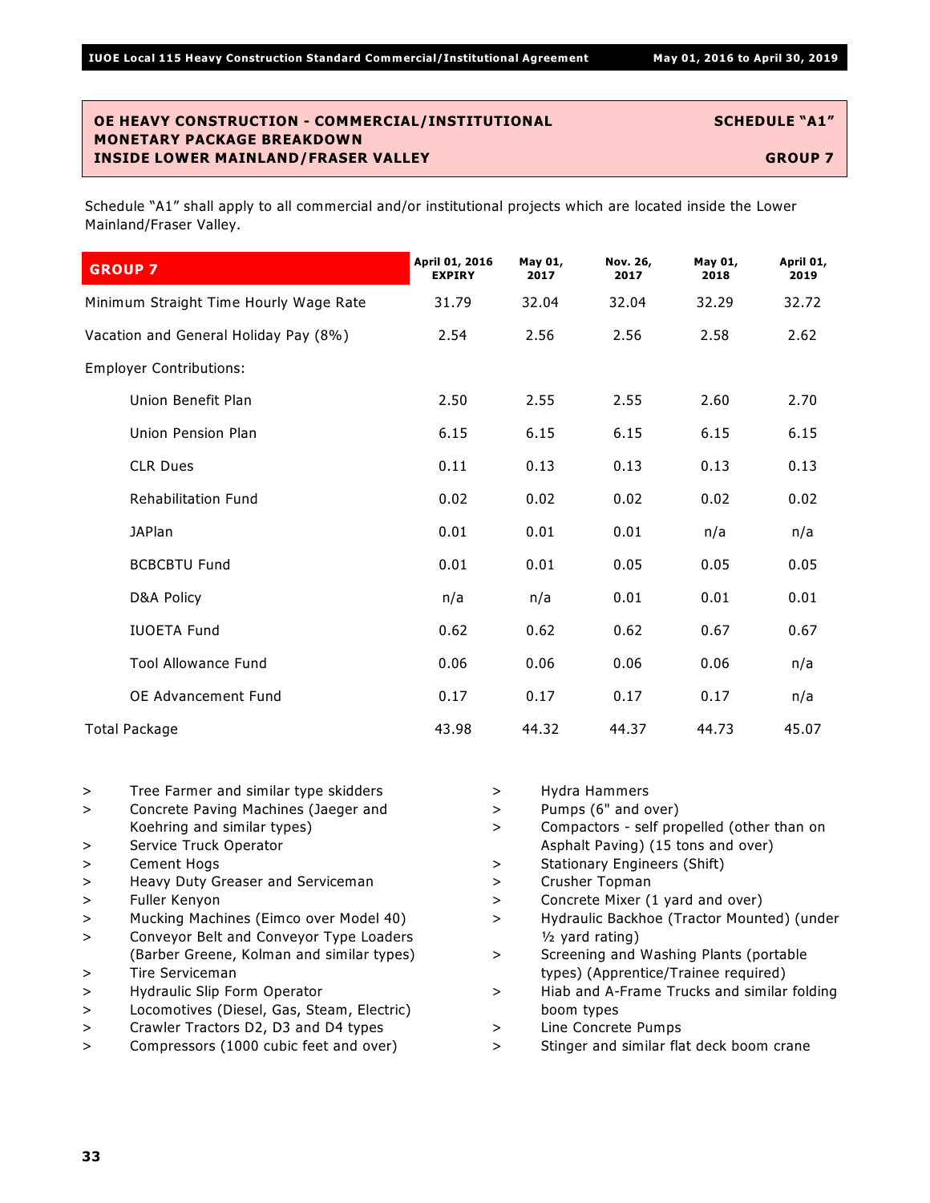## OE HEAVY CONSTRUCTION - COMMERCIAL/INSTITUTIONAL MONETARY PACKAGE BREAKDOWN INSIDE LOWER MAINLAND/FRASER VALLEY

**SCHEDULE "A1"**

**GROUP 7**

Schedule "A1" shall apply to all commercial and/or institutional projects which are located inside the Lower Mainland/Fraser Valley.

| GROUP 7 | April 01, 2016 EXPIRY | May 01, 2017 | Nov. 26, 2017 | May 01, 2018 | April 01, 2019 |
|---|---|---|---|---|---|
| Minimum Straight Time Hourly Wage Rate | 31.79 | 32.04 | 32.04 | 32.29 | 32.72 |
| Vacation and General Holiday Pay (8%) | 2.54 | 2.56 | 2.56 | 2.58 | 2.62 |
| Employer Contributions: | | | | | |
| Union Benefit Plan | 2.50 | 2.55 | 2.55 | 2.60 | 2.70 |
| Union Pension Plan | 6.15 | 6.15 | 6.15 | 6.15 | 6.15 |
| CLR Dues | 0.11 | 0.13 | 0.13 | 0.13 | 0.13 |
| Rehabilitation Fund | 0.02 | 0.02 | 0.02 | 0.02 | 0.02 |
| JAPlan | 0.01 | 0.01 | 0.01 | n/a | n/a |
| BCBCBTU Fund | 0.01 | 0.01 | 0.05 | 0.05 | 0.05 |
| D&A Policy | n/a | n/a | 0.01 | 0.01 | 0.01 |
| IUOETA Fund | 0.62 | 0.62 | 0.62 | 0.67 | 0.67 |
| Tool Allowance Fund | 0.06 | 0.06 | 0.06 | 0.06 | n/a |
| OE Advancement Fund | 0.17 | 0.17 | 0.17 | 0.17 | n/a |
| Total Package | 43.98 | 44.32 | 44.37 | 44.73 | 45.07 |

- Tree Farmer and similar type skidders
- Concrete Paving Machines (Jaeger and Koehring and similar types)
- Service Truck Operator
- Cement Hogs
- Heavy Duty Greaser and Serviceman
- Fuller Kenyon
- Mucking Machines (Eimco over Model 40)
- Conveyor Belt and Conveyor Type Loaders (Barber Greene, Kolman and similar types)
- Tire Serviceman
- Hydraulic Slip Form Operator
- Locomotives (Diesel, Gas, Steam, Electric)
- Crawler Tractors D2, D3 and D4 types
- Compressors (1000 cubic feet and over)
- Hydra Hammers
- Pumps (6" and over)
- Compactors - self propelled (other than on Asphalt Paving) (15 tons and over)
- Stationary Engineers (Shift)
- Crusher Topman
- Concrete Mixer (1 yard and over)
- Hydraulic Backhoe (Tractor Mounted) (under ½ yard rating)
- Screening and Washing Plants (portable types) (Apprentice/Trainee required)
- Hiab and A-Frame Trucks and similar folding boom types
- Line Concrete Pumps
- Stinger and similar flat deck boom crane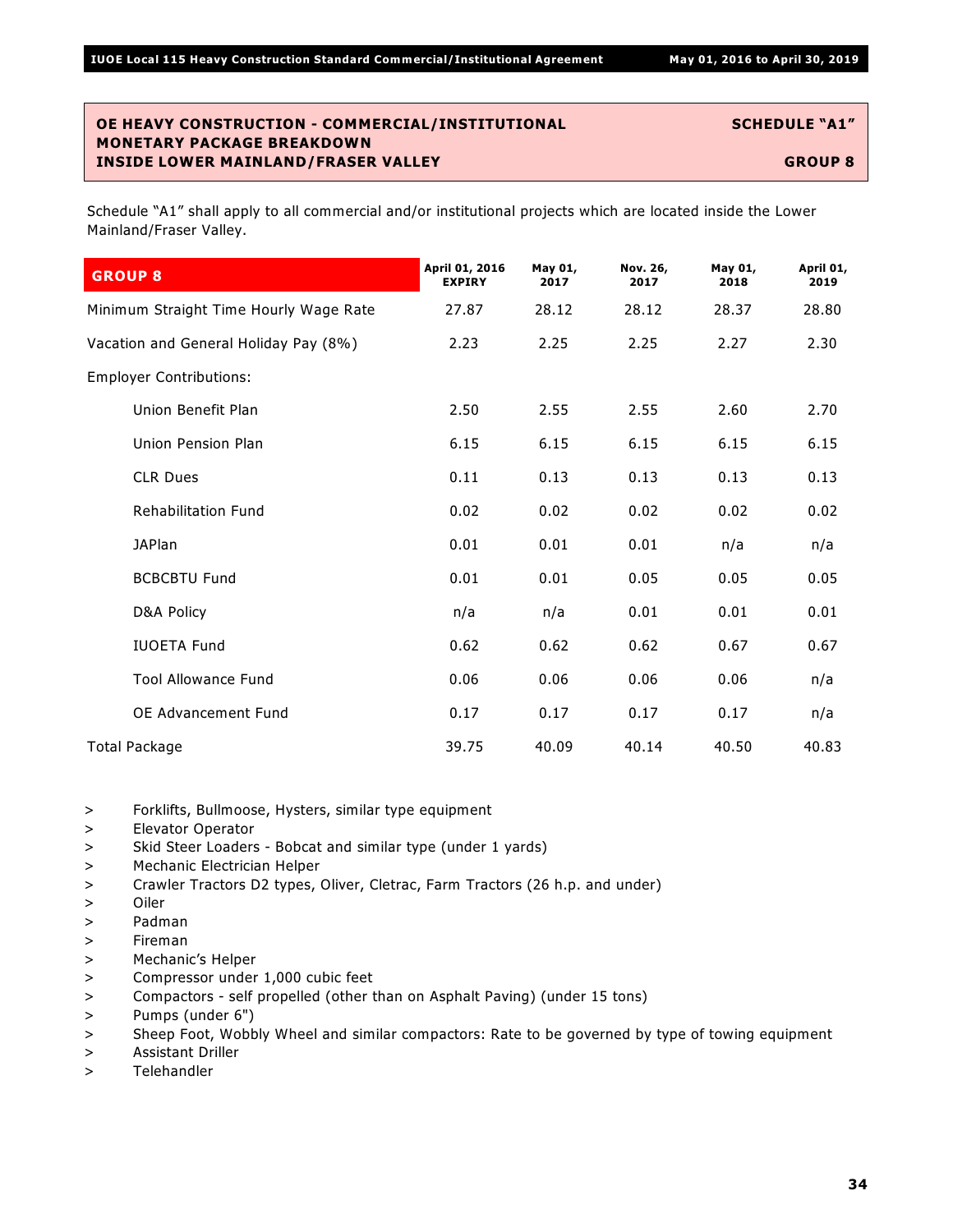**OE HEAVY CONSTRUCTION - COMMERCIAL/INSTITUTIONAL MONETARY PACKAGE BREAKDOWN INSIDE LOWER MAINLAND/FRASER VALLEY**

**SCHEDULE "A1"**

**GROUP 8**

Schedule "A1" shall apply to all commercial and/or institutional projects which are located inside the Lower Mainland/Fraser Valley.

| **GROUP 8** | **April 01, 2016 EXPIRY** | **May 01, 2017** | **Nov. 26, 2017** | **May 01, 2018** | **April 01, 2019** |
|---|---|---|---|---|---|
| Minimum Straight Time Hourly Wage Rate | 27.87 | 28.12 | 28.12 | 28.37 | 28.80 |
| Vacation and General Holiday Pay (8%) | 2.23 | 2.25 | 2.25 | 2.27 | 2.30 |
| Employer Contributions: | | | | | |
| Union Benefit Plan | 2.50 | 2.55 | 2.55 | 2.60 | 2.70 |
| Union Pension Plan | 6.15 | 6.15 | 6.15 | 6.15 | 6.15 |
| CLR Dues | 0.11 | 0.13 | 0.13 | 0.13 | 0.13 |
| Rehabilitation Fund | 0.02 | 0.02 | 0.02 | 0.02 | 0.02 |
| JAPlan | 0.01 | 0.01 | 0.01 | n/a | n/a |
| BCBCBTU Fund | 0.01 | 0.01 | 0.05 | 0.05 | 0.05 |
| D&A Policy | n/a | n/a | 0.01 | 0.01 | 0.01 |
| IUOETA Fund | 0.62 | 0.62 | 0.62 | 0.67 | 0.67 |
| Tool Allowance Fund | 0.06 | 0.06 | 0.06 | 0.06 | n/a |
| OE Advancement Fund | 0.17 | 0.17 | 0.17 | 0.17 | n/a |
| Total Package | 39.75 | 40.09 | 40.14 | 40.50 | 40.83 |

- Forklifts, Bullmoose, Hysters, similar type equipment
- Elevator Operator
- Skid Steer Loaders - Bobcat and similar type (under 1 yards)
- Mechanic Electrician Helper
- Crawler Tractors D2 types, Oliver, Cletrac, Farm Tractors (26 h.p. and under)
- Oiler
- Padman
- Fireman
- Mechanic's Helper
- Compressor under 1,000 cubic feet
- Compactors - self propelled (other than on Asphalt Paving) (under 15 tons)
- Pumps (under 6")
- Sheep Foot, Wobbly Wheel and similar compactors: Rate to be governed by type of towing equipment
- Assistant Driller
- Telehandler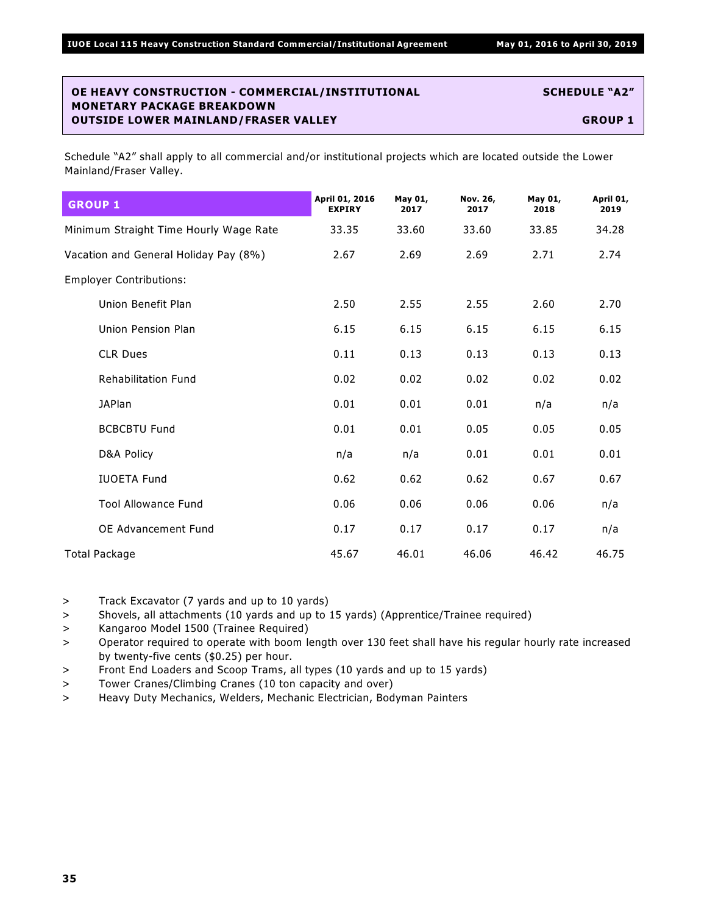## OE HEAVY CONSTRUCTION - COMMERCIAL/INSTITUTIONAL MONETARY PACKAGE BREAKDOWN OUTSIDE LOWER MAINLAND/FRASER VALLEY

**SCHEDULE "A2"**

**GROUP 1**

Schedule "A2" shall apply to all commercial and/or institutional projects which are located outside the Lower Mainland/Fraser Valley.

| GROUP 1 | April 01, 2016 EXPIRY | May 01, 2017 | Nov. 26, 2017 | May 01, 2018 | April 01, 2019 |
|---|---|---|---|---|---|
| Minimum Straight Time Hourly Wage Rate | 33.35 | 33.60 | 33.60 | 33.85 | 34.28 |
| Vacation and General Holiday Pay (8%) | 2.67 | 2.69 | 2.69 | 2.71 | 2.74 |
| Employer Contributions: | | | | | |
| Union Benefit Plan | 2.50 | 2.55 | 2.55 | 2.60 | 2.70 |
| Union Pension Plan | 6.15 | 6.15 | 6.15 | 6.15 | 6.15 |
| CLR Dues | 0.11 | 0.13 | 0.13 | 0.13 | 0.13 |
| Rehabilitation Fund | 0.02 | 0.02 | 0.02 | 0.02 | 0.02 |
| JAPlan | 0.01 | 0.01 | 0.01 | n/a | n/a |
| BCBCBTU Fund | 0.01 | 0.01 | 0.05 | 0.05 | 0.05 |
| D&A Policy | n/a | n/a | 0.01 | 0.01 | 0.01 |
| IUOETA Fund | 0.62 | 0.62 | 0.62 | 0.67 | 0.67 |
| Tool Allowance Fund | 0.06 | 0.06 | 0.06 | 0.06 | n/a |
| OE Advancement Fund | 0.17 | 0.17 | 0.17 | 0.17 | n/a |
| Total Package | 45.67 | 46.01 | 46.06 | 46.42 | 46.75 |

- Track Excavator (7 yards and up to 10 yards)
- Shovels, all attachments (10 yards and up to 15 yards) (Apprentice/Trainee required)
- Kangaroo Model 1500 (Trainee Required)
- Operator required to operate with boom length over 130 feet shall have his regular hourly rate increased by twenty-five cents ($0.25) per hour.
- Front End Loaders and Scoop Trams, all types (10 yards and up to 15 yards)
- Tower Cranes/Climbing Cranes (10 ton capacity and over)
- Heavy Duty Mechanics, Welders, Mechanic Electrician, Bodyman Painters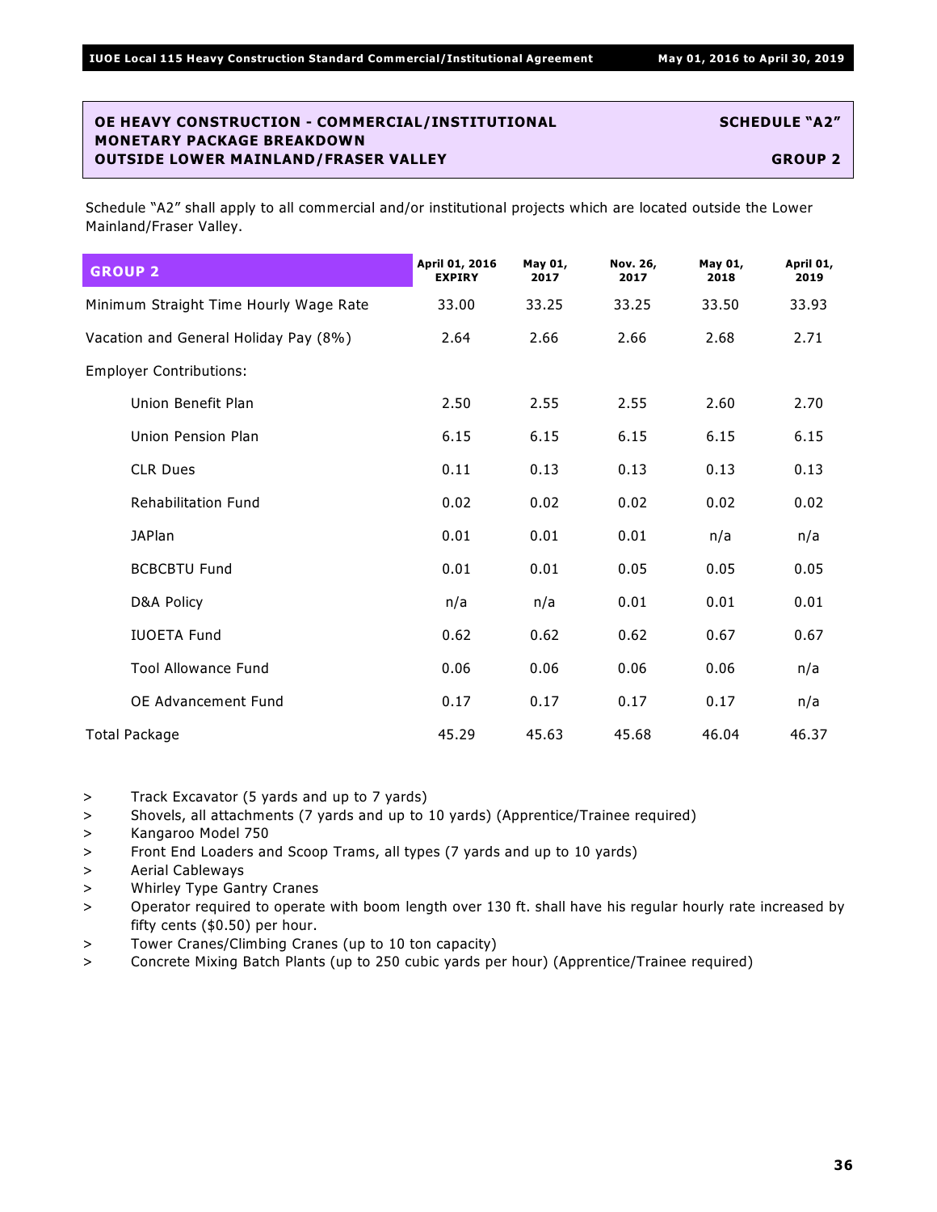**OE HEAVY CONSTRUCTION - COMMERCIAL/INSTITUTIONAL MONETARY PACKAGE BREAKDOWN OUTSIDE LOWER MAINLAND/FRASER VALLEY**

**SCHEDULE "A2"**

**GROUP 2**

Schedule "A2" shall apply to all commercial and/or institutional projects which are located outside the Lower Mainland/Fraser Valley.

| GROUP 2 | April 01, 2016 EXPIRY | May 01, 2017 | Nov. 26, 2017 | May 01, 2018 | April 01, 2019 |
|---|---|---|---|---|---|
| Minimum Straight Time Hourly Wage Rate | 33.00 | 33.25 | 33.25 | 33.50 | 33.93 |
| Vacation and General Holiday Pay (8%) | 2.64 | 2.66 | 2.66 | 2.68 | 2.71 |
| Employer Contributions: | | | | | |
| Union Benefit Plan | 2.50 | 2.55 | 2.55 | 2.60 | 2.70 |
| Union Pension Plan | 6.15 | 6.15 | 6.15 | 6.15 | 6.15 |
| CLR Dues | 0.11 | 0.13 | 0.13 | 0.13 | 0.13 |
| Rehabilitation Fund | 0.02 | 0.02 | 0.02 | 0.02 | 0.02 |
| JAPlan | 0.01 | 0.01 | 0.01 | n/a | n/a |
| BCBCBTU Fund | 0.01 | 0.01 | 0.05 | 0.05 | 0.05 |
| D&A Policy | n/a | n/a | 0.01 | 0.01 | 0.01 |
| IUOETA Fund | 0.62 | 0.62 | 0.62 | 0.67 | 0.67 |
| Tool Allowance Fund | 0.06 | 0.06 | 0.06 | 0.06 | n/a |
| OE Advancement Fund | 0.17 | 0.17 | 0.17 | 0.17 | n/a |
| Total Package | 45.29 | 45.63 | 45.68 | 46.04 | 46.37 |

> Track Excavator (5 yards and up to 7 yards)
> Shovels, all attachments (7 yards and up to 10 yards) (Apprentice/Trainee required)
> Kangaroo Model 750
> Front End Loaders and Scoop Trams, all types (7 yards and up to 10 yards)
> Aerial Cableways
> Whirley Type Gantry Cranes
> Operator required to operate with boom length over 130 ft. shall have his regular hourly rate increased by fifty cents ($0.50) per hour.
> Tower Cranes/Climbing Cranes (up to 10 ton capacity)
> Concrete Mixing Batch Plants (up to 250 cubic yards per hour) (Apprentice/Trainee required)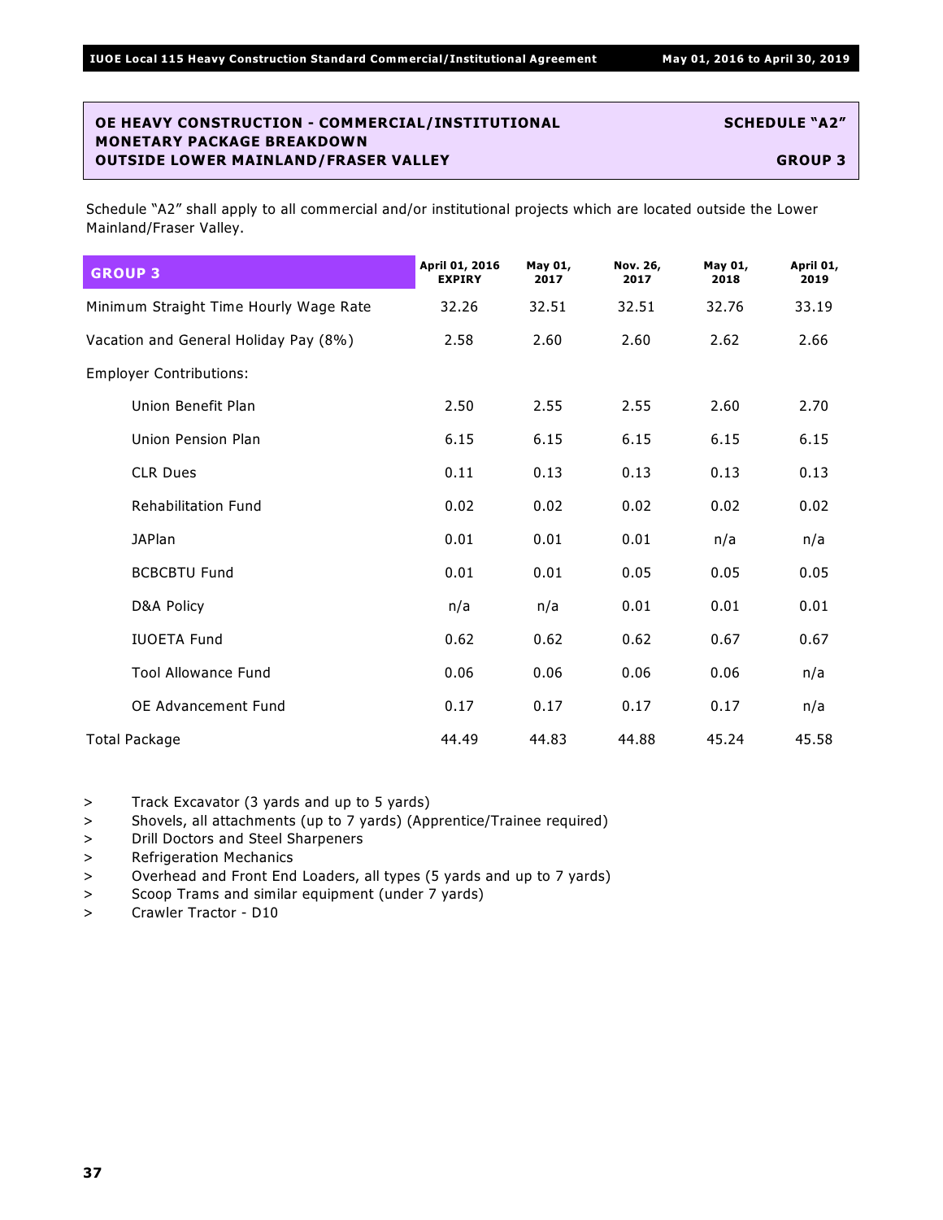## OE HEAVY CONSTRUCTION - COMMERCIAL/INSTITUTIONAL MONETARY PACKAGE BREAKDOWN OUTSIDE LOWER MAINLAND/FRASER VALLEY

**SCHEDULE "A2"**

**GROUP 3**

Schedule "A2" shall apply to all commercial and/or institutional projects which are located outside the Lower Mainland/Fraser Valley.

| GROUP 3 | April 01, 2016 EXPIRY | May 01, 2017 | Nov. 26, 2017 | May 01, 2018 | April 01, 2019 |
|---|---|---|---|---|---|
| Minimum Straight Time Hourly Wage Rate | 32.26 | 32.51 | 32.51 | 32.76 | 33.19 |
| Vacation and General Holiday Pay (8%) | 2.58 | 2.60 | 2.60 | 2.62 | 2.66 |
| Employer Contributions: | | | | | |
| Union Benefit Plan | 2.50 | 2.55 | 2.55 | 2.60 | 2.70 |
| Union Pension Plan | 6.15 | 6.15 | 6.15 | 6.15 | 6.15 |
| CLR Dues | 0.11 | 0.13 | 0.13 | 0.13 | 0.13 |
| Rehabilitation Fund | 0.02 | 0.02 | 0.02 | 0.02 | 0.02 |
| JAPlan | 0.01 | 0.01 | 0.01 | n/a | n/a |
| BCBCBTU Fund | 0.01 | 0.01 | 0.05 | 0.05 | 0.05 |
| D&A Policy | n/a | n/a | 0.01 | 0.01 | 0.01 |
| IUOETA Fund | 0.62 | 0.62 | 0.62 | 0.67 | 0.67 |
| Tool Allowance Fund | 0.06 | 0.06 | 0.06 | 0.06 | n/a |
| OE Advancement Fund | 0.17 | 0.17 | 0.17 | 0.17 | n/a |
| Total Package | 44.49 | 44.83 | 44.88 | 45.24 | 45.58 |

> Track Excavator (3 yards and up to 5 yards)
> Shovels, all attachments (up to 7 yards) (Apprentice/Trainee required)
> Drill Doctors and Steel Sharpeners
> Refrigeration Mechanics
> Overhead and Front End Loaders, all types (5 yards and up to 7 yards)
> Scoop Trams and similar equipment (under 7 yards)
> Crawler Tractor - D10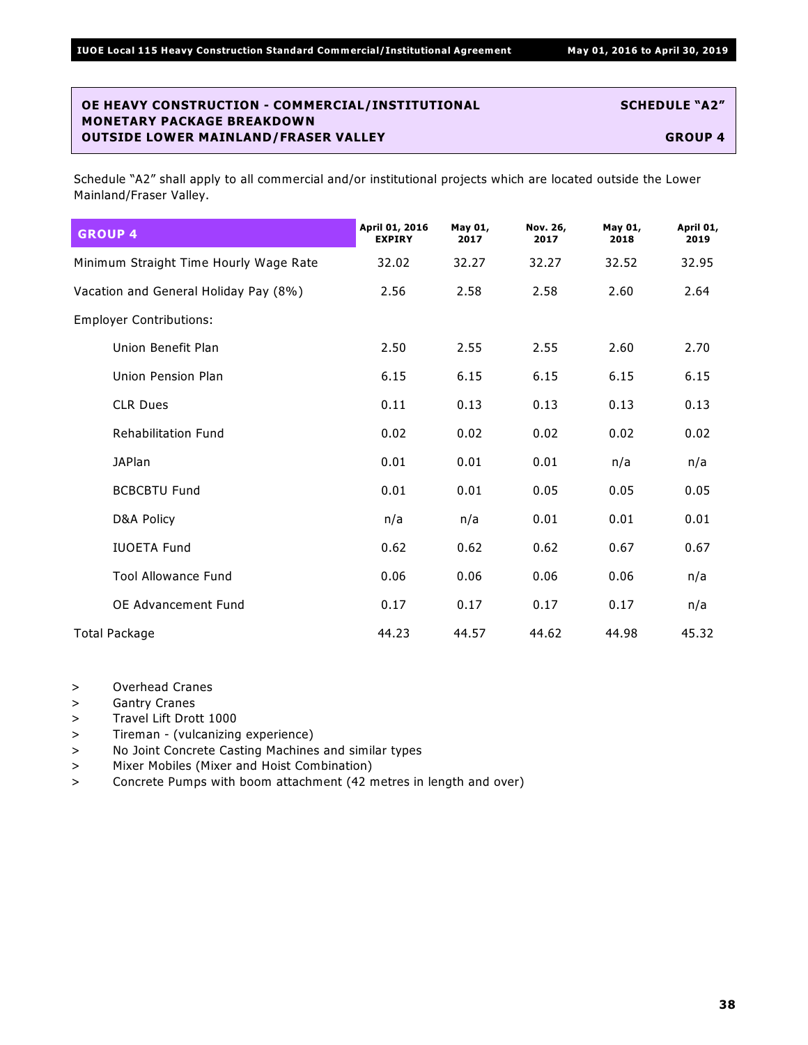**OE HEAVY CONSTRUCTION - COMMERCIAL/INSTITUTIONAL MONETARY PACKAGE BREAKDOWN OUTSIDE LOWER MAINLAND/FRASER VALLEY**

**SCHEDULE "A2"**

**GROUP 4**

Schedule "A2" shall apply to all commercial and/or institutional projects which are located outside the Lower Mainland/Fraser Valley.

| GROUP 4 | April 01, 2016 EXPIRY | May 01, 2017 | Nov. 26, 2017 | May 01, 2018 | April 01, 2019 |
|---|---|---|---|---|---|
| Minimum Straight Time Hourly Wage Rate | 32.02 | 32.27 | 32.27 | 32.52 | 32.95 |
| Vacation and General Holiday Pay (8%) | 2.56 | 2.58 | 2.58 | 2.60 | 2.64 |
| Employer Contributions: | | | | | |
| Union Benefit Plan | 2.50 | 2.55 | 2.55 | 2.60 | 2.70 |
| Union Pension Plan | 6.15 | 6.15 | 6.15 | 6.15 | 6.15 |
| CLR Dues | 0.11 | 0.13 | 0.13 | 0.13 | 0.13 |
| Rehabilitation Fund | 0.02 | 0.02 | 0.02 | 0.02 | 0.02 |
| JAPlan | 0.01 | 0.01 | 0.01 | n/a | n/a |
| BCBCBTU Fund | 0.01 | 0.01 | 0.05 | 0.05 | 0.05 |
| D&A Policy | n/a | n/a | 0.01 | 0.01 | 0.01 |
| IUOETA Fund | 0.62 | 0.62 | 0.62 | 0.67 | 0.67 |
| Tool Allowance Fund | 0.06 | 0.06 | 0.06 | 0.06 | n/a |
| OE Advancement Fund | 0.17 | 0.17 | 0.17 | 0.17 | n/a |
| Total Package | 44.23 | 44.57 | 44.62 | 44.98 | 45.32 |

> Overhead Cranes
> Gantry Cranes
> Travel Lift Drott 1000
> Tireman - (vulcanizing experience)
> No Joint Concrete Casting Machines and similar types
> Mixer Mobiles (Mixer and Hoist Combination)
> Concrete Pumps with boom attachment (42 metres in length and over)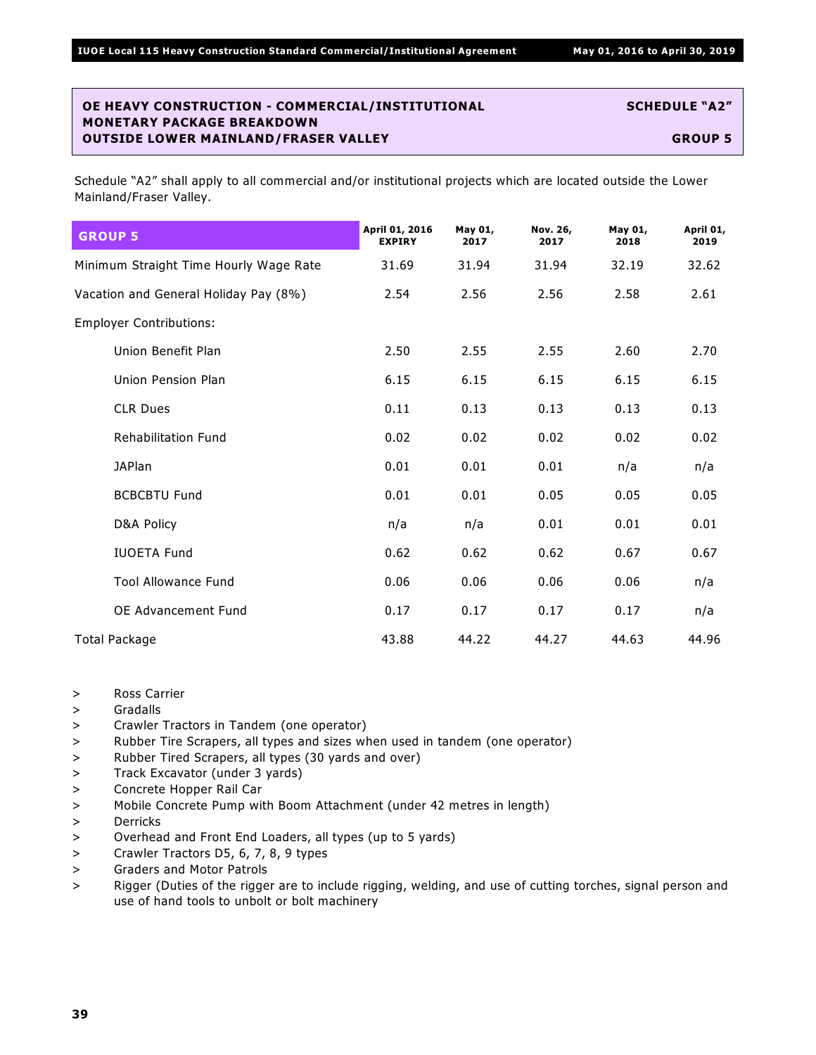## OE HEAVY CONSTRUCTION - COMMERCIAL/INSTITUTIONAL MONETARY PACKAGE BREAKDOWN OUTSIDE LOWER MAINLAND/FRASER VALLEY

**SCHEDULE "A2"**

**GROUP 5**

Schedule "A2" shall apply to all commercial and/or institutional projects which are located outside the Lower Mainland/Fraser Valley.

| GROUP 5 | April 01, 2016 EXPIRY | May 01, 2017 | Nov. 26, 2017 | May 01, 2018 | April 01, 2019 |
|---|---|---|---|---|---|
| Minimum Straight Time Hourly Wage Rate | 31.69 | 31.94 | 31.94 | 32.19 | 32.62 |
| Vacation and General Holiday Pay (8%) | 2.54 | 2.56 | 2.56 | 2.58 | 2.61 |
| Employer Contributions: | | | | | |
| Union Benefit Plan | 2.50 | 2.55 | 2.55 | 2.60 | 2.70 |
| Union Pension Plan | 6.15 | 6.15 | 6.15 | 6.15 | 6.15 |
| CLR Dues | 0.11 | 0.13 | 0.13 | 0.13 | 0.13 |
| Rehabilitation Fund | 0.02 | 0.02 | 0.02 | 0.02 | 0.02 |
| JAPlan | 0.01 | 0.01 | 0.01 | n/a | n/a |
| BCBCBTU Fund | 0.01 | 0.01 | 0.05 | 0.05 | 0.05 |
| D&A Policy | n/a | n/a | 0.01 | 0.01 | 0.01 |
| IUOETA Fund | 0.62 | 0.62 | 0.62 | 0.67 | 0.67 |
| Tool Allowance Fund | 0.06 | 0.06 | 0.06 | 0.06 | n/a |
| OE Advancement Fund | 0.17 | 0.17 | 0.17 | 0.17 | n/a |
| Total Package | 43.88 | 44.22 | 44.27 | 44.63 | 44.96 |

- Ross Carrier
- Gradalls
- Crawler Tractors in Tandem (one operator)
- Rubber Tire Scrapers, all types and sizes when used in tandem (one operator)
- Rubber Tired Scrapers, all types (30 yards and over)
- Track Excavator (under 3 yards)
- Concrete Hopper Rail Car
- Mobile Concrete Pump with Boom Attachment (under 42 metres in length)
- Derricks
- Overhead and Front End Loaders, all types (up to 5 yards)
- Crawler Tractors D5, 6, 7, 8, 9 types
- Graders and Motor Patrols
- Rigger (Duties of the rigger are to include rigging, welding, and use of cutting torches, signal person and use of hand tools to unbolt or bolt machinery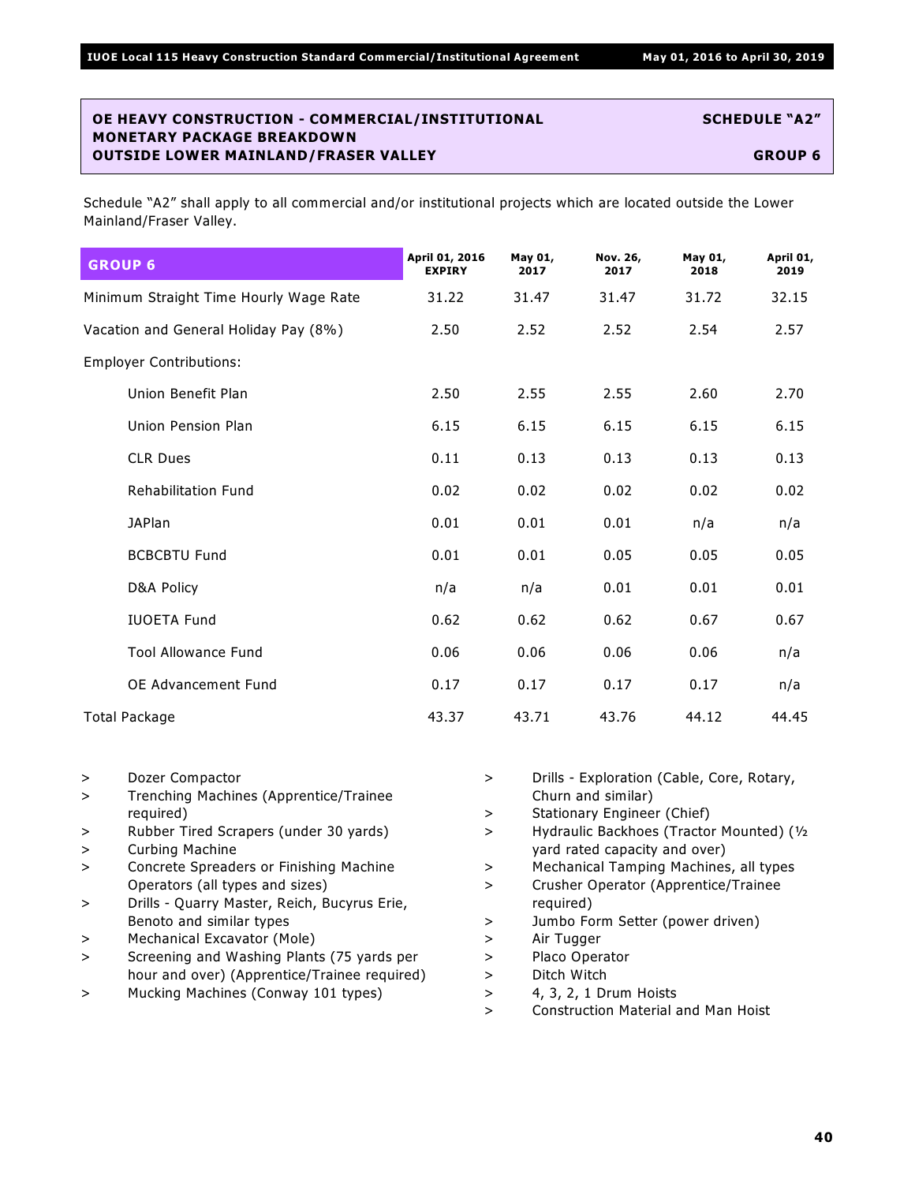## OE HEAVY CONSTRUCTION - COMMERCIAL/INSTITUTIONAL MONETARY PACKAGE BREAKDOWN OUTSIDE LOWER MAINLAND/FRASER VALLEY

**SCHEDULE "A2"**

**GROUP 6**

Schedule "A2" shall apply to all commercial and/or institutional projects which are located outside the Lower Mainland/Fraser Valley.

| GROUP 6 | April 01, 2016 EXPIRY | May 01, 2017 | Nov. 26, 2017 | May 01, 2018 | April 01, 2019 |
|---|---|---|---|---|---|
| Minimum Straight Time Hourly Wage Rate | 31.22 | 31.47 | 31.47 | 31.72 | 32.15 |
| Vacation and General Holiday Pay (8%) | 2.50 | 2.52 | 2.52 | 2.54 | 2.57 |
| Employer Contributions: | | | | | |
| Union Benefit Plan | 2.50 | 2.55 | 2.55 | 2.60 | 2.70 |
| Union Pension Plan | 6.15 | 6.15 | 6.15 | 6.15 | 6.15 |
| CLR Dues | 0.11 | 0.13 | 0.13 | 0.13 | 0.13 |
| Rehabilitation Fund | 0.02 | 0.02 | 0.02 | 0.02 | 0.02 |
| JAPlan | 0.01 | 0.01 | 0.01 | n/a | n/a |
| BCBCBTU Fund | 0.01 | 0.01 | 0.05 | 0.05 | 0.05 |
| D&A Policy | n/a | n/a | 0.01 | 0.01 | 0.01 |
| IUOETA Fund | 0.62 | 0.62 | 0.62 | 0.67 | 0.67 |
| Tool Allowance Fund | 0.06 | 0.06 | 0.06 | 0.06 | n/a |
| OE Advancement Fund | 0.17 | 0.17 | 0.17 | 0.17 | n/a |
| Total Package | 43.37 | 43.71 | 43.76 | 44.12 | 44.45 |

- Dozer Compactor
- Trenching Machines (Apprentice/Trainee required)
- Rubber Tired Scrapers (under 30 yards)
- Curbing Machine
- Concrete Spreaders or Finishing Machine Operators (all types and sizes)
- Drills - Quarry Master, Reich, Bucyrus Erie, Benoto and similar types
- Mechanical Excavator (Mole)
- Screening and Washing Plants (75 yards per hour and over) (Apprentice/Trainee required)
- Mucking Machines (Conway 101 types)
- Drills - Exploration (Cable, Core, Rotary, Churn and similar)
- Stationary Engineer (Chief)
- Hydraulic Backhoes (Tractor Mounted) (½ yard rated capacity and over)
- Mechanical Tamping Machines, all types
- Crusher Operator (Apprentice/Trainee required)
- Jumbo Form Setter (power driven)
- Air Tugger
- Placo Operator
- Ditch Witch
- 4, 3, 2, 1 Drum Hoists
- Construction Material and Man Hoist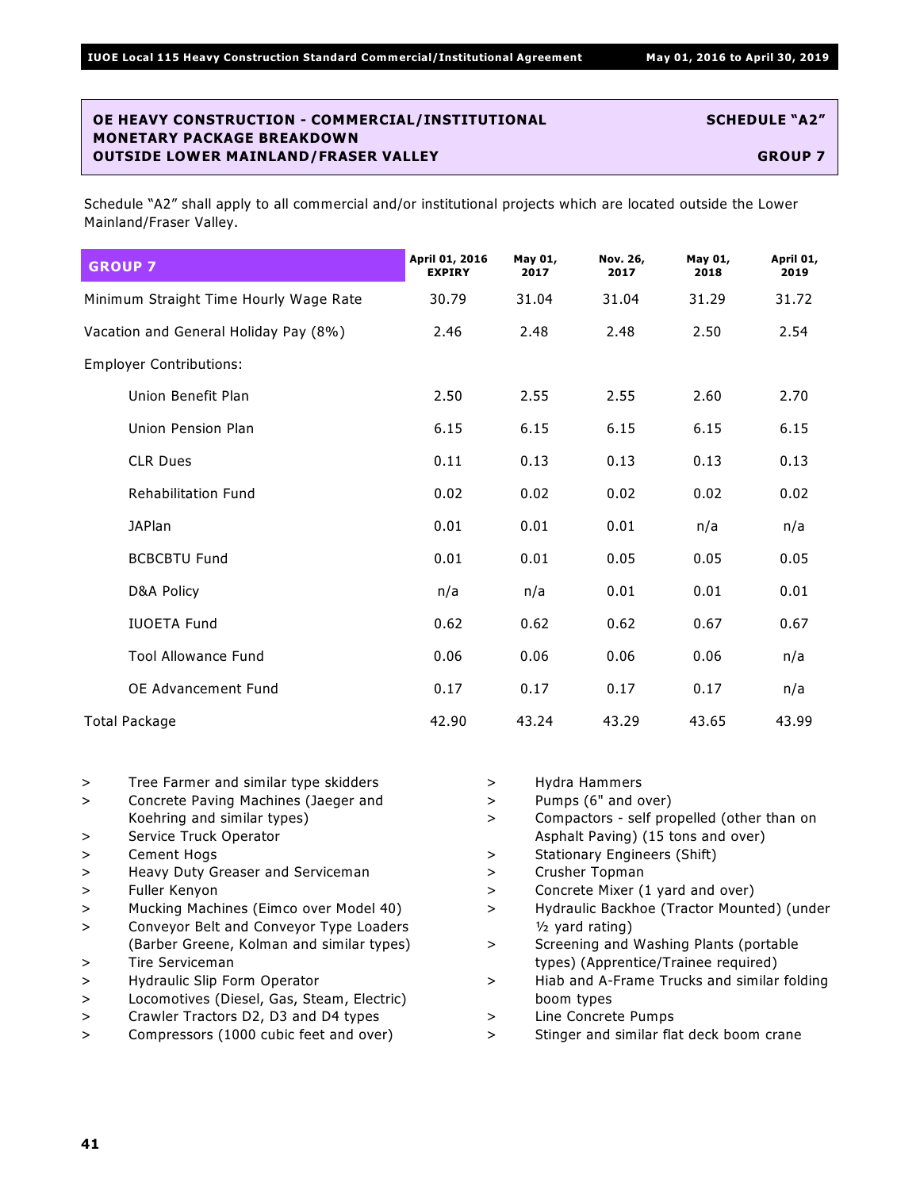**OE HEAVY CONSTRUCTION - COMMERCIAL/INSTITUTIONAL MONETARY PACKAGE BREAKDOWN OUTSIDE LOWER MAINLAND/FRASER VALLEY** — **SCHEDULE "A2"** — **GROUP 7**

Schedule "A2" shall apply to all commercial and/or institutional projects which are located outside the Lower Mainland/Fraser Valley.

| GROUP 7 | April 01, 2016 EXPIRY | May 01, 2017 | Nov. 26, 2017 | May 01, 2018 | April 01, 2019 |
|---|---|---|---|---|---|
| Minimum Straight Time Hourly Wage Rate | 30.79 | 31.04 | 31.04 | 31.29 | 31.72 |
| Vacation and General Holiday Pay (8%) | 2.46 | 2.48 | 2.48 | 2.50 | 2.54 |
| Employer Contributions: | | | | | |
| Union Benefit Plan | 2.50 | 2.55 | 2.55 | 2.60 | 2.70 |
| Union Pension Plan | 6.15 | 6.15 | 6.15 | 6.15 | 6.15 |
| CLR Dues | 0.11 | 0.13 | 0.13 | 0.13 | 0.13 |
| Rehabilitation Fund | 0.02 | 0.02 | 0.02 | 0.02 | 0.02 |
| JAPlan | 0.01 | 0.01 | 0.01 | n/a | n/a |
| BCBCBTU Fund | 0.01 | 0.01 | 0.05 | 0.05 | 0.05 |
| D&A Policy | n/a | n/a | 0.01 | 0.01 | 0.01 |
| IUOETA Fund | 0.62 | 0.62 | 0.62 | 0.67 | 0.67 |
| Tool Allowance Fund | 0.06 | 0.06 | 0.06 | 0.06 | n/a |
| OE Advancement Fund | 0.17 | 0.17 | 0.17 | 0.17 | n/a |
| Total Package | 42.90 | 43.24 | 43.29 | 43.65 | 43.99 |

- Tree Farmer and similar type skidders
- Concrete Paving Machines (Jaeger and Koehring and similar types)
- Service Truck Operator
- Cement Hogs
- Heavy Duty Greaser and Serviceman
- Fuller Kenyon
- Mucking Machines (Eimco over Model 40)
- Conveyor Belt and Conveyor Type Loaders (Barber Greene, Kolman and similar types)
- Tire Serviceman
- Hydraulic Slip Form Operator
- Locomotives (Diesel, Gas, Steam, Electric)
- Crawler Tractors D2, D3 and D4 types
- Compressors (1000 cubic feet and over)
- Hydra Hammers
- Pumps (6" and over)
- Compactors - self propelled (other than on Asphalt Paving) (15 tons and over)
- Stationary Engineers (Shift)
- Crusher Topman
- Concrete Mixer (1 yard and over)
- Hydraulic Backhoe (Tractor Mounted) (under ½ yard rating)
- Screening and Washing Plants (portable types) (Apprentice/Trainee required)
- Hiab and A-Frame Trucks and similar folding boom types
- Line Concrete Pumps
- Stinger and similar flat deck boom crane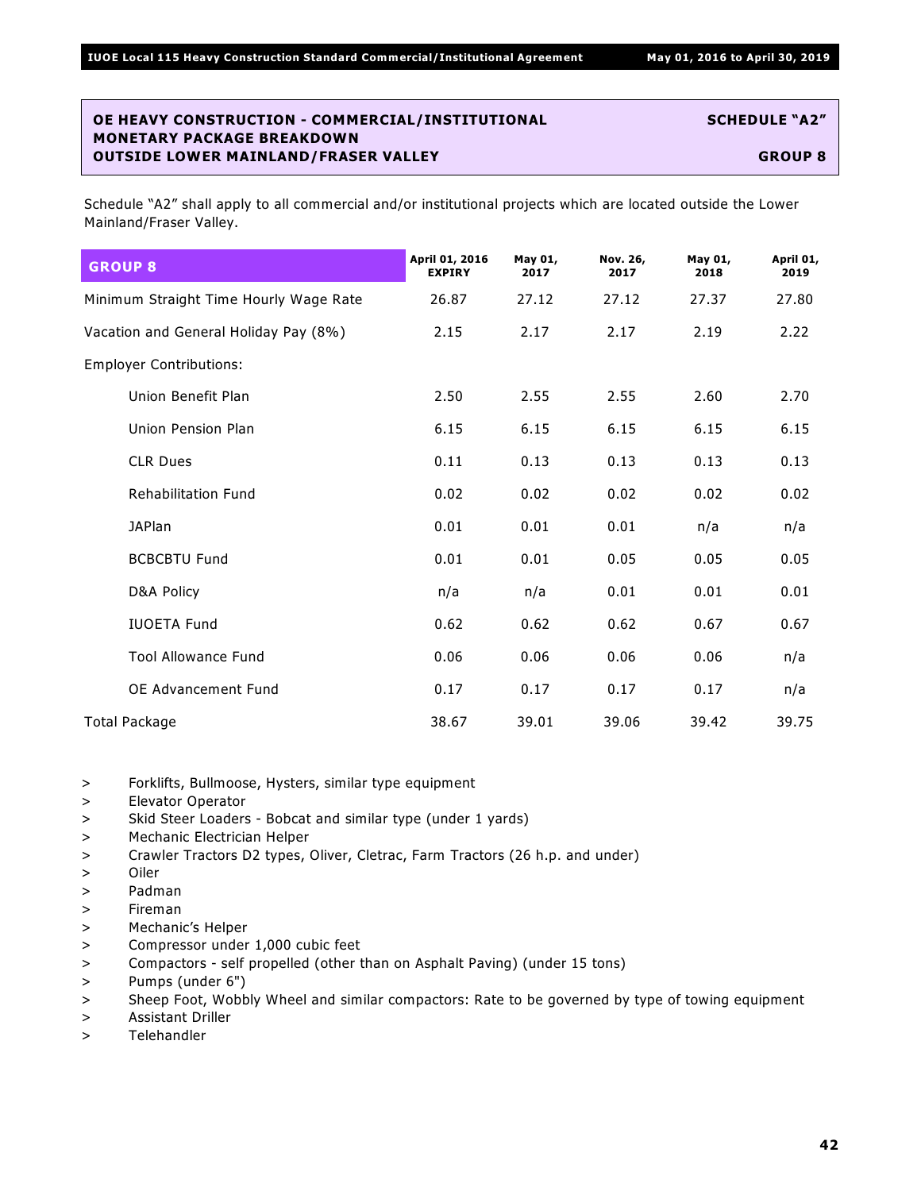## OE HEAVY CONSTRUCTION - COMMERCIAL/INSTITUTIONAL MONETARY PACKAGE BREAKDOWN OUTSIDE LOWER MAINLAND/FRASER VALLEY

**SCHEDULE "A2"**

**GROUP 8**

Schedule "A2" shall apply to all commercial and/or institutional projects which are located outside the Lower Mainland/Fraser Valley.

| GROUP 8 | April 01, 2016 EXPIRY | May 01, 2017 | Nov. 26, 2017 | May 01, 2018 | April 01, 2019 |
|---|---|---|---|---|---|
| Minimum Straight Time Hourly Wage Rate | 26.87 | 27.12 | 27.12 | 27.37 | 27.80 |
| Vacation and General Holiday Pay (8%) | 2.15 | 2.17 | 2.17 | 2.19 | 2.22 |
| Employer Contributions: | | | | | |
| Union Benefit Plan | 2.50 | 2.55 | 2.55 | 2.60 | 2.70 |
| Union Pension Plan | 6.15 | 6.15 | 6.15 | 6.15 | 6.15 |
| CLR Dues | 0.11 | 0.13 | 0.13 | 0.13 | 0.13 |
| Rehabilitation Fund | 0.02 | 0.02 | 0.02 | 0.02 | 0.02 |
| JAPlan | 0.01 | 0.01 | 0.01 | n/a | n/a |
| BCBCBTU Fund | 0.01 | 0.01 | 0.05 | 0.05 | 0.05 |
| D&A Policy | n/a | n/a | 0.01 | 0.01 | 0.01 |
| IUOETA Fund | 0.62 | 0.62 | 0.62 | 0.67 | 0.67 |
| Tool Allowance Fund | 0.06 | 0.06 | 0.06 | 0.06 | n/a |
| OE Advancement Fund | 0.17 | 0.17 | 0.17 | 0.17 | n/a |
| Total Package | 38.67 | 39.01 | 39.06 | 39.42 | 39.75 |

> Forklifts, Bullmoose, Hysters, similar type equipment
> Elevator Operator
> Skid Steer Loaders - Bobcat and similar type (under 1 yards)
> Mechanic Electrician Helper
> Crawler Tractors D2 types, Oliver, Cletrac, Farm Tractors (26 h.p. and under)
> Oiler
> Padman
> Fireman
> Mechanic's Helper
> Compressor under 1,000 cubic feet
> Compactors - self propelled (other than on Asphalt Paving) (under 15 tons)
> Pumps (under 6")
> Sheep Foot, Wobbly Wheel and similar compactors: Rate to be governed by type of towing equipment
> Assistant Driller
> Telehandler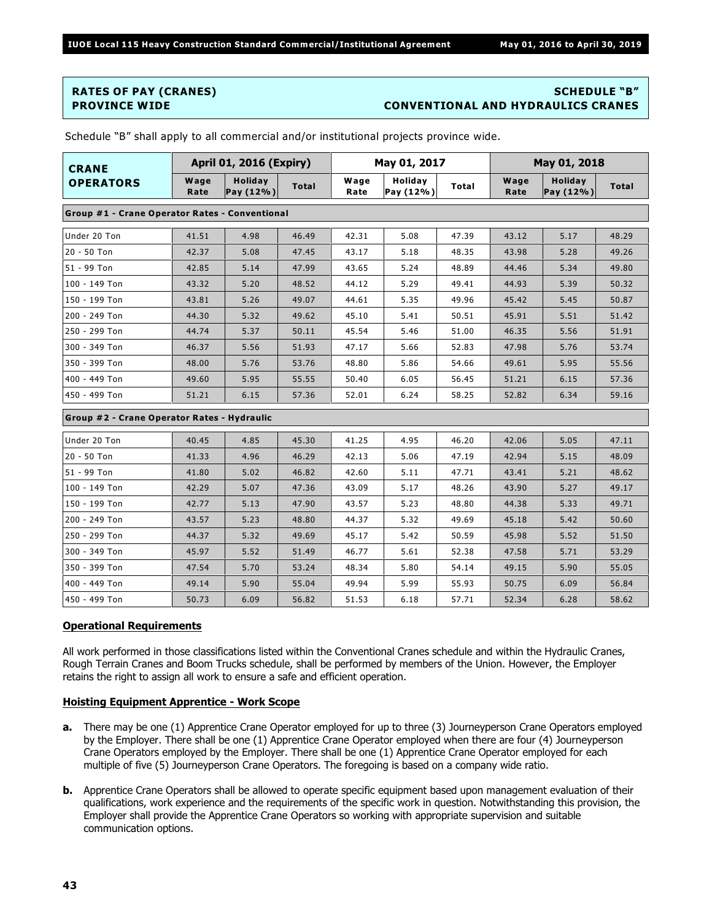## RATES OF PAY (CRANES) — PROVINCE WIDE

## SCHEDULE "B" — CONVENTIONAL AND HYDRAULICS CRANES

Schedule "B" shall apply to all commercial and/or institutional projects province wide.

| CRANE OPERATORS | April 01, 2016 (Expiry) | | | May 01, 2017 | | | May 01, 2018 | | |
|---|---|---|---|---|---|---|---|---|---|
| | Wage Rate | Holiday Pay (12%) | Total | Wage Rate | Holiday Pay (12%) | Total | Wage Rate | Holiday Pay (12%) | Total |
| **Group #1 - Crane Operator Rates - Conventional** | | | | | | | | | |
| Under 20 Ton | 41.51 | 4.98 | 46.49 | 42.31 | 5.08 | 47.39 | 43.12 | 5.17 | 48.29 |
| 20 - 50 Ton | 42.37 | 5.08 | 47.45 | 43.17 | 5.18 | 48.35 | 43.98 | 5.28 | 49.26 |
| 51 - 99 Ton | 42.85 | 5.14 | 47.99 | 43.65 | 5.24 | 48.89 | 44.46 | 5.34 | 49.80 |
| 100 - 149 Ton | 43.32 | 5.20 | 48.52 | 44.12 | 5.29 | 49.41 | 44.93 | 5.39 | 50.32 |
| 150 - 199 Ton | 43.81 | 5.26 | 49.07 | 44.61 | 5.35 | 49.96 | 45.42 | 5.45 | 50.87 |
| 200 - 249 Ton | 44.30 | 5.32 | 49.62 | 45.10 | 5.41 | 50.51 | 45.91 | 5.51 | 51.42 |
| 250 - 299 Ton | 44.74 | 5.37 | 50.11 | 45.54 | 5.46 | 51.00 | 46.35 | 5.56 | 51.91 |
| 300 - 349 Ton | 46.37 | 5.56 | 51.93 | 47.17 | 5.66 | 52.83 | 47.98 | 5.76 | 53.74 |
| 350 - 399 Ton | 48.00 | 5.76 | 53.76 | 48.80 | 5.86 | 54.66 | 49.61 | 5.95 | 55.56 |
| 400 - 449 Ton | 49.60 | 5.95 | 55.55 | 50.40 | 6.05 | 56.45 | 51.21 | 6.15 | 57.36 |
| 450 - 499 Ton | 51.21 | 6.15 | 57.36 | 52.01 | 6.24 | 58.25 | 52.82 | 6.34 | 59.16 |
| **Group #2 - Crane Operator Rates - Hydraulic** | | | | | | | | | |
| Under 20 Ton | 40.45 | 4.85 | 45.30 | 41.25 | 4.95 | 46.20 | 42.06 | 5.05 | 47.11 |
| 20 - 50 Ton | 41.33 | 4.96 | 46.29 | 42.13 | 5.06 | 47.19 | 42.94 | 5.15 | 48.09 |
| 51 - 99 Ton | 41.80 | 5.02 | 46.82 | 42.60 | 5.11 | 47.71 | 43.41 | 5.21 | 48.62 |
| 100 - 149 Ton | 42.29 | 5.07 | 47.36 | 43.09 | 5.17 | 48.26 | 43.90 | 5.27 | 49.17 |
| 150 - 199 Ton | 42.77 | 5.13 | 47.90 | 43.57 | 5.23 | 48.80 | 44.38 | 5.33 | 49.71 |
| 200 - 249 Ton | 43.57 | 5.23 | 48.80 | 44.37 | 5.32 | 49.69 | 45.18 | 5.42 | 50.60 |
| 250 - 299 Ton | 44.37 | 5.32 | 49.69 | 45.17 | 5.42 | 50.59 | 45.98 | 5.52 | 51.50 |
| 300 - 349 Ton | 45.97 | 5.52 | 51.49 | 46.77 | 5.61 | 52.38 | 47.58 | 5.71 | 53.29 |
| 350 - 399 Ton | 47.54 | 5.70 | 53.24 | 48.34 | 5.80 | 54.14 | 49.15 | 5.90 | 55.05 |
| 400 - 449 Ton | 49.14 | 5.90 | 55.04 | 49.94 | 5.99 | 55.93 | 50.75 | 6.09 | 56.84 |
| 450 - 499 Ton | 50.73 | 6.09 | 56.82 | 51.53 | 6.18 | 57.71 | 52.34 | 6.28 | 58.62 |

### Operational Requirements

All work performed in those classifications listed within the Conventional Cranes schedule and within the Hydraulic Cranes, Rough Terrain Cranes and Boom Trucks schedule, shall be performed by members of the Union. However, the Employer retains the right to assign all work to ensure a safe and efficient operation.

### Hoisting Equipment Apprentice - Work Scope

**a.** There may be one (1) Apprentice Crane Operator employed for up to three (3) Journeyperson Crane Operators employed by the Employer. There shall be one (1) Apprentice Crane Operator employed when there are four (4) Journeyperson Crane Operators employed by the Employer. There shall be one (1) Apprentice Crane Operator employed for each multiple of five (5) Journeyperson Crane Operators. The foregoing is based on a company wide ratio.

**b.** Apprentice Crane Operators shall be allowed to operate specific equipment based upon management evaluation of their qualifications, work experience and the requirements of the specific work in question. Notwithstanding this provision, the Employer shall provide the Apprentice Crane Operators so working with appropriate supervision and suitable communication options.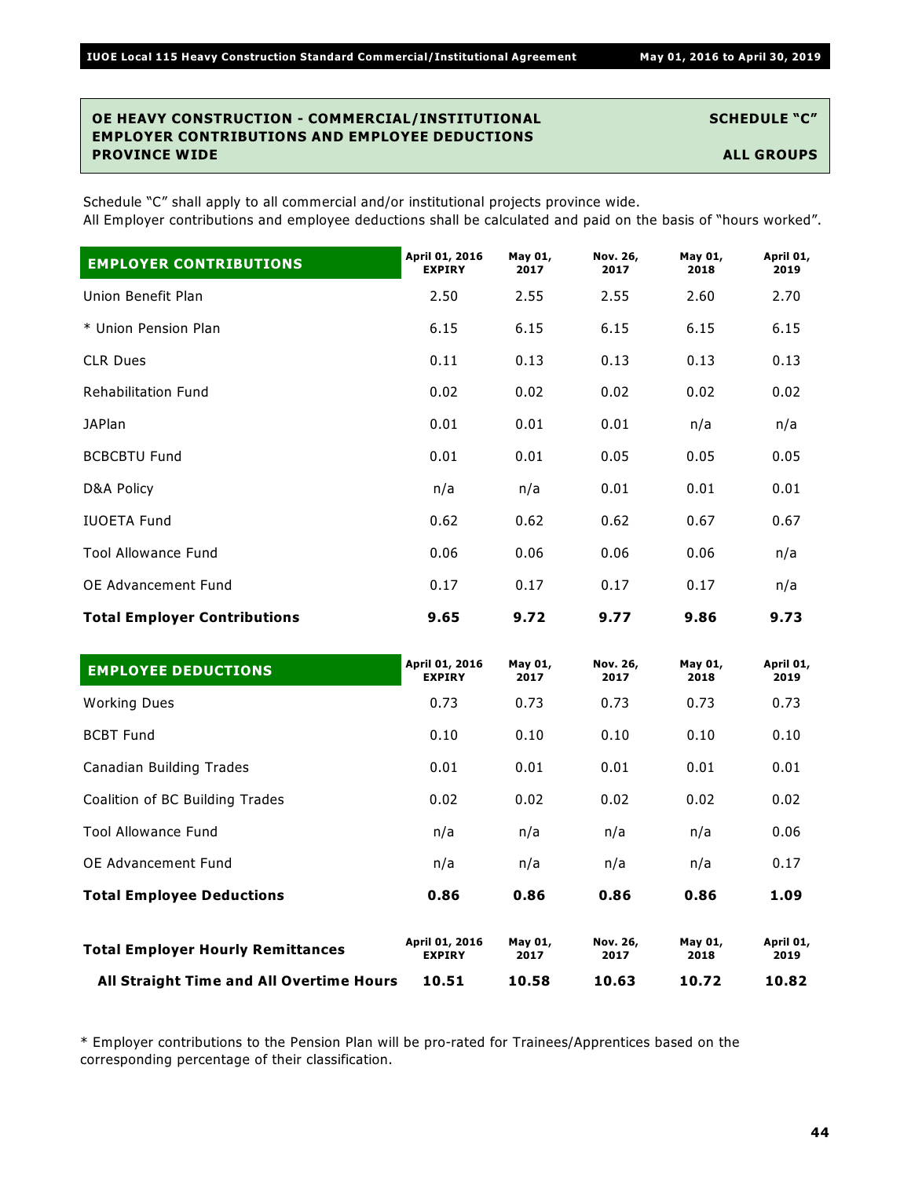## OE HEAVY CONSTRUCTION - COMMERCIAL/INSTITUTIONAL EMPLOYER CONTRIBUTIONS AND EMPLOYEE DEDUCTIONS PROVINCE WIDE

**SCHEDULE "C"**

**ALL GROUPS**

Schedule "C" shall apply to all commercial and/or institutional projects province wide.
All Employer contributions and employee deductions shall be calculated and paid on the basis of "hours worked".

| **EMPLOYER CONTRIBUTIONS** | **April 01, 2016 EXPIRY** | **May 01, 2017** | **Nov. 26, 2017** | **May 01, 2018** | **April 01, 2019** |
|---|---|---|---|---|---|
| Union Benefit Plan | 2.50 | 2.55 | 2.55 | 2.60 | 2.70 |
| * Union Pension Plan | 6.15 | 6.15 | 6.15 | 6.15 | 6.15 |
| CLR Dues | 0.11 | 0.13 | 0.13 | 0.13 | 0.13 |
| Rehabilitation Fund | 0.02 | 0.02 | 0.02 | 0.02 | 0.02 |
| JAPlan | 0.01 | 0.01 | 0.01 | n/a | n/a |
| BCBCBTU Fund | 0.01 | 0.01 | 0.05 | 0.05 | 0.05 |
| D&A Policy | n/a | n/a | 0.01 | 0.01 | 0.01 |
| IUOETA Fund | 0.62 | 0.62 | 0.62 | 0.67 | 0.67 |
| Tool Allowance Fund | 0.06 | 0.06 | 0.06 | 0.06 | n/a |
| OE Advancement Fund | 0.17 | 0.17 | 0.17 | 0.17 | n/a |
| **Total Employer Contributions** | **9.65** | **9.72** | **9.77** | **9.86** | **9.73** |

| **EMPLOYEE DEDUCTIONS** | **April 01, 2016 EXPIRY** | **May 01, 2017** | **Nov. 26, 2017** | **May 01, 2018** | **April 01, 2019** |
|---|---|---|---|---|---|
| Working Dues | 0.73 | 0.73 | 0.73 | 0.73 | 0.73 |
| BCBT Fund | 0.10 | 0.10 | 0.10 | 0.10 | 0.10 |
| Canadian Building Trades | 0.01 | 0.01 | 0.01 | 0.01 | 0.01 |
| Coalition of BC Building Trades | 0.02 | 0.02 | 0.02 | 0.02 | 0.02 |
| Tool Allowance Fund | n/a | n/a | n/a | n/a | 0.06 |
| OE Advancement Fund | n/a | n/a | n/a | n/a | 0.17 |
| **Total Employee Deductions** | **0.86** | **0.86** | **0.86** | **0.86** | **1.09** |

| **Total Employer Hourly Remittances** | **April 01, 2016 EXPIRY** | **May 01, 2017** | **Nov. 26, 2017** | **May 01, 2018** | **April 01, 2019** |
|---|---|---|---|---|---|
| **All Straight Time and All Overtime Hours** | **10.51** | **10.58** | **10.63** | **10.72** | **10.82** |

* Employer contributions to the Pension Plan will be pro-rated for Trainees/Apprentices based on the corresponding percentage of their classification.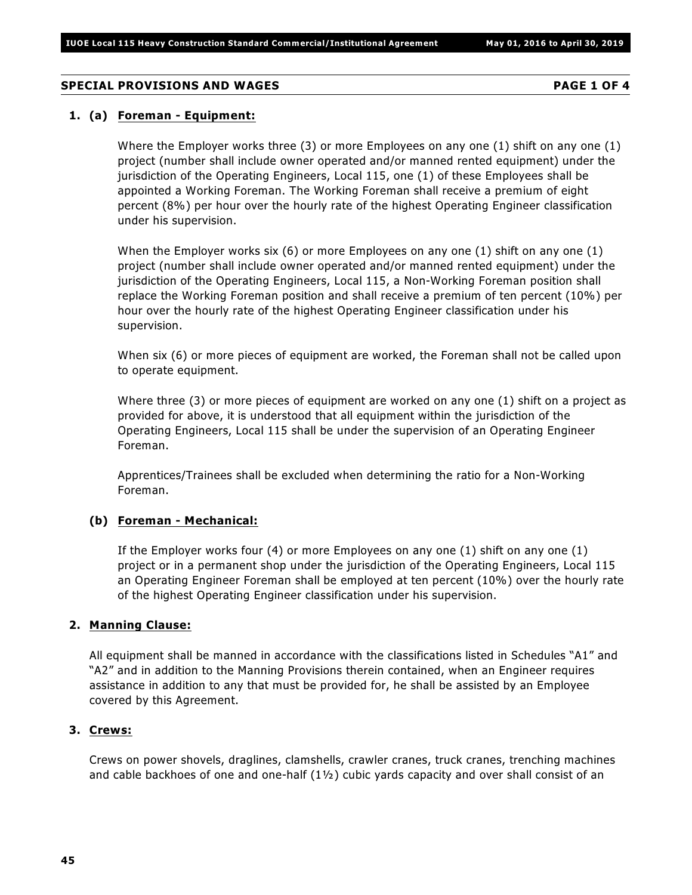## SPECIAL PROVISIONS AND WAGES

### 1. (a) Foreman - Equipment:

Where the Employer works three (3) or more Employees on any one (1) shift on any one (1) project (number shall include owner operated and/or manned rented equipment) under the jurisdiction of the Operating Engineers, Local 115, one (1) of these Employees shall be appointed a Working Foreman. The Working Foreman shall receive a premium of eight percent (8%) per hour over the hourly rate of the highest Operating Engineer classification under his supervision.

When the Employer works six (6) or more Employees on any one (1) shift on any one (1) project (number shall include owner operated and/or manned rented equipment) under the jurisdiction of the Operating Engineers, Local 115, a Non-Working Foreman position shall replace the Working Foreman position and shall receive a premium of ten percent (10%) per hour over the hourly rate of the highest Operating Engineer classification under his supervision.

When six (6) or more pieces of equipment are worked, the Foreman shall not be called upon to operate equipment.

Where three (3) or more pieces of equipment are worked on any one (1) shift on a project as provided for above, it is understood that all equipment within the jurisdiction of the Operating Engineers, Local 115 shall be under the supervision of an Operating Engineer Foreman.

Apprentices/Trainees shall be excluded when determining the ratio for a Non-Working Foreman.

### (b) Foreman - Mechanical:

If the Employer works four (4) or more Employees on any one (1) shift on any one (1) project or in a permanent shop under the jurisdiction of the Operating Engineers, Local 115 an Operating Engineer Foreman shall be employed at ten percent (10%) over the hourly rate of the highest Operating Engineer classification under his supervision.

### 2. Manning Clause:

All equipment shall be manned in accordance with the classifications listed in Schedules "A1" and "A2" and in addition to the Manning Provisions therein contained, when an Engineer requires assistance in addition to any that must be provided for, he shall be assisted by an Employee covered by this Agreement.

### 3. Crews:

Crews on power shovels, draglines, clamshells, crawler cranes, truck cranes, trenching machines and cable backhoes of one and one-half (1½) cubic yards capacity and over shall consist of an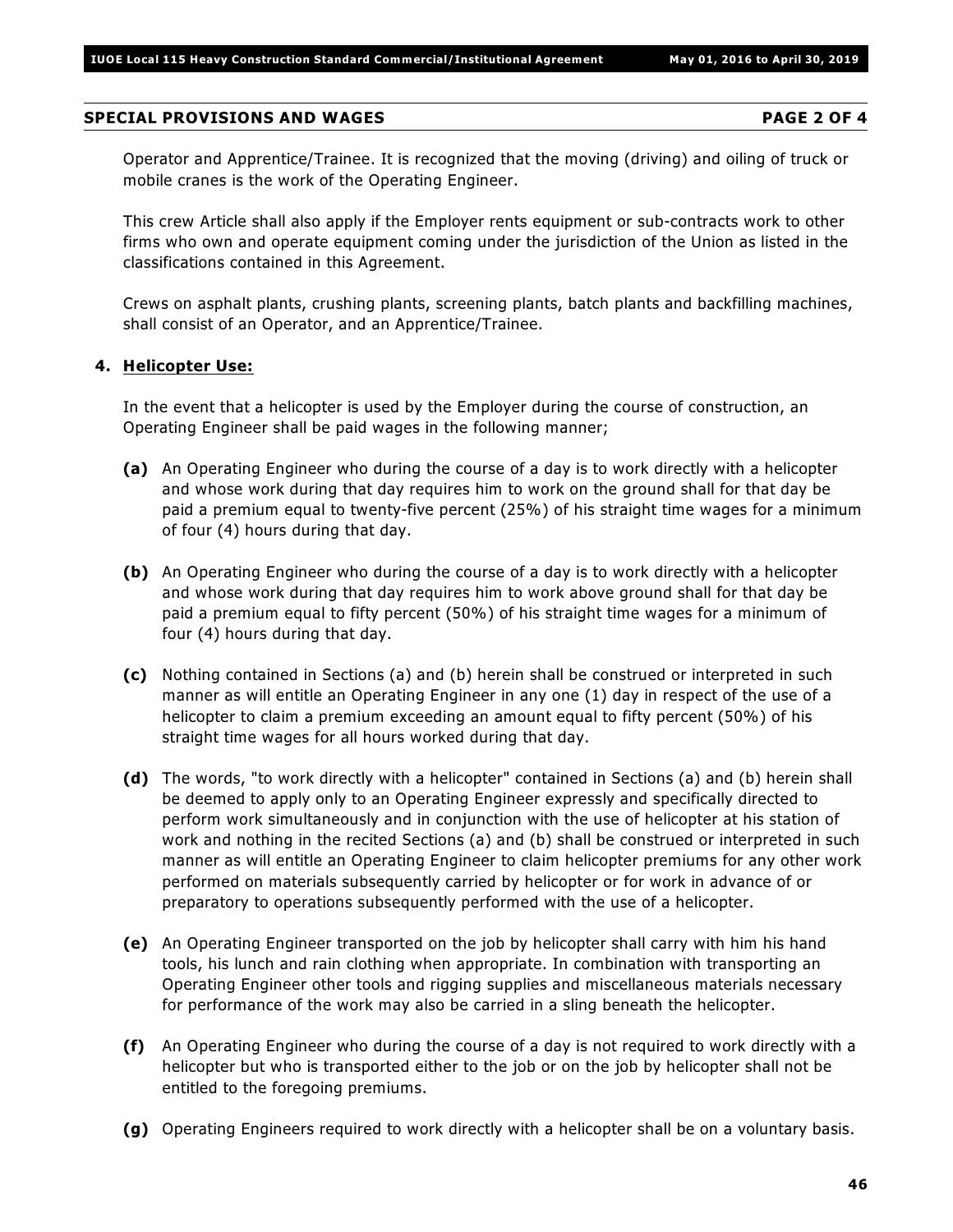## SPECIAL PROVISIONS AND WAGES PAGE 2 OF 4

Operator and Apprentice/Trainee. It is recognized that the moving (driving) and oiling of truck or mobile cranes is the work of the Operating Engineer.

This crew Article shall also apply if the Employer rents equipment or sub-contracts work to other firms who own and operate equipment coming under the jurisdiction of the Union as listed in the classifications contained in this Agreement.

Crews on asphalt plants, crushing plants, screening plants, batch plants and backfilling machines, shall consist of an Operator, and an Apprentice/Trainee.

**4. Helicopter Use:**

In the event that a helicopter is used by the Employer during the course of construction, an Operating Engineer shall be paid wages in the following manner;

**(a)** An Operating Engineer who during the course of a day is to work directly with a helicopter and whose work during that day requires him to work on the ground shall for that day be paid a premium equal to twenty-five percent (25%) of his straight time wages for a minimum of four (4) hours during that day.

**(b)** An Operating Engineer who during the course of a day is to work directly with a helicopter and whose work during that day requires him to work above ground shall for that day be paid a premium equal to fifty percent (50%) of his straight time wages for a minimum of four (4) hours during that day.

**(c)** Nothing contained in Sections (a) and (b) herein shall be construed or interpreted in such manner as will entitle an Operating Engineer in any one (1) day in respect of the use of a helicopter to claim a premium exceeding an amount equal to fifty percent (50%) of his straight time wages for all hours worked during that day.

**(d)** The words, "to work directly with a helicopter" contained in Sections (a) and (b) herein shall be deemed to apply only to an Operating Engineer expressly and specifically directed to perform work simultaneously and in conjunction with the use of helicopter at his station of work and nothing in the recited Sections (a) and (b) shall be construed or interpreted in such manner as will entitle an Operating Engineer to claim helicopter premiums for any other work performed on materials subsequently carried by helicopter or for work in advance of or preparatory to operations subsequently performed with the use of a helicopter.

**(e)** An Operating Engineer transported on the job by helicopter shall carry with him his hand tools, his lunch and rain clothing when appropriate. In combination with transporting an Operating Engineer other tools and rigging supplies and miscellaneous materials necessary for performance of the work may also be carried in a sling beneath the helicopter.

**(f)** An Operating Engineer who during the course of a day is not required to work directly with a helicopter but who is transported either to the job or on the job by helicopter shall not be entitled to the foregoing premiums.

**(g)** Operating Engineers required to work directly with a helicopter shall be on a voluntary basis.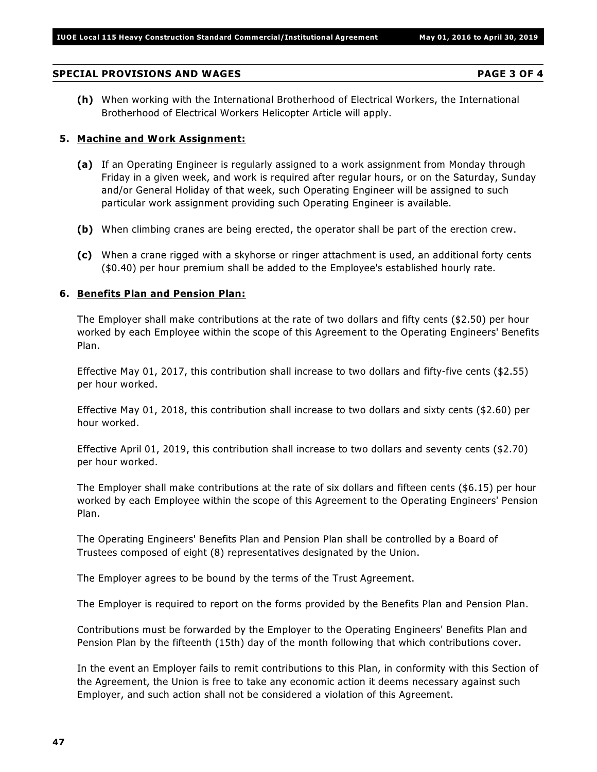## SPECIAL PROVISIONS AND WAGES PAGE 3 OF 4

**(h)** When working with the International Brotherhood of Electrical Workers, the International Brotherhood of Electrical Workers Helicopter Article will apply.

### 5. Machine and Work Assignment:

**(a)** If an Operating Engineer is regularly assigned to a work assignment from Monday through Friday in a given week, and work is required after regular hours, or on the Saturday, Sunday and/or General Holiday of that week, such Operating Engineer will be assigned to such particular work assignment providing such Operating Engineer is available.

**(b)** When climbing cranes are being erected, the operator shall be part of the erection crew.

**(c)** When a crane rigged with a skyhorse or ringer attachment is used, an additional forty cents ($0.40) per hour premium shall be added to the Employee's established hourly rate.

### 6. Benefits Plan and Pension Plan:

The Employer shall make contributions at the rate of two dollars and fifty cents ($2.50) per hour worked by each Employee within the scope of this Agreement to the Operating Engineers' Benefits Plan.

Effective May 01, 2017, this contribution shall increase to two dollars and fifty-five cents ($2.55) per hour worked.

Effective May 01, 2018, this contribution shall increase to two dollars and sixty cents ($2.60) per hour worked.

Effective April 01, 2019, this contribution shall increase to two dollars and seventy cents ($2.70) per hour worked.

The Employer shall make contributions at the rate of six dollars and fifteen cents ($6.15) per hour worked by each Employee within the scope of this Agreement to the Operating Engineers' Pension Plan.

The Operating Engineers' Benefits Plan and Pension Plan shall be controlled by a Board of Trustees composed of eight (8) representatives designated by the Union.

The Employer agrees to be bound by the terms of the Trust Agreement.

The Employer is required to report on the forms provided by the Benefits Plan and Pension Plan.

Contributions must be forwarded by the Employer to the Operating Engineers' Benefits Plan and Pension Plan by the fifteenth (15th) day of the month following that which contributions cover.

In the event an Employer fails to remit contributions to this Plan, in conformity with this Section of the Agreement, the Union is free to take any economic action it deems necessary against such Employer, and such action shall not be considered a violation of this Agreement.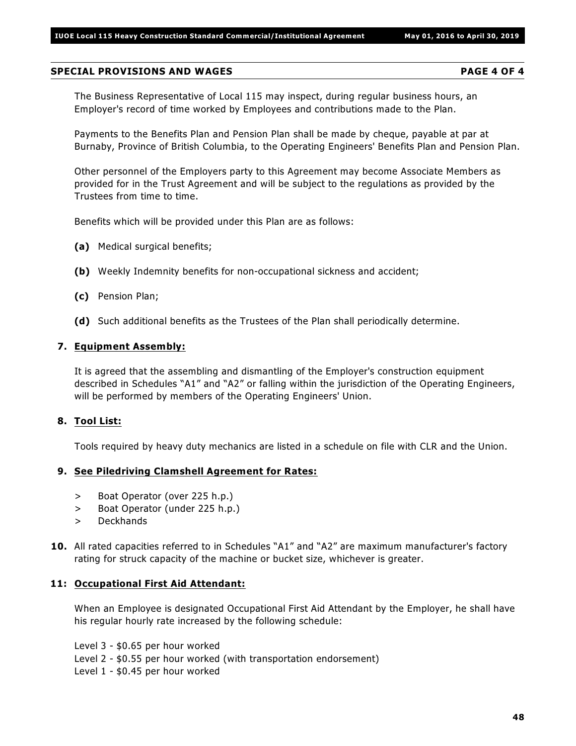## SPECIAL PROVISIONS AND WAGES PAGE 4 OF 4

The Business Representative of Local 115 may inspect, during regular business hours, an Employer's record of time worked by Employees and contributions made to the Plan.

Payments to the Benefits Plan and Pension Plan shall be made by cheque, payable at par at Burnaby, Province of British Columbia, to the Operating Engineers' Benefits Plan and Pension Plan.

Other personnel of the Employers party to this Agreement may become Associate Members as provided for in the Trust Agreement and will be subject to the regulations as provided by the Trustees from time to time.

Benefits which will be provided under this Plan are as follows:

**(a)** Medical surgical benefits;

**(b)** Weekly Indemnity benefits for non-occupational sickness and accident;

**(c)** Pension Plan;

**(d)** Such additional benefits as the Trustees of the Plan shall periodically determine.

**7. <u>Equipment Assembly:</u>**

It is agreed that the assembling and dismantling of the Employer's construction equipment described in Schedules "A1" and "A2" or falling within the jurisdiction of the Operating Engineers, will be performed by members of the Operating Engineers' Union.

**8. <u>Tool List:</u>**

Tools required by heavy duty mechanics are listed in a schedule on file with CLR and the Union.

**9. <u>See Piledriving Clamshell Agreement for Rates:</u>**

> Boat Operator (over 225 h.p.)
> Boat Operator (under 225 h.p.)
> Deckhands

**10.** All rated capacities referred to in Schedules "A1" and "A2" are maximum manufacturer's factory rating for struck capacity of the machine or bucket size, whichever is greater.

**11: <u>Occupational First Aid Attendant:</u>**

When an Employee is designated Occupational First Aid Attendant by the Employer, he shall have his regular hourly rate increased by the following schedule:

Level 3 - $0.65 per hour worked
Level 2 - $0.55 per hour worked (with transportation endorsement)
Level 1 - $0.45 per hour worked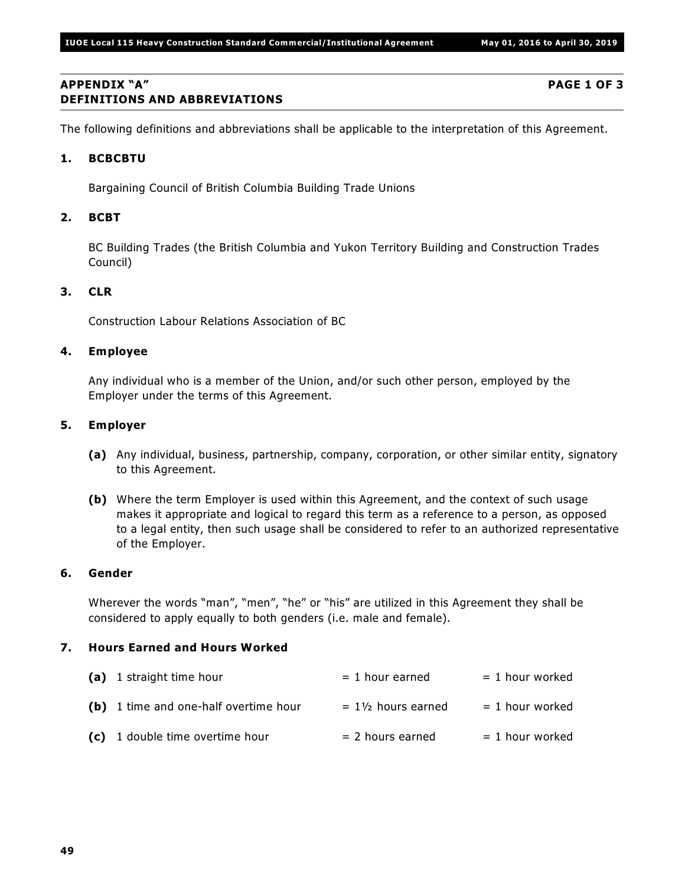## APPENDIX "A" DEFINITIONS AND ABBREVIATIONS

**PAGE 1 OF 3**

The following definitions and abbreviations shall be applicable to the interpretation of this Agreement.

### 1. BCBCBTU

Bargaining Council of British Columbia Building Trade Unions

### 2. BCBT

BC Building Trades (the British Columbia and Yukon Territory Building and Construction Trades Council)

### 3. CLR

Construction Labour Relations Association of BC

### 4. Employee

Any individual who is a member of the Union, and/or such other person, employed by the Employer under the terms of this Agreement.

### 5. Employer

**(a)** Any individual, business, partnership, company, corporation, or other similar entity, signatory to this Agreement.

**(b)** Where the term Employer is used within this Agreement, and the context of such usage makes it appropriate and logical to regard this term as a reference to a person, as opposed to a legal entity, then such usage shall be considered to refer to an authorized representative of the Employer.

### 6. Gender

Wherever the words "man", "men", "he" or "his" are utilized in this Agreement they shall be considered to apply equally to both genders (i.e. male and female).

### 7. Hours Earned and Hours Worked

| | | | |
|---|---|---|---|
| **(a)** | 1 straight time hour | = 1 hour earned | = 1 hour worked |
| **(b)** | 1 time and one-half overtime hour | = 1½ hours earned | = 1 hour worked |
| **(c)** | 1 double time overtime hour | = 2 hours earned | = 1 hour worked |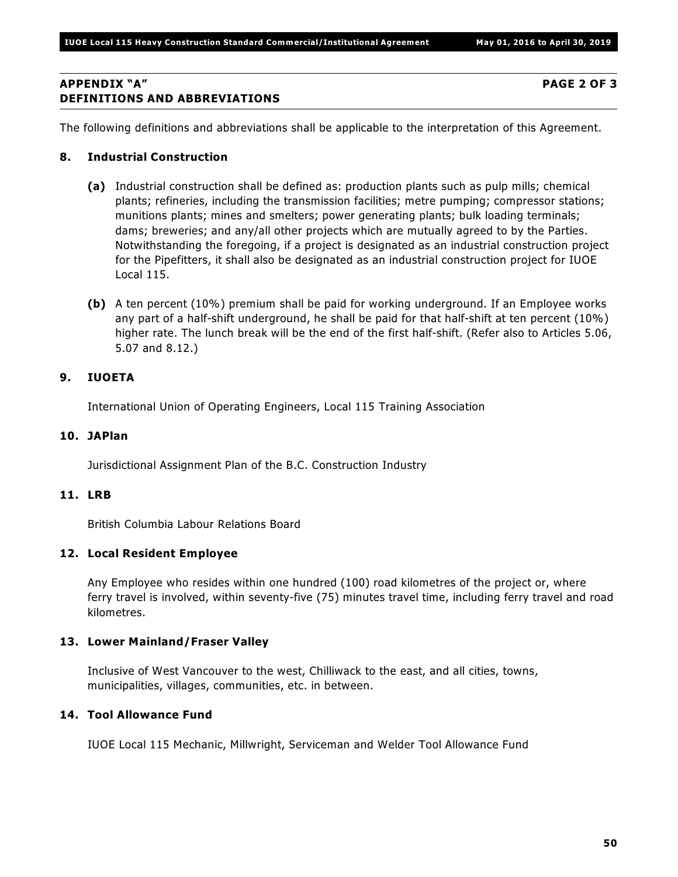## APPENDIX "A" PAGE 2 OF 3
## DEFINITIONS AND ABBREVIATIONS

The following definitions and abbreviations shall be applicable to the interpretation of this Agreement.

### 8. Industrial Construction

**(a)** Industrial construction shall be defined as: production plants such as pulp mills; chemical plants; refineries, including the transmission facilities; metre pumping; compressor stations; munitions plants; mines and smelters; power generating plants; bulk loading terminals; dams; breweries; and any/all other projects which are mutually agreed to by the Parties. Notwithstanding the foregoing, if a project is designated as an industrial construction project for the Pipefitters, it shall also be designated as an industrial construction project for IUOE Local 115.

**(b)** A ten percent (10%) premium shall be paid for working underground. If an Employee works any part of a half-shift underground, he shall be paid for that half-shift at ten percent (10%) higher rate. The lunch break will be the end of the first half-shift. (Refer also to Articles 5.06, 5.07 and 8.12.)

### 9. IUOETA

International Union of Operating Engineers, Local 115 Training Association

### 10. JAPlan

Jurisdictional Assignment Plan of the B.C. Construction Industry

### 11. LRB

British Columbia Labour Relations Board

### 12. Local Resident Employee

Any Employee who resides within one hundred (100) road kilometres of the project or, where ferry travel is involved, within seventy-five (75) minutes travel time, including ferry travel and road kilometres.

### 13. Lower Mainland/Fraser Valley

Inclusive of West Vancouver to the west, Chilliwack to the east, and all cities, towns, municipalities, villages, communities, etc. in between.

### 14. Tool Allowance Fund

IUOE Local 115 Mechanic, Millwright, Serviceman and Welder Tool Allowance Fund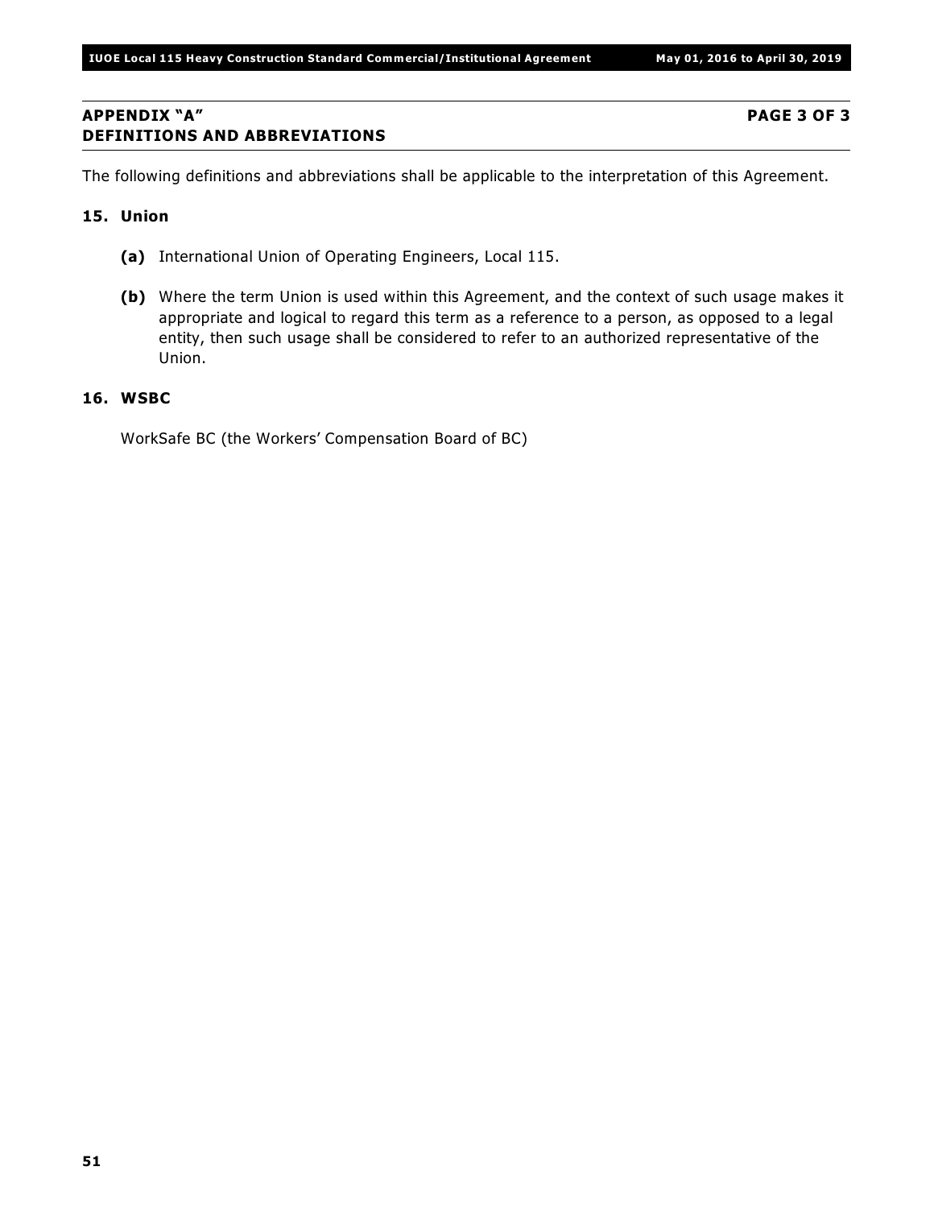## APPENDIX "A" DEFINITIONS AND ABBREVIATIONS

**PAGE 3 OF 3**

The following definitions and abbreviations shall be applicable to the interpretation of this Agreement.

### 15. Union

**(a)** International Union of Operating Engineers, Local 115.

**(b)** Where the term Union is used within this Agreement, and the context of such usage makes it appropriate and logical to regard this term as a reference to a person, as opposed to a legal entity, then such usage shall be considered to refer to an authorized representative of the Union.

### 16. WSBC

WorkSafe BC (the Workers' Compensation Board of BC)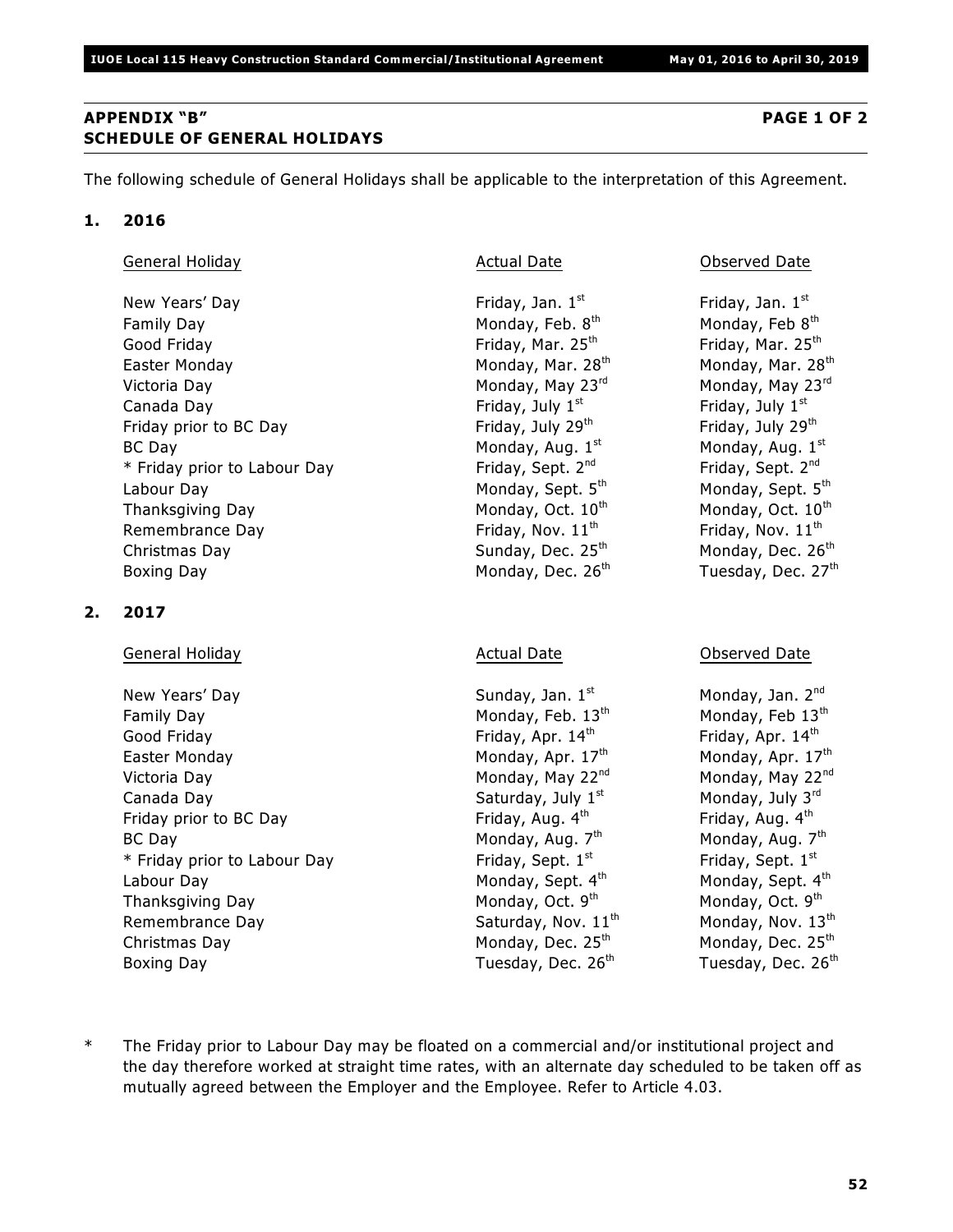## APPENDIX "B" PAGE 1 OF 2
## SCHEDULE OF GENERAL HOLIDAYS

The following schedule of General Holidays shall be applicable to the interpretation of this Agreement.

**1. 2016**

| General Holiday | Actual Date | Observed Date |
|---|---|---|
| New Years' Day | Friday, Jan. 1st | Friday, Jan. 1st |
| Family Day | Monday, Feb. 8th | Monday, Feb 8th |
| Good Friday | Friday, Mar. 25th | Friday, Mar. 25th |
| Easter Monday | Monday, Mar. 28th | Monday, Mar. 28th |
| Victoria Day | Monday, May 23rd | Monday, May 23rd |
| Canada Day | Friday, July 1st | Friday, July 1st |
| Friday prior to BC Day | Friday, July 29th | Friday, July 29th |
| BC Day | Monday, Aug. 1st | Monday, Aug. 1st |
| * Friday prior to Labour Day | Friday, Sept. 2nd | Friday, Sept. 2nd |
| Labour Day | Monday, Sept. 5th | Monday, Sept. 5th |
| Thanksgiving Day | Monday, Oct. 10th | Monday, Oct. 10th |
| Remembrance Day | Friday, Nov. 11th | Friday, Nov. 11th |
| Christmas Day | Sunday, Dec. 25th | Monday, Dec. 26th |
| Boxing Day | Monday, Dec. 26th | Tuesday, Dec. 27th |

**2. 2017**

| General Holiday | Actual Date | Observed Date |
|---|---|---|
| New Years' Day | Sunday, Jan. 1st | Monday, Jan. 2nd |
| Family Day | Monday, Feb. 13th | Monday, Feb 13th |
| Good Friday | Friday, Apr. 14th | Friday, Apr. 14th |
| Easter Monday | Monday, Apr. 17th | Monday, Apr. 17th |
| Victoria Day | Monday, May 22nd | Monday, May 22nd |
| Canada Day | Saturday, July 1st | Monday, July 3rd |
| Friday prior to BC Day | Friday, Aug. 4th | Friday, Aug. 4th |
| BC Day | Monday, Aug. 7th | Monday, Aug. 7th |
| * Friday prior to Labour Day | Friday, Sept. 1st | Friday, Sept. 1st |
| Labour Day | Monday, Sept. 4th | Monday, Sept. 4th |
| Thanksgiving Day | Monday, Oct. 9th | Monday, Oct. 9th |
| Remembrance Day | Saturday, Nov. 11th | Monday, Nov. 13th |
| Christmas Day | Monday, Dec. 25th | Monday, Dec. 25th |
| Boxing Day | Tuesday, Dec. 26th | Tuesday, Dec. 26th |

\* The Friday prior to Labour Day may be floated on a commercial and/or institutional project and the day therefore worked at straight time rates, with an alternate day scheduled to be taken off as mutually agreed between the Employer and the Employee. Refer to Article 4.03.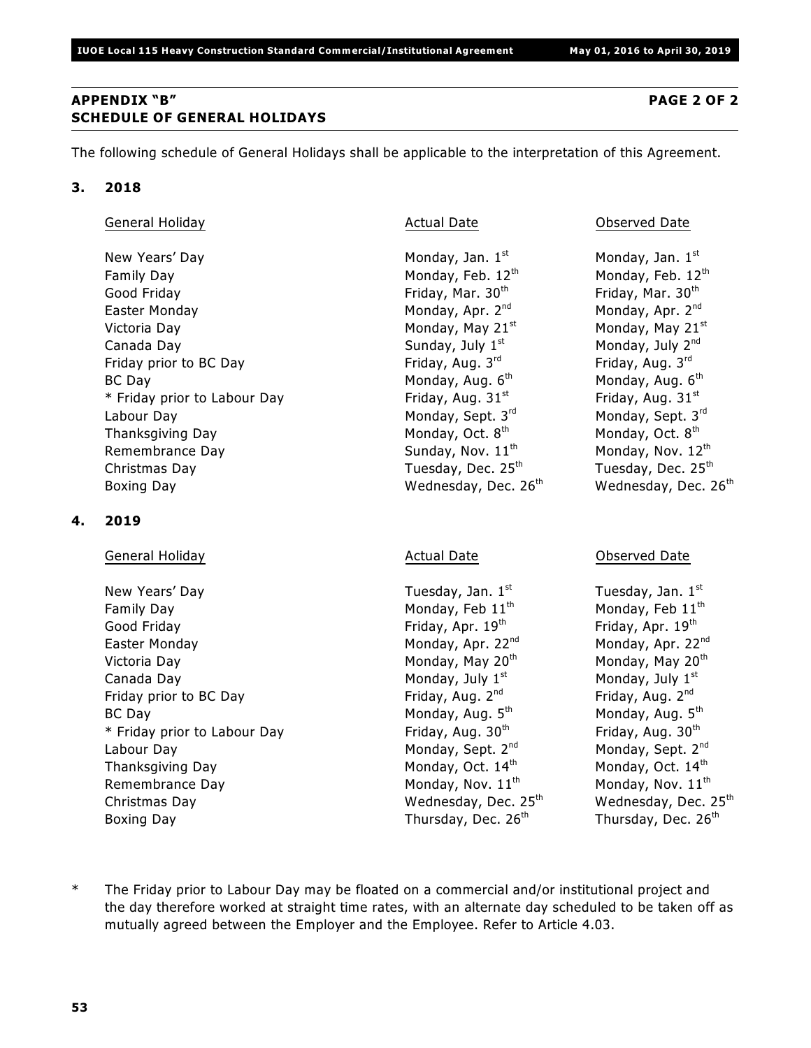## APPENDIX "B" PAGE 2 OF 2
## SCHEDULE OF GENERAL HOLIDAYS

The following schedule of General Holidays shall be applicable to the interpretation of this Agreement.

### 3. 2018

| General Holiday | Actual Date | Observed Date |
|---|---|---|
| New Years' Day | Monday, Jan. 1st | Monday, Jan. 1st |
| Family Day | Monday, Feb. 12th | Monday, Feb. 12th |
| Good Friday | Friday, Mar. 30th | Friday, Mar. 30th |
| Easter Monday | Monday, Apr. 2nd | Monday, Apr. 2nd |
| Victoria Day | Monday, May 21st | Monday, May 21st |
| Canada Day | Sunday, July 1st | Monday, July 2nd |
| Friday prior to BC Day | Friday, Aug. 3rd | Friday, Aug. 3rd |
| BC Day | Monday, Aug. 6th | Monday, Aug. 6th |
| * Friday prior to Labour Day | Friday, Aug. 31st | Friday, Aug. 31st |
| Labour Day | Monday, Sept. 3rd | Monday, Sept. 3rd |
| Thanksgiving Day | Monday, Oct. 8th | Monday, Oct. 8th |
| Remembrance Day | Sunday, Nov. 11th | Monday, Nov. 12th |
| Christmas Day | Tuesday, Dec. 25th | Tuesday, Dec. 25th |
| Boxing Day | Wednesday, Dec. 26th | Wednesday, Dec. 26th |

### 4. 2019

| General Holiday | Actual Date | Observed Date |
|---|---|---|
| New Years' Day | Tuesday, Jan. 1st | Tuesday, Jan. 1st |
| Family Day | Monday, Feb 11th | Monday, Feb 11th |
| Good Friday | Friday, Apr. 19th | Friday, Apr. 19th |
| Easter Monday | Monday, Apr. 22nd | Monday, Apr. 22nd |
| Victoria Day | Monday, May 20th | Monday, May 20th |
| Canada Day | Monday, July 1st | Monday, July 1st |
| Friday prior to BC Day | Friday, Aug. 2nd | Friday, Aug. 2nd |
| BC Day | Monday, Aug. 5th | Monday, Aug. 5th |
| * Friday prior to Labour Day | Friday, Aug. 30th | Friday, Aug. 30th |
| Labour Day | Monday, Sept. 2nd | Monday, Sept. 2nd |
| Thanksgiving Day | Monday, Oct. 14th | Monday, Oct. 14th |
| Remembrance Day | Monday, Nov. 11th | Monday, Nov. 11th |
| Christmas Day | Wednesday, Dec. 25th | Wednesday, Dec. 25th |
| Boxing Day | Thursday, Dec. 26th | Thursday, Dec. 26th |

\* The Friday prior to Labour Day may be floated on a commercial and/or institutional project and the day therefore worked at straight time rates, with an alternate day scheduled to be taken off as mutually agreed between the Employer and the Employee. Refer to Article 4.03.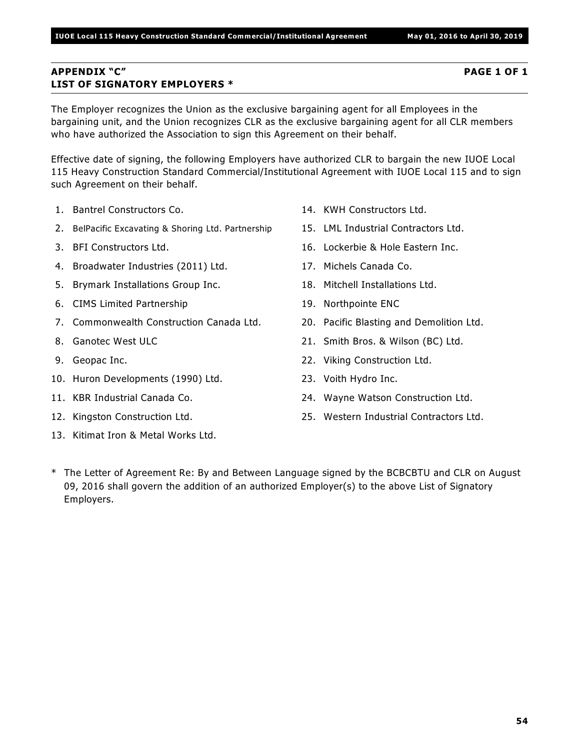## APPENDIX "C" PAGE 1 OF 1
## LIST OF SIGNATORY EMPLOYERS *

The Employer recognizes the Union as the exclusive bargaining agent for all Employees in the bargaining unit, and the Union recognizes CLR as the exclusive bargaining agent for all CLR members who have authorized the Association to sign this Agreement on their behalf.

Effective date of signing, the following Employers have authorized CLR to bargain the new IUOE Local 115 Heavy Construction Standard Commercial/Institutional Agreement with IUOE Local 115 and to sign such Agreement on their behalf.

1. Bantrel Constructors Co.
2. BelPacific Excavating & Shoring Ltd. Partnership
3. BFI Constructors Ltd.
4. Broadwater Industries (2011) Ltd.
5. Brymark Installations Group Inc.
6. CIMS Limited Partnership
7. Commonwealth Construction Canada Ltd.
8. Ganotec West ULC
9. Geopac Inc.
10. Huron Developments (1990) Ltd.
11. KBR Industrial Canada Co.
12. Kingston Construction Ltd.
13. Kitimat Iron & Metal Works Ltd.
14. KWH Constructors Ltd.
15. LML Industrial Contractors Ltd.
16. Lockerbie & Hole Eastern Inc.
17. Michels Canada Co.
18. Mitchell Installations Ltd.
19. Northpointe ENC
20. Pacific Blasting and Demolition Ltd.
21. Smith Bros. & Wilson (BC) Ltd.
22. Viking Construction Ltd.
23. Voith Hydro Inc.
24. Wayne Watson Construction Ltd.
25. Western Industrial Contractors Ltd.

\* The Letter of Agreement Re: By and Between Language signed by the BCBCBTU and CLR on August 09, 2016 shall govern the addition of an authorized Employer(s) to the above List of Signatory Employers.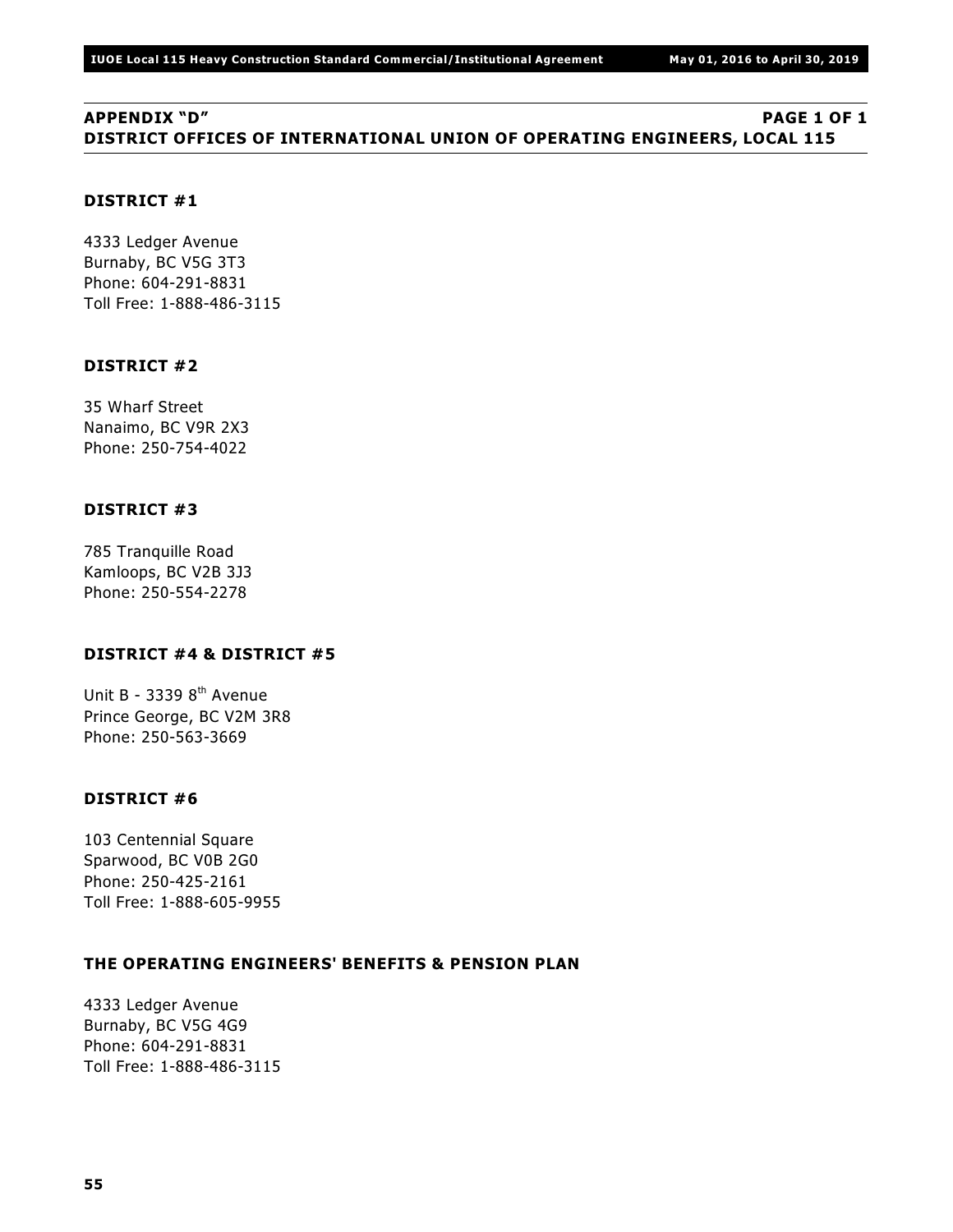## APPENDIX "D" PAGE 1 OF 1
## DISTRICT OFFICES OF INTERNATIONAL UNION OF OPERATING ENGINEERS, LOCAL 115

### DISTRICT #1

4333 Ledger Avenue
Burnaby, BC V5G 3T3
Phone: 604-291-8831
Toll Free: 1-888-486-3115

### DISTRICT #2

35 Wharf Street
Nanaimo, BC V9R 2X3
Phone: 250-754-4022

### DISTRICT #3

785 Tranquille Road
Kamloops, BC V2B 3J3
Phone: 250-554-2278

### DISTRICT #4 & DISTRICT #5

Unit B - 3339 8th Avenue
Prince George, BC V2M 3R8
Phone: 250-563-3669

### DISTRICT #6

103 Centennial Square
Sparwood, BC V0B 2G0
Phone: 250-425-2161
Toll Free: 1-888-605-9955

### THE OPERATING ENGINEERS' BENEFITS & PENSION PLAN

4333 Ledger Avenue
Burnaby, BC V5G 4G9
Phone: 604-291-8831
Toll Free: 1-888-486-3115